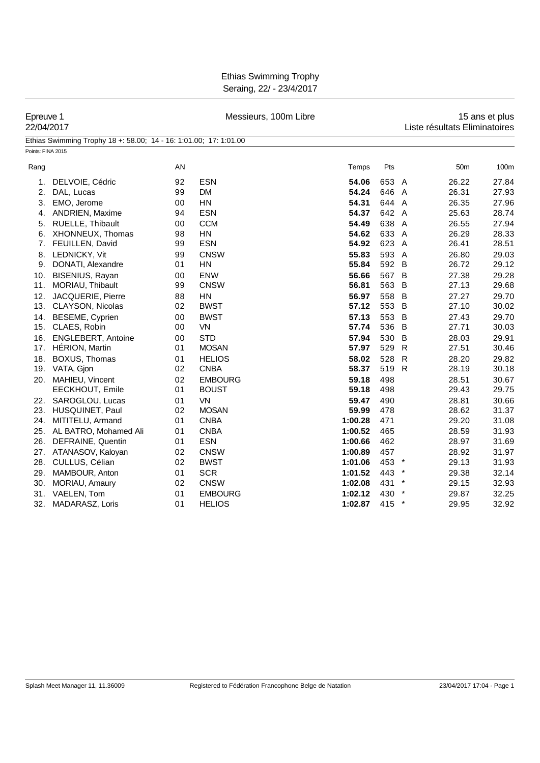# Ethias Swimming Trophy

Seraing, 22/ - 23/4/2017

**Epreuve 1** — Messieurs, 100m Libre — 15 ans et plus

22/04/2017 — Liste résultats Eliminatoires

Ethias Swimming Trophy 18 +: 58.00; 14 - 16: 1:01.00; 17: 1:01.00

Points: FINA 2015

| Rang | | AN | | Temps | Pts | | 50m | 100m |
|---|---|---|---|---|---|---|---|---|
| 1. | DELVOIE, Cédric | 92 | ESN | **54.06** | 653 | A | 26.22 | 27.84 |
| 2. | DAL, Lucas | 99 | DM | **54.24** | 646 | A | 26.31 | 27.93 |
| 3. | EMO, Jerome | 00 | HN | **54.31** | 644 | A | 26.35 | 27.96 |
| 4. | ANDRIEN, Maxime | 94 | ESN | **54.37** | 642 | A | 25.63 | 28.74 |
| 5. | RUELLE, Thibault | 00 | CCM | **54.49** | 638 | A | 26.55 | 27.94 |
| 6. | XHONNEUX, Thomas | 98 | HN | **54.62** | 633 | A | 26.29 | 28.33 |
| 7. | FEUILLEN, David | 99 | ESN | **54.92** | 623 | A | 26.41 | 28.51 |
| 8. | LEDNICKY, Vit | 99 | CNSW | **55.83** | 593 | A | 26.80 | 29.03 |
| 9. | DONATI, Alexandre | 01 | HN | **55.84** | 592 | B | 26.72 | 29.12 |
| 10. | BISENIUS, Rayan | 00 | ENW | **56.66** | 567 | B | 27.38 | 29.28 |
| 11. | MORIAU, Thibault | 99 | CNSW | **56.81** | 563 | B | 27.13 | 29.68 |
| 12. | JACQUERIE, Pierre | 88 | HN | **56.97** | 558 | B | 27.27 | 29.70 |
| 13. | CLAYSON, Nicolas | 02 | BWST | **57.12** | 553 | B | 27.10 | 30.02 |
| 14. | BESEME, Cyprien | 00 | BWST | **57.13** | 553 | B | 27.43 | 29.70 |
| 15. | CLAES, Robin | 00 | VN | **57.74** | 536 | B | 27.71 | 30.03 |
| 16. | ENGLEBERT, Antoine | 00 | STD | **57.94** | 530 | B | 28.03 | 29.91 |
| 17. | HÉRION, Martin | 01 | MOSAN | **57.97** | 529 | R | 27.51 | 30.46 |
| 18. | BOXUS, Thomas | 01 | HELIOS | **58.02** | 528 | R | 28.20 | 29.82 |
| 19. | VATA, Gjon | 02 | CNBA | **58.37** | 519 | R | 28.19 | 30.18 |
| 20. | MAHIEU, Vincent | 02 | EMBOURG | **59.18** | 498 | | 28.51 | 30.67 |
| | EECKHOUT, Emile | 01 | BOUST | **59.18** | 498 | | 29.43 | 29.75 |
| 22. | SAROGLOU, Lucas | 01 | VN | **59.47** | 490 | | 28.81 | 30.66 |
| 23. | HUSQUINET, Paul | 02 | MOSAN | **59.99** | 478 | | 28.62 | 31.37 |
| 24. | MITITELU, Armand | 01 | CNBA | **1:00.28** | 471 | | 29.20 | 31.08 |
| 25. | AL BATRO, Mohamed Ali | 01 | CNBA | **1:00.52** | 465 | | 28.59 | 31.93 |
| 26. | DEFRAINE, Quentin | 01 | ESN | **1:00.66** | 462 | | 28.97 | 31.69 |
| 27. | ATANASOV, Kaloyan | 02 | CNSW | **1:00.89** | 457 | | 28.92 | 31.97 |
| 28. | CULLUS, Célian | 02 | BWST | **1:01.06** | 453 | * | 29.13 | 31.93 |
| 29. | MAMBOUR, Anton | 01 | SCR | **1:01.52** | 443 | * | 29.38 | 32.14 |
| 30. | MORIAU, Amaury | 02 | CNSW | **1:02.08** | 431 | * | 29.15 | 32.93 |
| 31. | VAELEN, Tom | 01 | EMBOURG | **1:02.12** | 430 | * | 29.87 | 32.25 |
| 32. | MADARASZ, Loris | 01 | HELIOS | **1:02.87** | 415 | * | 29.95 | 32.92 |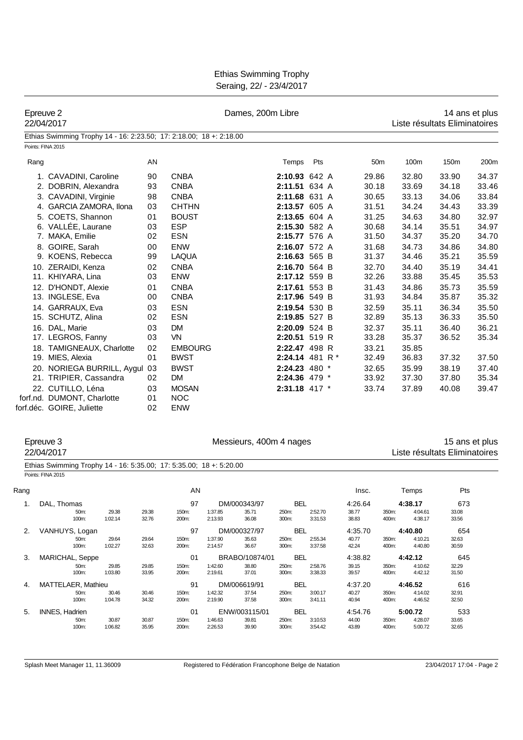# Ethias Swimming Trophy

Seraing, 22/ - 23/4/2017

## Epreuve 2 — Dames, 200m Libre — 14 ans et plus

22/04/2017 — Liste résultats Eliminatoires

Ethias Swimming Trophy 14 - 16: 2:23.50; 17: 2:18.00; 18 +: 2:18.00

Points: FINA 2015

| Rang | | AN | | Temps | Pts | | 50m | 100m | 150m | 200m |
|---|---|---|---|---|---|---|---|---|---|---|
| 1. | CAVADINI, Caroline | 90 | CNBA | **2:10.93** | 642 | A | 29.86 | 32.80 | 33.90 | 34.37 |
| 2. | DOBRIN, Alexandra | 93 | CNBA | **2:11.51** | 634 | A | 30.18 | 33.69 | 34.18 | 33.46 |
| 3. | CAVADINI, Virginie | 98 | CNBA | **2:11.68** | 631 | A | 30.65 | 33.13 | 34.06 | 33.84 |
| 4. | GARCIA ZAMORA, Ilona | 03 | CHTHN | **2:13.57** | 605 | A | 31.51 | 34.24 | 34.43 | 33.39 |
| 5. | COETS, Shannon | 01 | BOUST | **2:13.65** | 604 | A | 31.25 | 34.63 | 34.80 | 32.97 |
| 6. | VALLÉE, Laurane | 03 | ESP | **2:15.30** | 582 | A | 30.68 | 34.14 | 35.51 | 34.97 |
| 7. | MAKA, Emilie | 02 | ESN | **2:15.77** | 576 | A | 31.50 | 34.37 | 35.20 | 34.70 |
| 8. | GOIRE, Sarah | 00 | ENW | **2:16.07** | 572 | A | 31.68 | 34.73 | 34.86 | 34.80 |
| 9. | KOENS, Rebecca | 99 | LAQUA | **2:16.63** | 565 | B | 31.37 | 34.46 | 35.21 | 35.59 |
| 10. | ZERAIDI, Kenza | 02 | CNBA | **2:16.70** | 564 | B | 32.70 | 34.40 | 35.19 | 34.41 |
| 11. | KHIYARA, Lina | 03 | ENW | **2:17.12** | 559 | B | 32.26 | 33.88 | 35.45 | 35.53 |
| 12. | D'HONDT, Alexie | 01 | CNBA | **2:17.61** | 553 | B | 31.43 | 34.86 | 35.73 | 35.59 |
| 13. | INGLESE, Eva | 00 | CNBA | **2:17.96** | 549 | B | 31.93 | 34.84 | 35.87 | 35.32 |
| 14. | GARRAUX, Eva | 03 | ESN | **2:19.54** | 530 | B | 32.59 | 35.11 | 36.34 | 35.50 |
| 15. | SCHUTZ, Alina | 02 | ESN | **2:19.85** | 527 | B | 32.89 | 35.13 | 36.33 | 35.50 |
| 16. | DAL, Marie | 03 | DM | **2:20.09** | 524 | B | 32.37 | 35.11 | 36.40 | 36.21 |
| 17. | LEGROS, Fanny | 03 | VN | **2:20.51** | 519 | R | 33.28 | 35.37 | 36.52 | 35.34 |
| 18. | TAMIGNEAUX, Charlotte | 02 | EMBOURG | **2:22.47** | 498 | R | 33.21 | 35.85 | | |
| 19. | MIES, Alexia | 01 | BWST | **2:24.14** | 481 | R * | 32.49 | 36.83 | 37.32 | 37.50 |
| 20. | NORIEGA BURRILL, Aygul | 03 | BWST | **2:24.23** | 480 | * | 32.65 | 35.99 | 38.19 | 37.40 |
| 21. | TRIPIER, Cassandra | 02 | DM | **2:24.36** | 479 | * | 33.92 | 37.30 | 37.80 | 35.34 |
| 22. | CUTILLO, Léna | 03 | MOSAN | **2:31.18** | 417 | * | 33.74 | 37.89 | 40.08 | 39.47 |
| forf.nd. | DUMONT, Charlotte | 01 | NOC | | | | | | | |
| forf.déc. | GOIRE, Juliette | 02 | ENW | | | | | | | |

## Epreuve 3 — Messieurs, 400m 4 nages — 15 ans et plus

22/04/2017 — Liste résultats Eliminatoires

Ethias Swimming Trophy 14 - 16: 5:35.00; 17: 5:35.00; 18 +: 5:20.00

Points: FINA 2015

| Rang | | AN | | | Insc. | Temps | Pts |
|---|---|---|---|---|---|---|---|
| 1. | DAL, Thomas | 97 | DM/000343/97 | BEL | 4:26.64 | **4:38.17** | 673 |
| | 50m: 29.38 29.38 / 100m: 1:02.14 32.76 | | 150m: 1:37.85 35.71 / 200m: 2:13.93 36.08 | 250m: 2:52.70 38.77 / 300m: 3:31.53 38.83 | | 350m: 4:04.61 33.08 / 400m: 4:38.17 33.56 | |
| 2. | VANHUYS, Logan | 97 | DM/000327/97 | BEL | 4:35.70 | **4:40.80** | 654 |
| | 50m: 29.64 29.64 / 100m: 1:02.27 32.63 | | 150m: 1:37.90 35.63 / 200m: 2:14.57 36.67 | 250m: 2:55.34 40.77 / 300m: 3:37.58 42.24 | | 350m: 4:10.21 32.63 / 400m: 4:40.80 30.59 | |
| 3. | MARICHAL, Seppe | 01 | BRABO/10874/01 | BEL | 4:38.82 | **4:42.12** | 645 |
| | 50m: 29.85 29.85 / 100m: 1:03.80 33.95 | | 150m: 1:42.60 38.80 / 200m: 2:19.61 37.01 | 250m: 2:58.76 39.15 / 300m: 3:38.33 39.57 | | 350m: 4:10.62 32.29 / 400m: 4:42.12 31.50 | |
| 4. | MATTELAER, Mathieu | 91 | DM/006619/91 | BEL | 4:37.20 | **4:46.52** | 616 |
| | 50m: 30.46 30.46 / 100m: 1:04.78 34.32 | | 150m: 1:42.32 37.54 / 200m: 2:19.90 37.58 | 250m: 3:00.17 40.27 / 300m: 3:41.11 40.94 | | 350m: 4:14.02 32.91 / 400m: 4:46.52 32.50 | |
| 5. | INNES, Hadrien | 01 | ENW/003115/01 | BEL | 4:54.76 | **5:00.72** | 533 |
| | 50m: 30.87 30.87 / 100m: 1:06.82 35.95 | | 150m: 1:46.63 39.81 / 200m: 2:26.53 39.90 | 250m: 3:10.53 44.00 / 300m: 3:54.42 43.89 | | 350m: 4:28.07 33.65 / 400m: 5:00.72 32.65 | |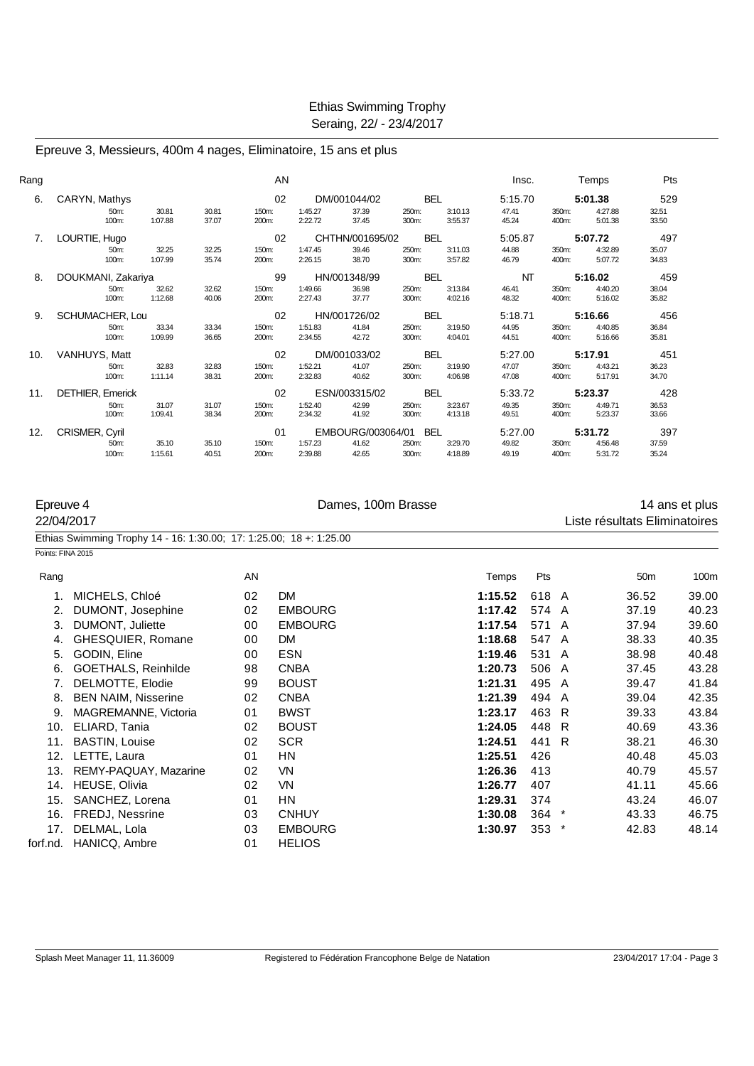Ethias Swimming Trophy
Seraing, 22/ - 23/4/2017

## Epreuve 3, Messieurs, 400m 4 nages, Eliminatoire, 15 ans et plus

| Rang | | | | AN | | | | | Insc. | | Temps | Pts |
|---|---|---|---|---|---|---|---|---|---|---|---|---|
| 6. | CARYN, Mathys | | | 02 | DM/001044/02 | | BEL | | 5:15.70 | | **5:01.38** | 529 |
| | 50m: | 30.81 | 30.81 | 150m: | 1:45.27 | 37.39 | 250m: | 3:10.13 | 47.41 | 350m: | 4:27.88 | 32.51 |
| | 100m: | 1:07.88 | 37.07 | 200m: | 2:22.72 | 37.45 | 300m: | 3:55.37 | 45.24 | 400m: | 5:01.38 | 33.50 |
| 7. | LOURTIE, Hugo | | | 02 | CHTHN/001695/02 | | BEL | | 5:05.87 | | **5:07.72** | 497 |
| | 50m: | 32.25 | 32.25 | 150m: | 1:47.45 | 39.46 | 250m: | 3:11.03 | 44.88 | 350m: | 4:32.89 | 35.07 |
| | 100m: | 1:07.99 | 35.74 | 200m: | 2:26.15 | 38.70 | 300m: | 3:57.82 | 46.79 | 400m: | 5:07.72 | 34.83 |
| 8. | DOUKMANI, Zakariya | | | 99 | HN/001348/99 | | BEL | | NT | | **5:16.02** | 459 |
| | 50m: | 32.62 | 32.62 | 150m: | 1:49.66 | 36.98 | 250m: | 3:13.84 | 46.41 | 350m: | 4:40.20 | 38.04 |
| | 100m: | 1:12.68 | 40.06 | 200m: | 2:27.43 | 37.77 | 300m: | 4:02.16 | 48.32 | 400m: | 5:16.02 | 35.82 |
| 9. | SCHUMACHER, Lou | | | 02 | HN/001726/02 | | BEL | | 5:18.71 | | **5:16.66** | 456 |
| | 50m: | 33.34 | 33.34 | 150m: | 1:51.83 | 41.84 | 250m: | 3:19.50 | 44.95 | 350m: | 4:40.85 | 36.84 |
| | 100m: | 1:09.99 | 36.65 | 200m: | 2:34.55 | 42.72 | 300m: | 4:04.01 | 44.51 | 400m: | 5:16.66 | 35.81 |
| 10. | VANHUYS, Matt | | | 02 | DM/001033/02 | | BEL | | 5:27.00 | | **5:17.91** | 451 |
| | 50m: | 32.83 | 32.83 | 150m: | 1:52.21 | 41.07 | 250m: | 3:19.90 | 47.07 | 350m: | 4:43.21 | 36.23 |
| | 100m: | 1:11.14 | 38.31 | 200m: | 2:32.83 | 40.62 | 300m: | 4:06.98 | 47.08 | 400m: | 5:17.91 | 34.70 |
| 11. | DETHIER, Emerick | | | 02 | ESN/003315/02 | | BEL | | 5:33.72 | | **5:23.37** | 428 |
| | 50m: | 31.07 | 31.07 | 150m: | 1:52.40 | 42.99 | 250m: | 3:23.67 | 49.35 | 350m: | 4:49.71 | 36.53 |
| | 100m: | 1:09.41 | 38.34 | 200m: | 2:34.32 | 41.92 | 300m: | 4:13.18 | 49.51 | 400m: | 5:23.37 | 33.66 |
| 12. | CRISMER, Cyril | | | 01 | EMBOURG/003064/01 | | BEL | | 5:27.00 | | **5:31.72** | 397 |
| | 50m: | 35.10 | 35.10 | 150m: | 1:57.23 | 41.62 | 250m: | 3:29.70 | 49.82 | 350m: | 4:56.48 | 37.59 |
| | 100m: | 1:15.61 | 40.51 | 200m: | 2:39.88 | 42.65 | 300m: | 4:18.89 | 49.19 | 400m: | 5:31.72 | 35.24 |

## Epreuve 4 — Dames, 100m Brasse — 14 ans et plus

22/04/2017 — Liste résultats Eliminatoires

Ethias Swimming Trophy 14 - 16: 1:30.00; 17: 1:25.00; 18 +: 1:25.00

Points: FINA 2015

| Rang | | AN | | Temps | Pts | | 50m | 100m |
|---|---|---|---|---|---|---|---|---|
| 1. | MICHELS, Chloé | 02 | DM | **1:15.52** | 618 | A | 36.52 | 39.00 |
| 2. | DUMONT, Josephine | 02 | EMBOURG | **1:17.42** | 574 | A | 37.19 | 40.23 |
| 3. | DUMONT, Juliette | 00 | EMBOURG | **1:17.54** | 571 | A | 37.94 | 39.60 |
| 4. | GHESQUIER, Romane | 00 | DM | **1:18.68** | 547 | A | 38.33 | 40.35 |
| 5. | GODIN, Eline | 00 | ESN | **1:19.46** | 531 | A | 38.98 | 40.48 |
| 6. | GOETHALS, Reinhilde | 98 | CNBA | **1:20.73** | 506 | A | 37.45 | 43.28 |
| 7. | DELMOTTE, Elodie | 99 | BOUST | **1:21.31** | 495 | A | 39.47 | 41.84 |
| 8. | BEN NAIM, Nisserine | 02 | CNBA | **1:21.39** | 494 | A | 39.04 | 42.35 |
| 9. | MAGREMANNE, Victoria | 01 | BWST | **1:23.17** | 463 | R | 39.33 | 43.84 |
| 10. | ELIARD, Tania | 02 | BOUST | **1:24.05** | 448 | R | 40.69 | 43.36 |
| 11. | BASTIN, Louise | 02 | SCR | **1:24.51** | 441 | R | 38.21 | 46.30 |
| 12. | LETTE, Laura | 01 | HN | **1:25.51** | 426 | | 40.48 | 45.03 |
| 13. | REMY-PAQUAY, Mazarine | 02 | VN | **1:26.36** | 413 | | 40.79 | 45.57 |
| 14. | HEUSE, Olivia | 02 | VN | **1:26.77** | 407 | | 41.11 | 45.66 |
| 15. | SANCHEZ, Lorena | 01 | HN | **1:29.31** | 374 | | 43.24 | 46.07 |
| 16. | FREDJ, Nessrine | 03 | CNHUY | **1:30.08** | 364 | * | 43.33 | 46.75 |
| 17. | DELMAL, Lola | 03 | EMBOURG | **1:30.97** | 353 | * | 42.83 | 48.14 |
| forf.nd. | HANICQ, Ambre | 01 | HELIOS | | | | | |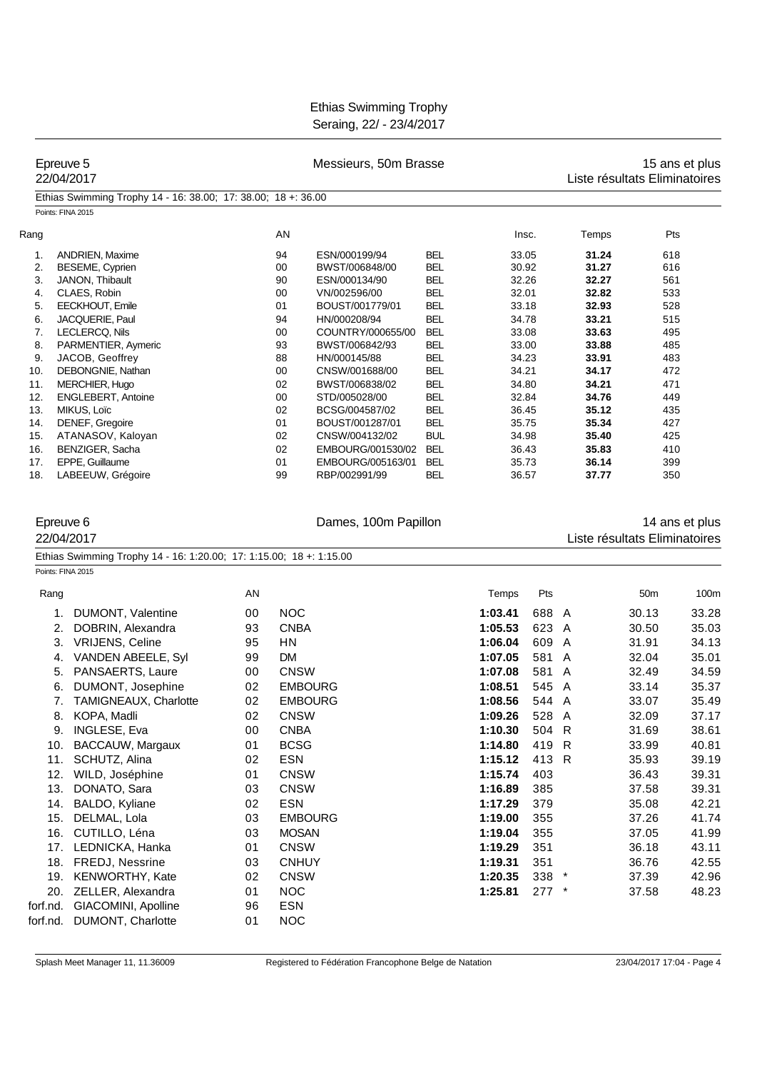# Ethias Swimming Trophy

Seraing, 22/ - 23/4/2017

## Epreuve 5 — Messieurs, 50m Brasse — 15 ans et plus

22/04/2017 — Liste résultats Eliminatoires

Ethias Swimming Trophy 14 - 16: 38.00; 17: 38.00; 18 +: 36.00

Points: FINA 2015

| Rang | | AN | | | Insc. | Temps | Pts |
|---|---|---|---|---|---|---|---|
| 1. | ANDRIEN, Maxime | 94 | ESN/000199/94 | BEL | 33.05 | **31.24** | 618 |
| 2. | BESEME, Cyprien | 00 | BWST/006848/00 | BEL | 30.92 | **31.27** | 616 |
| 3. | JANON, Thibault | 90 | ESN/000134/90 | BEL | 32.26 | **32.27** | 561 |
| 4. | CLAES, Robin | 00 | VN/002596/00 | BEL | 32.01 | **32.82** | 533 |
| 5. | EECKHOUT, Emile | 01 | BOUST/001779/01 | BEL | 33.18 | **32.93** | 528 |
| 6. | JACQUERIE, Paul | 94 | HN/000208/94 | BEL | 34.78 | **33.21** | 515 |
| 7. | LECLERCQ, Nils | 00 | COUNTRY/000655/00 | BEL | 33.08 | **33.63** | 495 |
| 8. | PARMENTIER, Aymeric | 93 | BWST/006842/93 | BEL | 33.00 | **33.88** | 485 |
| 9. | JACOB, Geoffrey | 88 | HN/000145/88 | BEL | 34.23 | **33.91** | 483 |
| 10. | DEBONGNIE, Nathan | 00 | CNSW/001688/00 | BEL | 34.21 | **34.17** | 472 |
| 11. | MERCHIER, Hugo | 02 | BWST/006838/02 | BEL | 34.80 | **34.21** | 471 |
| 12. | ENGLEBERT, Antoine | 00 | STD/005028/00 | BEL | 32.84 | **34.76** | 449 |
| 13. | MIKUS, Loïc | 02 | BCSG/004587/02 | BEL | 36.45 | **35.12** | 435 |
| 14. | DENEF, Gregoire | 01 | BOUST/001287/01 | BEL | 35.75 | **35.34** | 427 |
| 15. | ATANASOV, Kaloyan | 02 | CNSW/004132/02 | BUL | 34.98 | **35.40** | 425 |
| 16. | BENZIGER, Sacha | 02 | EMBOURG/001530/02 | BEL | 36.43 | **35.83** | 410 |
| 17. | EPPE, Guillaume | 01 | EMBOURG/005163/01 | BEL | 35.73 | **36.14** | 399 |
| 18. | LABEEUW, Grégoire | 99 | RBP/002991/99 | BEL | 36.57 | **37.77** | 350 |

## Epreuve 6 — Dames, 100m Papillon — 14 ans et plus

22/04/2017 — Liste résultats Eliminatoires

Ethias Swimming Trophy 14 - 16: 1:20.00; 17: 1:15.00; 18 +: 1:15.00

Points: FINA 2015

| Rang | | AN | | Temps | Pts | | 50m | 100m |
|---|---|---|---|---|---|---|---|---|
| 1. | DUMONT, Valentine | 00 | NOC | **1:03.41** | 688 | A | 30.13 | 33.28 |
| 2. | DOBRIN, Alexandra | 93 | CNBA | **1:05.53** | 623 | A | 30.50 | 35.03 |
| 3. | VRIJENS, Celine | 95 | HN | **1:06.04** | 609 | A | 31.91 | 34.13 |
| 4. | VANDEN ABEELE, Syl | 99 | DM | **1:07.05** | 581 | A | 32.04 | 35.01 |
| 5. | PANSAERTS, Laure | 00 | CNSW | **1:07.08** | 581 | A | 32.49 | 34.59 |
| 6. | DUMONT, Josephine | 02 | EMBOURG | **1:08.51** | 545 | A | 33.14 | 35.37 |
| 7. | TAMIGNEAUX, Charlotte | 02 | EMBOURG | **1:08.56** | 544 | A | 33.07 | 35.49 |
| 8. | KOPA, Madli | 02 | CNSW | **1:09.26** | 528 | A | 32.09 | 37.17 |
| 9. | INGLESE, Eva | 00 | CNBA | **1:10.30** | 504 | R | 31.69 | 38.61 |
| 10. | BACCAUW, Margaux | 01 | BCSG | **1:14.80** | 419 | R | 33.99 | 40.81 |
| 11. | SCHUTZ, Alina | 02 | ESN | **1:15.12** | 413 | R | 35.93 | 39.19 |
| 12. | WILD, Joséphine | 01 | CNSW | **1:15.74** | 403 | | 36.43 | 39.31 |
| 13. | DONATO, Sara | 03 | CNSW | **1:16.89** | 385 | | 37.58 | 39.31 |
| 14. | BALDO, Kyliane | 02 | ESN | **1:17.29** | 379 | | 35.08 | 42.21 |
| 15. | DELMAL, Lola | 03 | EMBOURG | **1:19.00** | 355 | | 37.26 | 41.74 |
| 16. | CUTILLO, Léna | 03 | MOSAN | **1:19.04** | 355 | | 37.05 | 41.99 |
| 17. | LEDNICKA, Hanka | 01 | CNSW | **1:19.29** | 351 | | 36.18 | 43.11 |
| 18. | FREDJ, Nessrine | 03 | CNHUY | **1:19.31** | 351 | | 36.76 | 42.55 |
| 19. | KENWORTHY, Kate | 02 | CNSW | **1:20.35** | 338 | * | 37.39 | 42.96 |
| 20. | ZELLER, Alexandra | 01 | NOC | **1:25.81** | 277 | * | 37.58 | 48.23 |
| forf.nd. | GIACOMINI, Apolline | 96 | ESN | | | | | |
| forf.nd. | DUMONT, Charlotte | 01 | NOC | | | | | |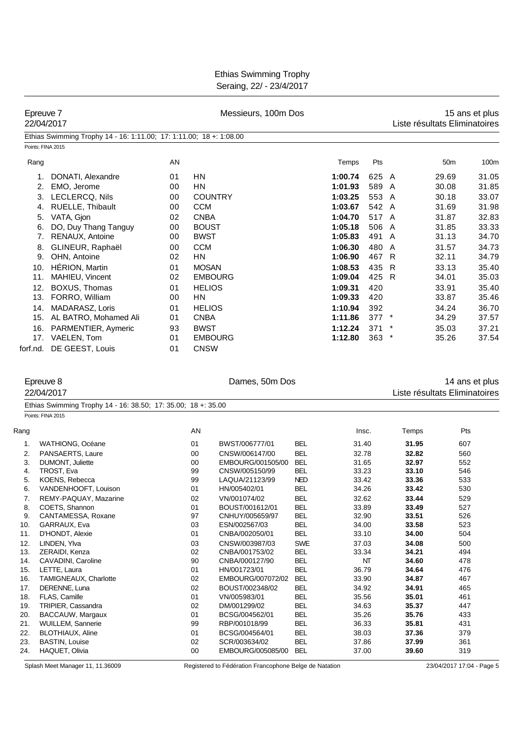## Ethias Swimming Trophy
Seraing, 22/ - 23/4/2017

### Epreuve 7 — Messieurs, 100m Dos — 15 ans et plus
22/04/2017 — Liste résultats Eliminatoires

Ethias Swimming Trophy 14 - 16: 1:11.00; 17: 1:11.00; 18 +: 1:08.00

Points: FINA 2015

| Rang | | AN | | Temps | Pts | | 50m | 100m |
|---|---|---|---|---|---|---|---|---|
| 1. | DONATI, Alexandre | 01 | HN | **1:00.74** | 625 | A | 29.69 | 31.05 |
| 2. | EMO, Jerome | 00 | HN | **1:01.93** | 589 | A | 30.08 | 31.85 |
| 3. | LECLERCQ, Nils | 00 | COUNTRY | **1:03.25** | 553 | A | 30.18 | 33.07 |
| 4. | RUELLE, Thibault | 00 | CCM | **1:03.67** | 542 | A | 31.69 | 31.98 |
| 5. | VATA, Gjon | 02 | CNBA | **1:04.70** | 517 | A | 31.87 | 32.83 |
| 6. | DO, Duy Thang Tanguy | 00 | BOUST | **1:05.18** | 506 | A | 31.85 | 33.33 |
| 7. | RENAUX, Antoine | 00 | BWST | **1:05.83** | 491 | A | 31.13 | 34.70 |
| 8. | GLINEUR, Raphaël | 00 | CCM | **1:06.30** | 480 | A | 31.57 | 34.73 |
| 9. | OHN, Antoine | 02 | HN | **1:06.90** | 467 | R | 32.11 | 34.79 |
| 10. | HÉRION, Martin | 01 | MOSAN | **1:08.53** | 435 | R | 33.13 | 35.40 |
| 11. | MAHIEU, Vincent | 02 | EMBOURG | **1:09.04** | 425 | R | 34.01 | 35.03 |
| 12. | BOXUS, Thomas | 01 | HELIOS | **1:09.31** | 420 | | 33.91 | 35.40 |
| 13. | FORRO, William | 00 | HN | **1:09.33** | 420 | | 33.87 | 35.46 |
| 14. | MADARASZ, Loris | 01 | HELIOS | **1:10.94** | 392 | | 34.24 | 36.70 |
| 15. | AL BATRO, Mohamed Ali | 01 | CNBA | **1:11.86** | 377 | * | 34.29 | 37.57 |
| 16. | PARMENTIER, Aymeric | 93 | BWST | **1:12.24** | 371 | * | 35.03 | 37.21 |
| 17. | VAELEN, Tom | 01 | EMBOURG | **1:12.80** | 363 | * | 35.26 | 37.54 |
| forf.nd. | DE GEEST, Louis | 01 | CNSW | | | | | |

### Epreuve 8 — Dames, 50m Dos — 14 ans et plus
22/04/2017 — Liste résultats Eliminatoires

Ethias Swimming Trophy 14 - 16: 38.50; 17: 35.00; 18 +: 35.00

Points: FINA 2015

| Rang | | AN | | | Insc. | Temps | Pts |
|---|---|---|---|---|---|---|---|
| 1. | WATHIONG, Océane | 01 | BWST/006777/01 | BEL | 31.40 | **31.95** | 607 |
| 2. | PANSAERTS, Laure | 00 | CNSW/006147/00 | BEL | 32.78 | **32.82** | 560 |
| 3. | DUMONT, Juliette | 00 | EMBOURG/001505/00 | BEL | 31.65 | **32.97** | 552 |
| 4. | TROST, Eva | 99 | CNSW/005150/99 | BEL | 33.23 | **33.10** | 546 |
| 5. | KOENS, Rebecca | 99 | LAQUA/21123/99 | NED | 33.42 | **33.36** | 533 |
| 6. | VANDENHOOFT, Louison | 01 | HN/005402/01 | BEL | 34.26 | **33.42** | 530 |
| 7. | REMY-PAQUAY, Mazarine | 02 | VN/001074/02 | BEL | 32.62 | **33.44** | 529 |
| 8. | COETS, Shannon | 01 | BOUST/001612/01 | BEL | 33.89 | **33.49** | 527 |
| 9. | CANTAMESSA, Roxane | 97 | CNHUY/005659/97 | BEL | 32.90 | **33.51** | 526 |
| 10. | GARRAUX, Eva | 03 | ESN/002567/03 | BEL | 34.00 | **33.58** | 523 |
| 11. | D'HONDT, Alexie | 01 | CNBA/002050/01 | BEL | 33.10 | **34.00** | 504 |
| 12. | LINDEN, Ylva | 03 | CNSW/003987/03 | SWE | 37.03 | **34.08** | 500 |
| 13. | ZERAIDI, Kenza | 02 | CNBA/001753/02 | BEL | 33.34 | **34.21** | 494 |
| 14. | CAVADINI, Caroline | 90 | CNBA/000127/90 | BEL | NT | **34.60** | 478 |
| 15. | LETTE, Laura | 01 | HN/001723/01 | BEL | 36.79 | **34.64** | 476 |
| 16. | TAMIGNEAUX, Charlotte | 02 | EMBOURG/007072/02 | BEL | 33.90 | **34.87** | 467 |
| 17. | DERENNE, Luna | 02 | BOUST/002348/02 | BEL | 34.92 | **34.91** | 465 |
| 18. | FLAS, Camille | 01 | VN/005983/01 | BEL | 35.56 | **35.01** | 461 |
| 19. | TRIPIER, Cassandra | 02 | DM/001299/02 | BEL | 34.63 | **35.37** | 447 |
| 20. | BACCAUW, Margaux | 01 | BCSG/004562/01 | BEL | 35.26 | **35.76** | 433 |
| 21. | WUILLEN, Sannerie | 99 | RBP/001018/99 | BEL | 36.33 | **35.81** | 431 |
| 22. | BLOTHIAUX, Aline | 01 | BCSG/004564/01 | BEL | 38.03 | **37.36** | 379 |
| 23. | BASTIN, Louise | 02 | SCR/003634/02 | BEL | 37.86 | **37.99** | 361 |
| 24. | HAQUET, Olivia | 00 | EMBOURG/005085/00 | BEL | 37.00 | **39.60** | 319 |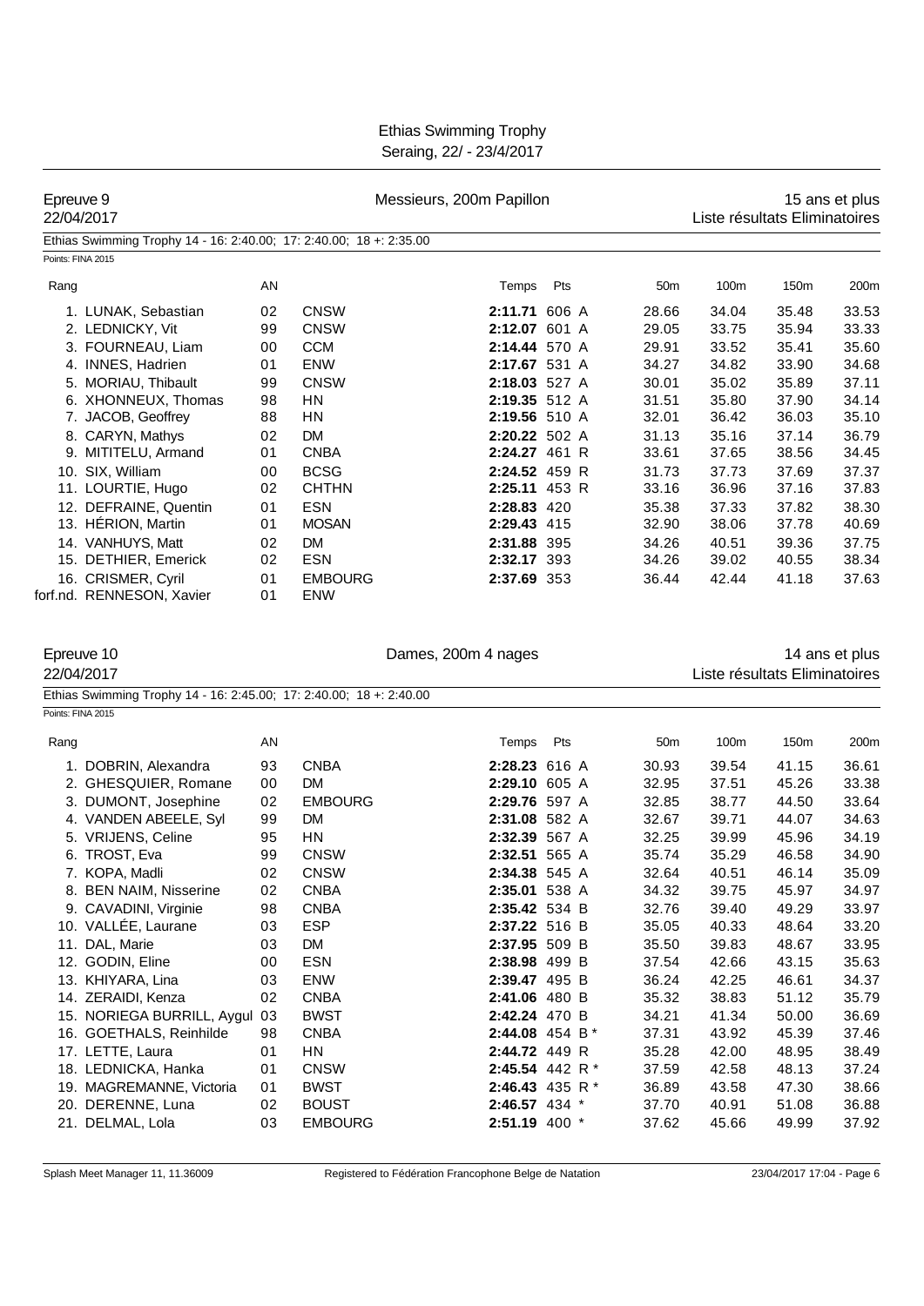Ethias Swimming Trophy
Seraing, 22/ - 23/4/2017

## Epreuve 9 — Messieurs, 200m Papillon — 15 ans et plus

22/04/2017 — Liste résultats Eliminatoires

Ethias Swimming Trophy 14 - 16: 2:40.00; 17: 2:40.00; 18 +: 2:35.00

Points: FINA 2015

| Rang | | AN | | Temps | Pts | 50m | 100m | 150m | 200m |
|---|---|---|---|---|---|---|---|---|---|
| 1. | LUNAK, Sebastian | 02 | CNSW | **2:11.71** | 606 A | 28.66 | 34.04 | 35.48 | 33.53 |
| 2. | LEDNICKY, Vit | 99 | CNSW | **2:12.07** | 601 A | 29.05 | 33.75 | 35.94 | 33.33 |
| 3. | FOURNEAU, Liam | 00 | CCM | **2:14.44** | 570 A | 29.91 | 33.52 | 35.41 | 35.60 |
| 4. | INNES, Hadrien | 01 | ENW | **2:17.67** | 531 A | 34.27 | 34.82 | 33.90 | 34.68 |
| 5. | MORIAU, Thibault | 99 | CNSW | **2:18.03** | 527 A | 30.01 | 35.02 | 35.89 | 37.11 |
| 6. | XHONNEUX, Thomas | 98 | HN | **2:19.35** | 512 A | 31.51 | 35.80 | 37.90 | 34.14 |
| 7. | JACOB, Geoffrey | 88 | HN | **2:19.56** | 510 A | 32.01 | 36.42 | 36.03 | 35.10 |
| 8. | CARYN, Mathys | 02 | DM | **2:20.22** | 502 A | 31.13 | 35.16 | 37.14 | 36.79 |
| 9. | MITITELU, Armand | 01 | CNBA | **2:24.27** | 461 R | 33.61 | 37.65 | 38.56 | 34.45 |
| 10. | SIX, William | 00 | BCSG | **2:24.52** | 459 R | 31.73 | 37.73 | 37.69 | 37.37 |
| 11. | LOURTIE, Hugo | 02 | CHTHN | **2:25.11** | 453 R | 33.16 | 36.96 | 37.16 | 37.83 |
| 12. | DEFRAINE, Quentin | 01 | ESN | **2:28.83** | 420 | 35.38 | 37.33 | 37.82 | 38.30 |
| 13. | HÉRION, Martin | 01 | MOSAN | **2:29.43** | 415 | 32.90 | 38.06 | 37.78 | 40.69 |
| 14. | VANHUYS, Matt | 02 | DM | **2:31.88** | 395 | 34.26 | 40.51 | 39.36 | 37.75 |
| 15. | DETHIER, Emerick | 02 | ESN | **2:32.17** | 393 | 34.26 | 39.02 | 40.55 | 38.34 |
| 16. | CRISMER, Cyril | 01 | EMBOURG | **2:37.69** | 353 | 36.44 | 42.44 | 41.18 | 37.63 |
| forf.nd. | RENNESON, Xavier | 01 | ENW | | | | | | |

## Epreuve 10 — Dames, 200m 4 nages — 14 ans et plus

22/04/2017 — Liste résultats Eliminatoires

Ethias Swimming Trophy 14 - 16: 2:45.00; 17: 2:40.00; 18 +: 2:40.00

Points: FINA 2015

| Rang | | AN | | Temps | Pts | 50m | 100m | 150m | 200m |
|---|---|---|---|---|---|---|---|---|---|
| 1. | DOBRIN, Alexandra | 93 | CNBA | **2:28.23** | 616 A | 30.93 | 39.54 | 41.15 | 36.61 |
| 2. | GHESQUIER, Romane | 00 | DM | **2:29.10** | 605 A | 32.95 | 37.51 | 45.26 | 33.38 |
| 3. | DUMONT, Josephine | 02 | EMBOURG | **2:29.76** | 597 A | 32.85 | 38.77 | 44.50 | 33.64 |
| 4. | VANDEN ABEELE, Syl | 99 | DM | **2:31.08** | 582 A | 32.67 | 39.71 | 44.07 | 34.63 |
| 5. | VRIJENS, Celine | 95 | HN | **2:32.39** | 567 A | 32.25 | 39.99 | 45.96 | 34.19 |
| 6. | TROST, Eva | 99 | CNSW | **2:32.51** | 565 A | 35.74 | 35.29 | 46.58 | 34.90 |
| 7. | KOPA, Madli | 02 | CNSW | **2:34.38** | 545 A | 32.64 | 40.51 | 46.14 | 35.09 |
| 8. | BEN NAIM, Nisserine | 02 | CNBA | **2:35.01** | 538 A | 34.32 | 39.75 | 45.97 | 34.97 |
| 9. | CAVADINI, Virginie | 98 | CNBA | **2:35.42** | 534 B | 32.76 | 39.40 | 49.29 | 33.97 |
| 10. | VALLÉE, Laurane | 03 | ESP | **2:37.22** | 516 B | 35.05 | 40.33 | 48.64 | 33.20 |
| 11. | DAL, Marie | 03 | DM | **2:37.95** | 509 B | 35.50 | 39.83 | 48.67 | 33.95 |
| 12. | GODIN, Eline | 00 | ESN | **2:38.98** | 499 B | 37.54 | 42.66 | 43.15 | 35.63 |
| 13. | KHIYARA, Lina | 03 | ENW | **2:39.47** | 495 B | 36.24 | 42.25 | 46.61 | 34.37 |
| 14. | ZERAIDI, Kenza | 02 | CNBA | **2:41.06** | 480 B | 35.32 | 38.83 | 51.12 | 35.79 |
| 15. | NORIEGA BURRILL, Aygul | 03 | BWST | **2:42.24** | 470 B | 34.21 | 41.34 | 50.00 | 36.69 |
| 16. | GOETHALS, Reinhilde | 98 | CNBA | **2:44.08** | 454 B * | 37.31 | 43.92 | 45.39 | 37.46 |
| 17. | LETTE, Laura | 01 | HN | **2:44.72** | 449 R | 35.28 | 42.00 | 48.95 | 38.49 |
| 18. | LEDNICKA, Hanka | 01 | CNSW | **2:45.54** | 442 R * | 37.59 | 42.58 | 48.13 | 37.24 |
| 19. | MAGREMANNE, Victoria | 01 | BWST | **2:46.43** | 435 R * | 36.89 | 43.58 | 47.30 | 38.66 |
| 20. | DERENNE, Luna | 02 | BOUST | **2:46.57** | 434 * | 37.70 | 40.91 | 51.08 | 36.88 |
| 21. | DELMAL, Lola | 03 | EMBOURG | **2:51.19** | 400 * | 37.62 | 45.66 | 49.99 | 37.92 |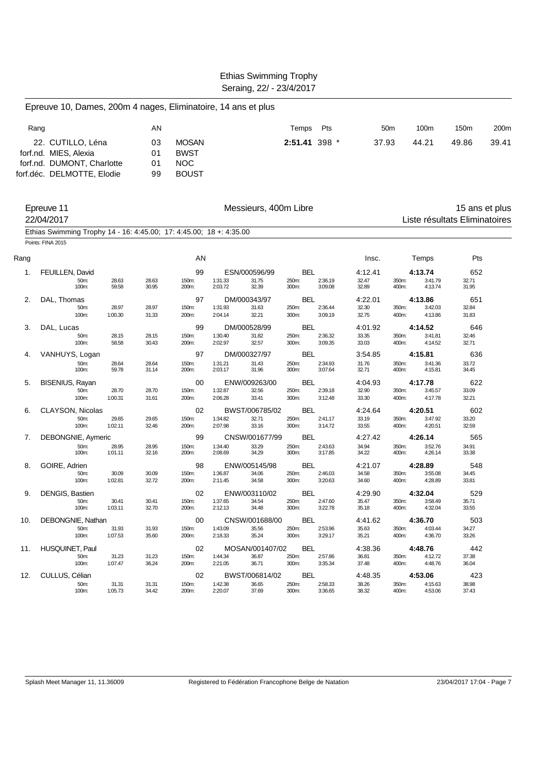Ethias Swimming Trophy
Seraing, 22/ - 23/4/2017

## Epreuve 10, Dames, 200m 4 nages, Eliminatoire, 14 ans et plus

| Rang | | AN | | Temps | Pts | 50m | 100m | 150m | 200m |
|---|---|---|---|---|---|---|---|---|---|
| 22. | CUTILLO, Léna | 03 | MOSAN | **2:51.41** | 398 * | 37.93 | 44.21 | 49.86 | 39.41 |
| forf.nd. | MIES, Alexia | 01 | BWST | | | | | | |
| forf.nd. | DUMONT, Charlotte | 01 | NOC | | | | | | |
| forf.déc. | DELMOTTE, Elodie | 99 | BOUST | | | | | | |

## Epreuve 11 — Messieurs, 400m Libre — 15 ans et plus

22/04/2017 — Liste résultats Eliminatoires

Ethias Swimming Trophy 14 - 16: 4:45.00; 17: 4:45.00; 18 +: 4:35.00

Points: FINA 2015

| Rang | Nom | AN | Licence | Nat. | Insc. | Temps | Pts |
|---|---|---|---|---|---|---|---|
| 1. | FEUILLEN, David | 99 | ESN/000596/99 | BEL | 4:12.41 | **4:13.74** | 652 |
| | 50m: 28.63 28.63 / 100m: 59.58 30.95 / 150m: 1:31.33 31.75 / 200m: 2:03.72 32.39 / 250m: 2:36.19 32.47 / 300m: 3:09.08 32.89 / 350m: 3:41.79 32.71 / 400m: 4:13.74 31.95 | | | | | | |
| 2. | DAL, Thomas | 97 | DM/000343/97 | BEL | 4:22.01 | **4:13.86** | 651 |
| | 50m: 28.97 28.97 / 100m: 1:00.30 31.33 / 150m: 1:31.93 31.63 / 200m: 2:04.14 32.21 / 250m: 2:36.44 32.30 / 300m: 3:09.19 32.75 / 350m: 3:42.03 32.84 / 400m: 4:13.86 31.83 | | | | | | |
| 3. | DAL, Lucas | 99 | DM/000528/99 | BEL | 4:01.92 | **4:14.52** | 646 |
| | 50m: 28.15 28.15 / 100m: 58.58 30.43 / 150m: 1:30.40 31.82 / 200m: 2:02.97 32.57 / 250m: 2:36.32 33.35 / 300m: 3:09.35 33.03 / 350m: 3:41.81 32.46 / 400m: 4:14.52 32.71 | | | | | | |
| 4. | VANHUYS, Logan | 97 | DM/000327/97 | BEL | 3:54.85 | **4:15.81** | 636 |
| | 50m: 28.64 28.64 / 100m: 59.78 31.14 / 150m: 1:31.21 31.43 / 200m: 2:03.17 31.96 / 250m: 2:34.93 31.76 / 300m: 3:07.64 32.71 / 350m: 3:41.36 33.72 / 400m: 4:15.81 34.45 | | | | | | |
| 5. | BISENIUS, Rayan | 00 | ENW/009263/00 | BEL | 4:04.93 | **4:17.78** | 622 |
| | 50m: 28.70 28.70 / 100m: 1:00.31 31.61 / 150m: 1:32.87 32.56 / 200m: 2:06.28 33.41 / 250m: 2:39.18 32.90 / 300m: 3:12.48 33.30 / 350m: 3:45.57 33.09 / 400m: 4:17.78 32.21 | | | | | | |
| 6. | CLAYSON, Nicolas | 02 | BWST/006785/02 | BEL | 4:24.64 | **4:20.51** | 602 |
| | 50m: 29.65 29.65 / 100m: 1:02.11 32.46 / 150m: 1:34.82 32.71 / 200m: 2:07.98 33.16 / 250m: 2:41.17 33.19 / 300m: 3:14.72 33.55 / 350m: 3:47.92 33.20 / 400m: 4:20.51 32.59 | | | | | | |
| 7. | DEBONGNIE, Aymeric | 99 | CNSW/001677/99 | BEL | 4:27.42 | **4:26.14** | 565 |
| | 50m: 28.95 28.95 / 100m: 1:01.11 32.16 / 150m: 1:34.40 33.29 / 200m: 2:08.69 34.29 / 250m: 2:43.63 34.94 / 300m: 3:17.85 34.22 / 350m: 3:52.76 34.91 / 400m: 4:26.14 33.38 | | | | | | |
| 8. | GOIRE, Adrien | 98 | ENW/005145/98 | BEL | 4:21.07 | **4:28.89** | 548 |
| | 50m: 30.09 30.09 / 100m: 1:02.81 32.72 / 150m: 1:36.87 34.06 / 200m: 2:11.45 34.58 / 250m: 2:46.03 34.58 / 300m: 3:20.63 34.60 / 350m: 3:55.08 34.45 / 400m: 4:28.89 33.81 | | | | | | |
| 9. | DENGIS, Bastien | 02 | ENW/003110/02 | BEL | 4:29.90 | **4:32.04** | 529 |
| | 50m: 30.41 30.41 / 100m: 1:03.11 32.70 / 150m: 1:37.65 34.54 / 200m: 2:12.13 34.48 / 250m: 2:47.60 35.47 / 300m: 3:22.78 35.18 / 350m: 3:58.49 35.71 / 400m: 4:32.04 33.55 | | | | | | |
| 10. | DEBONGNIE, Nathan | 00 | CNSW/001688/00 | BEL | 4:41.62 | **4:36.70** | 503 |
| | 50m: 31.93 31.93 / 100m: 1:07.53 35.60 / 150m: 1:43.09 35.56 / 200m: 2:18.33 35.24 / 250m: 2:53.96 35.63 / 300m: 3:29.17 35.21 / 350m: 4:03.44 34.27 / 400m: 4:36.70 33.26 | | | | | | |
| 11. | HUSQUINET, Paul | 02 | MOSAN/001407/02 | BEL | 4:38.36 | **4:48.76** | 442 |
| | 50m: 31.23 31.23 / 100m: 1:07.47 36.24 / 150m: 1:44.34 36.87 / 200m: 2:21.05 36.71 / 250m: 2:57.86 36.81 / 300m: 3:35.34 37.48 / 350m: 4:12.72 37.38 / 400m: 4:48.76 36.04 | | | | | | |
| 12. | CULLUS, Célian | 02 | BWST/006814/02 | BEL | 4:48.35 | **4:53.06** | 423 |
| | 50m: 31.31 31.31 / 100m: 1:05.73 34.42 / 150m: 1:42.38 36.65 / 200m: 2:20.07 37.69 / 250m: 2:58.33 38.26 / 300m: 3:36.65 38.32 / 350m: 4:15.63 38.98 / 400m: 4:53.06 37.43 | | | | | | |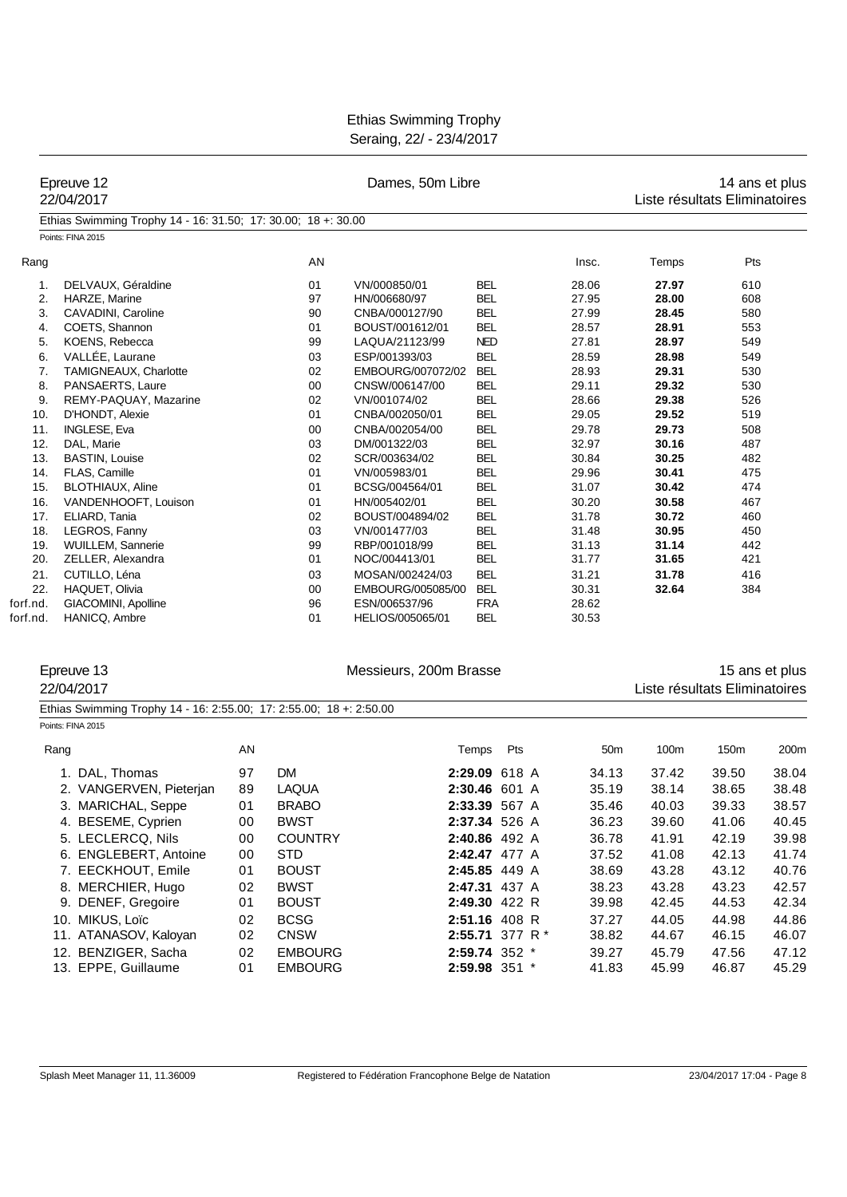Ethias Swimming Trophy
Seraing, 22/ - 23/4/2017

## Epreuve 12 — Dames, 50m Libre — 14 ans et plus

22/04/2017 — Liste résultats Eliminatoires

Ethias Swimming Trophy 14 - 16: 31.50; 17: 30.00; 18 +: 30.00

Points: FINA 2015

| Rang | | AN | | | Insc. | Temps | Pts |
|---|---|---|---|---|---|---|---|
| 1. | DELVAUX, Géraldine | 01 | VN/000850/01 | BEL | 28.06 | **27.97** | 610 |
| 2. | HARZE, Marine | 97 | HN/006680/97 | BEL | 27.95 | **28.00** | 608 |
| 3. | CAVADINI, Caroline | 90 | CNBA/000127/90 | BEL | 27.99 | **28.45** | 580 |
| 4. | COETS, Shannon | 01 | BOUST/001612/01 | BEL | 28.57 | **28.91** | 553 |
| 5. | KOENS, Rebecca | 99 | LAQUA/21123/99 | NED | 27.81 | **28.97** | 549 |
| 6. | VALLÉE, Laurane | 03 | ESP/001393/03 | BEL | 28.59 | **28.98** | 549 |
| 7. | TAMIGNEAUX, Charlotte | 02 | EMBOURG/007072/02 | BEL | 28.93 | **29.31** | 530 |
| 8. | PANSAERTS, Laure | 00 | CNSW/006147/00 | BEL | 29.11 | **29.32** | 530 |
| 9. | REMY-PAQUAY, Mazarine | 02 | VN/001074/02 | BEL | 28.66 | **29.38** | 526 |
| 10. | D'HONDT, Alexie | 01 | CNBA/002050/01 | BEL | 29.05 | **29.52** | 519 |
| 11. | INGLESE, Eva | 00 | CNBA/002054/00 | BEL | 29.78 | **29.73** | 508 |
| 12. | DAL, Marie | 03 | DM/001322/03 | BEL | 32.97 | **30.16** | 487 |
| 13. | BASTIN, Louise | 02 | SCR/003634/02 | BEL | 30.84 | **30.25** | 482 |
| 14. | FLAS, Camille | 01 | VN/005983/01 | BEL | 29.96 | **30.41** | 475 |
| 15. | BLOTHIAUX, Aline | 01 | BCSG/004564/01 | BEL | 31.07 | **30.42** | 474 |
| 16. | VANDENHOOFT, Louison | 01 | HN/005402/01 | BEL | 30.20 | **30.58** | 467 |
| 17. | ELIARD, Tania | 02 | BOUST/004894/02 | BEL | 31.78 | **30.72** | 460 |
| 18. | LEGROS, Fanny | 03 | VN/001477/03 | BEL | 31.48 | **30.95** | 450 |
| 19. | WUILLEM, Sannerie | 99 | RBP/001018/99 | BEL | 31.13 | **31.14** | 442 |
| 20. | ZELLER, Alexandra | 01 | NOC/004413/01 | BEL | 31.77 | **31.65** | 421 |
| 21. | CUTILLO, Léna | 03 | MOSAN/002424/03 | BEL | 31.21 | **31.78** | 416 |
| 22. | HAQUET, Olivia | 00 | EMBOURG/005085/00 | BEL | 30.31 | **32.64** | 384 |
| forf.nd. | GIACOMINI, Apolline | 96 | ESN/006537/96 | FRA | 28.62 | | |
| forf.nd. | HANICQ, Ambre | 01 | HELIOS/005065/01 | BEL | 30.53 | | |

## Epreuve 13 — Messieurs, 200m Brasse — 15 ans et plus

22/04/2017 — Liste résultats Eliminatoires

Ethias Swimming Trophy 14 - 16: 2:55.00; 17: 2:55.00; 18 +: 2:50.00

Points: FINA 2015

| Rang | | AN | | Temps | Pts | 50m | 100m | 150m | 200m |
|---|---|---|---|---|---|---|---|---|---|
| 1. | DAL, Thomas | 97 | DM | **2:29.09** | 618 A | 34.13 | 37.42 | 39.50 | 38.04 |
| 2. | VANGERVEN, Pieterjan | 89 | LAQUA | **2:30.46** | 601 A | 35.19 | 38.14 | 38.65 | 38.48 |
| 3. | MARICHAL, Seppe | 01 | BRABO | **2:33.39** | 567 A | 35.46 | 40.03 | 39.33 | 38.57 |
| 4. | BESEME, Cyprien | 00 | BWST | **2:37.34** | 526 A | 36.23 | 39.60 | 41.06 | 40.45 |
| 5. | LECLERCQ, Nils | 00 | COUNTRY | **2:40.86** | 492 A | 36.78 | 41.91 | 42.19 | 39.98 |
| 6. | ENGLEBERT, Antoine | 00 | STD | **2:42.47** | 477 A | 37.52 | 41.08 | 42.13 | 41.74 |
| 7. | EECKHOUT, Emile | 01 | BOUST | **2:45.85** | 449 A | 38.69 | 43.28 | 43.12 | 40.76 |
| 8. | MERCHIER, Hugo | 02 | BWST | **2:47.31** | 437 A | 38.23 | 43.28 | 43.23 | 42.57 |
| 9. | DENEF, Gregoire | 01 | BOUST | **2:49.30** | 422 R | 39.98 | 42.45 | 44.53 | 42.34 |
| 10. | MIKUS, Loïc | 02 | BCSG | **2:51.16** | 408 R | 37.27 | 44.05 | 44.98 | 44.86 |
| 11. | ATANASOV, Kaloyan | 02 | CNSW | **2:55.71** | 377 R * | 38.82 | 44.67 | 46.15 | 46.07 |
| 12. | BENZIGER, Sacha | 02 | EMBOURG | **2:59.74** | 352 * | 39.27 | 45.79 | 47.56 | 47.12 |
| 13. | EPPE, Guillaume | 01 | EMBOURG | **2:59.98** | 351 * | 41.83 | 45.99 | 46.87 | 45.29 |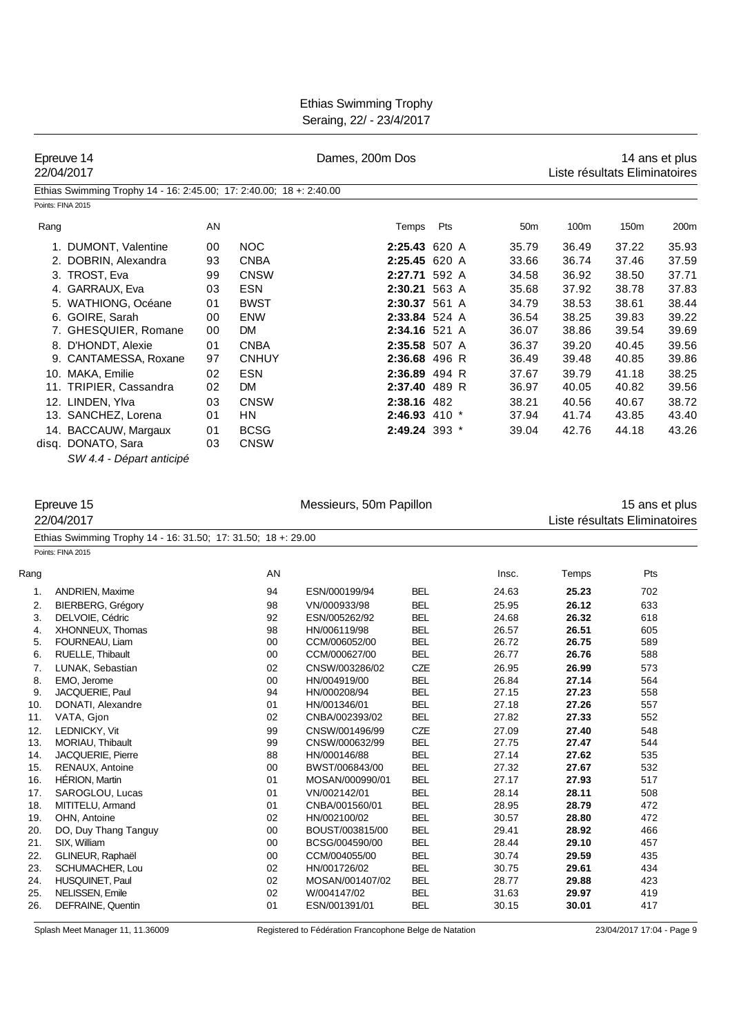## Epreuve 14 — Dames, 200m Dos — 14 ans et plus

22/04/2017 — Liste résultats Eliminatoires

Ethias Swimming Trophy 14 - 16: 2:45.00; 17: 2:40.00; 18 +: 2:40.00

Points: FINA 2015

| Rang | | AN | | Temps | Pts | 50m | 100m | 150m | 200m |
|---|---|---|---|---|---|---|---|---|---|
| 1. | DUMONT, Valentine | 00 | NOC | **2:25.43** | 620 A | 35.79 | 36.49 | 37.22 | 35.93 |
| 2. | DOBRIN, Alexandra | 93 | CNBA | **2:25.45** | 620 A | 33.66 | 36.74 | 37.46 | 37.59 |
| 3. | TROST, Eva | 99 | CNSW | **2:27.71** | 592 A | 34.58 | 36.92 | 38.50 | 37.71 |
| 4. | GARRAUX, Eva | 03 | ESN | **2:30.21** | 563 A | 35.68 | 37.92 | 38.78 | 37.83 |
| 5. | WATHIONG, Océane | 01 | BWST | **2:30.37** | 561 A | 34.79 | 38.53 | 38.61 | 38.44 |
| 6. | GOIRE, Sarah | 00 | ENW | **2:33.84** | 524 A | 36.54 | 38.25 | 39.83 | 39.22 |
| 7. | GHESQUIER, Romane | 00 | DM | **2:34.16** | 521 A | 36.07 | 38.86 | 39.54 | 39.69 |
| 8. | D'HONDT, Alexie | 01 | CNBA | **2:35.58** | 507 A | 36.37 | 39.20 | 40.45 | 39.56 |
| 9. | CANTAMESSA, Roxane | 97 | CNHUY | **2:36.68** | 496 R | 36.49 | 39.48 | 40.85 | 39.86 |
| 10. | MAKA, Emilie | 02 | ESN | **2:36.89** | 494 R | 37.67 | 39.79 | 41.18 | 38.25 |
| 11. | TRIPIER, Cassandra | 02 | DM | **2:37.40** | 489 R | 36.97 | 40.05 | 40.82 | 39.56 |
| 12. | LINDEN, Ylva | 03 | CNSW | **2:38.16** | 482 | 38.21 | 40.56 | 40.67 | 38.72 |
| 13. | SANCHEZ, Lorena | 01 | HN | **2:46.93** | 410 * | 37.94 | 41.74 | 43.85 | 43.40 |
| 14. | BACCAUW, Margaux | 01 | BCSG | **2:49.24** | 393 * | 39.04 | 42.76 | 44.18 | 43.26 |
| disq. | DONATO, Sara | 03 | CNSW | | | | | | |

*SW 4.4 - Départ anticipé*

## Epreuve 15 — Messieurs, 50m Papillon — 15 ans et plus

22/04/2017 — Liste résultats Eliminatoires

Ethias Swimming Trophy 14 - 16: 31.50; 17: 31.50; 18 +: 29.00

Points: FINA 2015

| Rang | | AN | | | Insc. | Temps | Pts |
|---|---|---|---|---|---|---|---|
| 1. | ANDRIEN, Maxime | 94 | ESN/000199/94 | BEL | 24.63 | **25.23** | 702 |
| 2. | BIERBERG, Grégory | 98 | VN/000933/98 | BEL | 25.95 | **26.12** | 633 |
| 3. | DELVOIE, Cédric | 92 | ESN/005262/92 | BEL | 24.68 | **26.32** | 618 |
| 4. | XHONNEUX, Thomas | 98 | HN/006119/98 | BEL | 26.57 | **26.51** | 605 |
| 5. | FOURNEAU, Liam | 00 | CCM/006052/00 | BEL | 26.72 | **26.75** | 589 |
| 6. | RUELLE, Thibault | 00 | CCM/000627/00 | BEL | 26.77 | **26.76** | 588 |
| 7. | LUNAK, Sebastian | 02 | CNSW/003286/02 | CZE | 26.95 | **26.99** | 573 |
| 8. | EMO, Jerome | 00 | HN/004919/00 | BEL | 26.84 | **27.14** | 564 |
| 9. | JACQUERIE, Paul | 94 | HN/000208/94 | BEL | 27.15 | **27.23** | 558 |
| 10. | DONATI, Alexandre | 01 | HN/001346/01 | BEL | 27.18 | **27.26** | 557 |
| 11. | VATA, Gjon | 02 | CNBA/002393/02 | BEL | 27.82 | **27.33** | 552 |
| 12. | LEDNICKY, Vit | 99 | CNSW/001496/99 | CZE | 27.09 | **27.40** | 548 |
| 13. | MORIAU, Thibault | 99 | CNSW/000632/99 | BEL | 27.75 | **27.47** | 544 |
| 14. | JACQUERIE, Pierre | 88 | HN/000146/88 | BEL | 27.14 | **27.62** | 535 |
| 15. | RENAUX, Antoine | 00 | BWST/006843/00 | BEL | 27.32 | **27.67** | 532 |
| 16. | HÉRION, Martin | 01 | MOSAN/000990/01 | BEL | 27.17 | **27.93** | 517 |
| 17. | SAROGLOU, Lucas | 01 | VN/002142/01 | BEL | 28.14 | **28.11** | 508 |
| 18. | MITITELU, Armand | 01 | CNBA/001560/01 | BEL | 28.95 | **28.79** | 472 |
| 19. | OHN, Antoine | 02 | HN/002100/02 | BEL | 30.57 | **28.80** | 472 |
| 20. | DO, Duy Thang Tanguy | 00 | BOUST/003815/00 | BEL | 29.41 | **28.92** | 466 |
| 21. | SIX, William | 00 | BCSG/004590/00 | BEL | 28.44 | **29.10** | 457 |
| 22. | GLINEUR, Raphaël | 00 | CCM/004055/00 | BEL | 30.74 | **29.59** | 435 |
| 23. | SCHUMACHER, Lou | 02 | HN/001726/02 | BEL | 30.75 | **29.61** | 434 |
| 24. | HUSQUINET, Paul | 02 | MOSAN/001407/02 | BEL | 28.77 | **29.88** | 423 |
| 25. | NELISSEN, Emile | 02 | W/004147/02 | BEL | 31.63 | **29.97** | 419 |
| 26. | DEFRAINE, Quentin | 01 | ESN/001391/01 | BEL | 30.15 | **30.01** | 417 |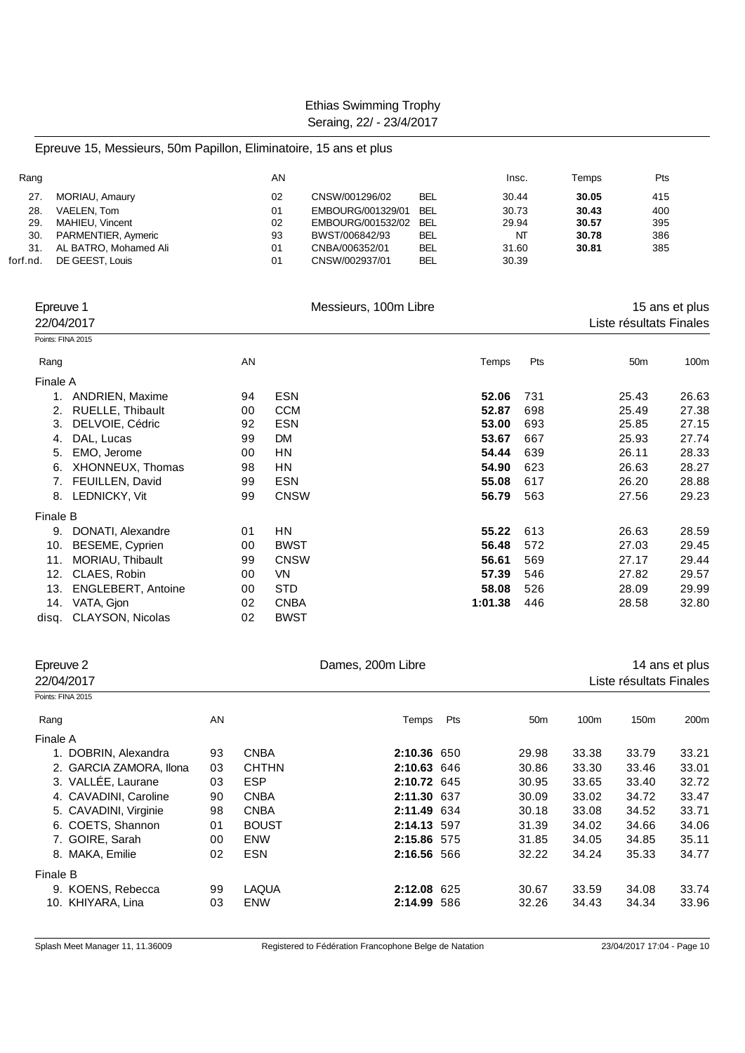Ethias Swimming Trophy
Seraing, 22/ - 23/4/2017

## Epreuve 15, Messieurs, 50m Papillon, Eliminatoire, 15 ans et plus

| Rang | | AN | | | Insc. | Temps | Pts |
|---|---|---|---|---|---|---|---|
| 27. | MORIAU, Amaury | 02 | CNSW/001296/02 | BEL | 30.44 | **30.05** | 415 |
| 28. | VAELEN, Tom | 01 | EMBOURG/001329/01 | BEL | 30.73 | **30.43** | 400 |
| 29. | MAHIEU, Vincent | 02 | EMBOURG/001532/02 | BEL | 29.94 | **30.57** | 395 |
| 30. | PARMENTIER, Aymeric | 93 | BWST/006842/93 | BEL | NT | **30.78** | 386 |
| 31. | AL BATRO, Mohamed Ali | 01 | CNBA/006352/01 | BEL | 31.60 | **30.81** | 385 |
| forf.nd. | DE GEEST, Louis | 01 | CNSW/002937/01 | BEL | 30.39 | | |

## Epreuve 1 — Messieurs, 100m Libre — 15 ans et plus

22/04/2017 — Liste résultats Finales

Points: FINA 2015

| Rang | | AN | | Temps | Pts | 50m | 100m |
|---|---|---|---|---|---|---|---|
| **Finale A** | | | | | | | |
| 1. | ANDRIEN, Maxime | 94 | ESN | **52.06** | 731 | 25.43 | 26.63 |
| 2. | RUELLE, Thibault | 00 | CCM | **52.87** | 698 | 25.49 | 27.38 |
| 3. | DELVOIE, Cédric | 92 | ESN | **53.00** | 693 | 25.85 | 27.15 |
| 4. | DAL, Lucas | 99 | DM | **53.67** | 667 | 25.93 | 27.74 |
| 5. | EMO, Jerome | 00 | HN | **54.44** | 639 | 26.11 | 28.33 |
| 6. | XHONNEUX, Thomas | 98 | HN | **54.90** | 623 | 26.63 | 28.27 |
| 7. | FEUILLEN, David | 99 | ESN | **55.08** | 617 | 26.20 | 28.88 |
| 8. | LEDNICKY, Vit | 99 | CNSW | **56.79** | 563 | 27.56 | 29.23 |
| **Finale B** | | | | | | | |
| 9. | DONATI, Alexandre | 01 | HN | **55.22** | 613 | 26.63 | 28.59 |
| 10. | BESEME, Cyprien | 00 | BWST | **56.48** | 572 | 27.03 | 29.45 |
| 11. | MORIAU, Thibault | 99 | CNSW | **56.61** | 569 | 27.17 | 29.44 |
| 12. | CLAES, Robin | 00 | VN | **57.39** | 546 | 27.82 | 29.57 |
| 13. | ENGLEBERT, Antoine | 00 | STD | **58.08** | 526 | 28.09 | 29.99 |
| 14. | VATA, Gjon | 02 | CNBA | **1:01.38** | 446 | 28.58 | 32.80 |
| disq. | CLAYSON, Nicolas | 02 | BWST | | | | |

## Epreuve 2 — Dames, 200m Libre — 14 ans et plus

22/04/2017 — Liste résultats Finales

Points: FINA 2015

| Rang | | AN | | Temps | Pts | 50m | 100m | 150m | 200m |
|---|---|---|---|---|---|---|---|---|---|
| **Finale A** | | | | | | | | | |
| 1. | DOBRIN, Alexandra | 93 | CNBA | **2:10.36** | 650 | 29.98 | 33.38 | 33.79 | 33.21 |
| 2. | GARCIA ZAMORA, Ilona | 03 | CHTHN | **2:10.63** | 646 | 30.86 | 33.30 | 33.46 | 33.01 |
| 3. | VALLÉE, Laurane | 03 | ESP | **2:10.72** | 645 | 30.95 | 33.65 | 33.40 | 32.72 |
| 4. | CAVADINI, Caroline | 90 | CNBA | **2:11.30** | 637 | 30.09 | 33.02 | 34.72 | 33.47 |
| 5. | CAVADINI, Virginie | 98 | CNBA | **2:11.49** | 634 | 30.18 | 33.08 | 34.52 | 33.71 |
| 6. | COETS, Shannon | 01 | BOUST | **2:14.13** | 597 | 31.39 | 34.02 | 34.66 | 34.06 |
| 7. | GOIRE, Sarah | 00 | ENW | **2:15.86** | 575 | 31.85 | 34.05 | 34.85 | 35.11 |
| 8. | MAKA, Emilie | 02 | ESN | **2:16.56** | 566 | 32.22 | 34.24 | 35.33 | 34.77 |
| **Finale B** | | | | | | | | | |
| 9. | KOENS, Rebecca | 99 | LAQUA | **2:12.08** | 625 | 30.67 | 33.59 | 34.08 | 33.74 |
| 10. | KHIYARA, Lina | 03 | ENW | **2:14.99** | 586 | 32.26 | 34.43 | 34.34 | 33.96 |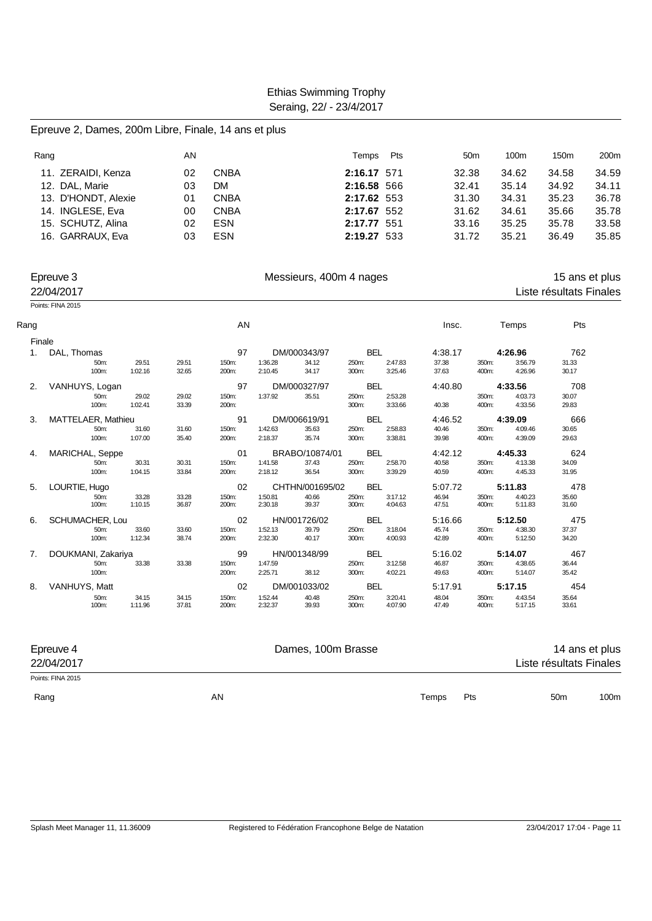## Epreuve 2, Dames, 200m Libre, Finale, 14 ans et plus

| Rang | | AN | | Temps | Pts | 50m | 100m | 150m | 200m |
|---|---|---|---|---|---|---|---|---|---|
| 11. | ZERAIDI, Kenza | 02 | CNBA | **2:16.17** | 571 | 32.38 | 34.62 | 34.58 | 34.59 |
| 12. | DAL, Marie | 03 | DM | **2:16.58** | 566 | 32.41 | 35.14 | 34.92 | 34.11 |
| 13. | D'HONDT, Alexie | 01 | CNBA | **2:17.62** | 553 | 31.30 | 34.31 | 35.23 | 36.78 |
| 14. | INGLESE, Eva | 00 | CNBA | **2:17.67** | 552 | 31.62 | 34.61 | 35.66 | 35.78 |
| 15. | SCHUTZ, Alina | 02 | ESN | **2:17.77** | 551 | 33.16 | 35.25 | 35.78 | 33.58 |
| 16. | GARRAUX, Eva | 03 | ESN | **2:19.27** | 533 | 31.72 | 35.21 | 36.49 | 35.85 |

## Epreuve 3 — Messieurs, 400m 4 nages — 15 ans et plus

22/04/2017 — Liste résultats Finales

Points: FINA 2015

**Finale**

| Rang | Nom | AN | Club | Nat. | Insc. | Temps | Pts |
|---|---|---|---|---|---|---|---|
| 1. | DAL, Thomas | 97 | DM/000343/97 | BEL | 4:38.17 | **4:26.96** | 762 |
| | 50m: 29.51 29.51 / 100m: 1:02.16 32.65 | | 150m: 1:36.28 34.12 / 200m: 2:10.45 34.17 | | 250m: 2:47.83 37.38 / 300m: 3:25.46 37.63 | 350m: 3:56.79 31.33 / 400m: 4:26.96 30.17 | |
| 2. | VANHUYS, Logan | 97 | DM/000327/97 | BEL | 4:40.80 | **4:33.56** | 708 |
| | 50m: 29.02 29.02 / 100m: 1:02.41 33.39 | | 150m: 1:37.92 35.51 / 200m: | | 250m: 2:53.28 / 300m: 3:33.66 40.38 | 350m: 4:03.73 30.07 / 400m: 4:33.56 29.83 | |
| 3. | MATTELAER, Mathieu | 91 | DM/006619/91 | BEL | 4:46.52 | **4:39.09** | 666 |
| | 50m: 31.60 31.60 / 100m: 1:07.00 35.40 | | 150m: 1:42.63 35.63 / 200m: 2:18.37 35.74 | | 250m: 2:58.83 40.46 / 300m: 3:38.81 39.98 | 350m: 4:09.46 30.65 / 400m: 4:39.09 29.63 | |
| 4. | MARICHAL, Seppe | 01 | BRABO/10874/01 | BEL | 4:42.12 | **4:45.33** | 624 |
| | 50m: 30.31 30.31 / 100m: 1:04.15 33.84 | | 150m: 1:41.58 37.43 / 200m: 2:18.12 36.54 | | 250m: 2:58.70 40.58 / 300m: 3:39.29 40.59 | 350m: 4:13.38 34.09 / 400m: 4:45.33 31.95 | |
| 5. | LOURTIE, Hugo | 02 | CHTHN/001695/02 | BEL | 5:07.72 | **5:11.83** | 478 |
| | 50m: 33.28 33.28 / 100m: 1:10.15 36.87 | | 150m: 1:50.81 40.66 / 200m: 2:30.18 39.37 | | 250m: 3:17.12 46.94 / 300m: 4:04.63 47.51 | 350m: 4:40.23 35.60 / 400m: 5:11.83 31.60 | |
| 6. | SCHUMACHER, Lou | 02 | HN/001726/02 | BEL | 5:16.66 | **5:12.50** | 475 |
| | 50m: 33.60 33.60 / 100m: 1:12.34 38.74 | | 150m: 1:52.13 39.79 / 200m: 2:32.30 40.17 | | 250m: 3:18.04 45.74 / 300m: 4:00.93 42.89 | 350m: 4:38.30 37.37 / 400m: 5:12.50 34.20 | |
| 7. | DOUKMANI, Zakariya | 99 | HN/001348/99 | BEL | 5:16.02 | **5:14.07** | 467 |
| | 50m: 33.38 33.38 / 100m: | | 150m: 1:47.59 / 200m: 2:25.71 38.12 | | 250m: 3:12.58 46.87 / 300m: 4:02.21 49.63 | 350m: 4:38.65 36.44 / 400m: 5:14.07 35.42 | |
| 8. | VANHUYS, Matt | 02 | DM/001033/02 | BEL | 5:17.91 | **5:17.15** | 454 |
| | 50m: 34.15 34.15 / 100m: 1:11.96 37.81 | | 150m: 1:52.44 40.48 / 200m: 2:32.37 39.93 | | 250m: 3:20.41 48.04 / 300m: 4:07.90 47.49 | 350m: 4:43.54 35.64 / 400m: 5:17.15 33.61 | |

## Epreuve 4 — Dames, 100m Brasse — 14 ans et plus

22/04/2017 — Liste résultats Finales

Points: FINA 2015

| Rang | AN | Temps | Pts | 50m | 100m |
|---|---|---|---|---|---|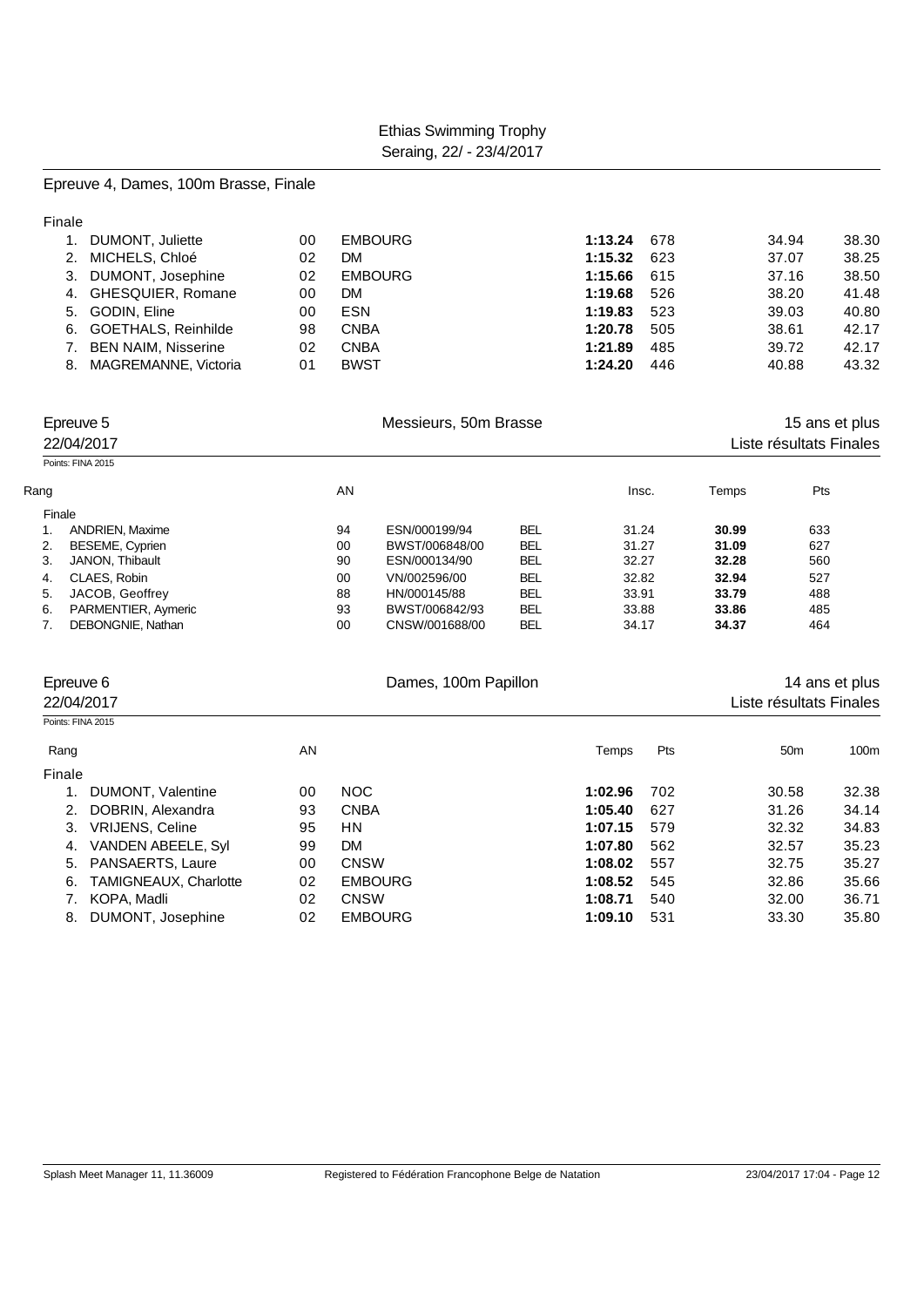Ethias Swimming Trophy
Seraing, 22/ - 23/4/2017

## Epreuve 4, Dames, 100m Brasse, Finale

Finale

| Rang | Nom | AN | Club | Temps | Pts | 50m | 100m |
|---|---|---|---|---|---|---|---|
| 1. | DUMONT, Juliette | 00 | EMBOURG | **1:13.24** | 678 | 34.94 | 38.30 |
| 2. | MICHELS, Chloé | 02 | DM | **1:15.32** | 623 | 37.07 | 38.25 |
| 3. | DUMONT, Josephine | 02 | EMBOURG | **1:15.66** | 615 | 37.16 | 38.50 |
| 4. | GHESQUIER, Romane | 00 | DM | **1:19.68** | 526 | 38.20 | 41.48 |
| 5. | GODIN, Eline | 00 | ESN | **1:19.83** | 523 | 39.03 | 40.80 |
| 6. | GOETHALS, Reinhilde | 98 | CNBA | **1:20.78** | 505 | 38.61 | 42.17 |
| 7. | BEN NAIM, Nisserine | 02 | CNBA | **1:21.89** | 485 | 39.72 | 42.17 |
| 8. | MAGREMANNE, Victoria | 01 | BWST | **1:24.20** | 446 | 40.88 | 43.32 |

## Epreuve 5 — Messieurs, 50m Brasse — 15 ans et plus

22/04/2017 — Liste résultats Finales

Points: FINA 2015

| Rang | Nom | AN | Licence | Nat. | Insc. | Temps | Pts |
|---|---|---|---|---|---|---|---|
| Finale | | | | | | | |
| 1. | ANDRIEN, Maxime | 94 | ESN/000199/94 | BEL | 31.24 | **30.99** | 633 |
| 2. | BESEME, Cyprien | 00 | BWST/006848/00 | BEL | 31.27 | **31.09** | 627 |
| 3. | JANON, Thibault | 90 | ESN/000134/90 | BEL | 32.27 | **32.28** | 560 |
| 4. | CLAES, Robin | 00 | VN/002596/00 | BEL | 32.82 | **32.94** | 527 |
| 5. | JACOB, Geoffrey | 88 | HN/000145/88 | BEL | 33.91 | **33.79** | 488 |
| 6. | PARMENTIER, Aymeric | 93 | BWST/006842/93 | BEL | 33.88 | **33.86** | 485 |
| 7. | DEBONGNIE, Nathan | 00 | CNSW/001688/00 | BEL | 34.17 | **34.37** | 464 |

## Epreuve 6 — Dames, 100m Papillon — 14 ans et plus

22/04/2017 — Liste résultats Finales

Points: FINA 2015

| Rang | Nom | AN | Club | Temps | Pts | 50m | 100m |
|---|---|---|---|---|---|---|---|
| Finale | | | | | | | |
| 1. | DUMONT, Valentine | 00 | NOC | **1:02.96** | 702 | 30.58 | 32.38 |
| 2. | DOBRIN, Alexandra | 93 | CNBA | **1:05.40** | 627 | 31.26 | 34.14 |
| 3. | VRIJENS, Celine | 95 | HN | **1:07.15** | 579 | 32.32 | 34.83 |
| 4. | VANDEN ABEELE, Syl | 99 | DM | **1:07.80** | 562 | 32.57 | 35.23 |
| 5. | PANSAERTS, Laure | 00 | CNSW | **1:08.02** | 557 | 32.75 | 35.27 |
| 6. | TAMIGNEAUX, Charlotte | 02 | EMBOURG | **1:08.52** | 545 | 32.86 | 35.66 |
| 7. | KOPA, Madli | 02 | CNSW | **1:08.71** | 540 | 32.00 | 36.71 |
| 8. | DUMONT, Josephine | 02 | EMBOURG | **1:09.10** | 531 | 33.30 | 35.80 |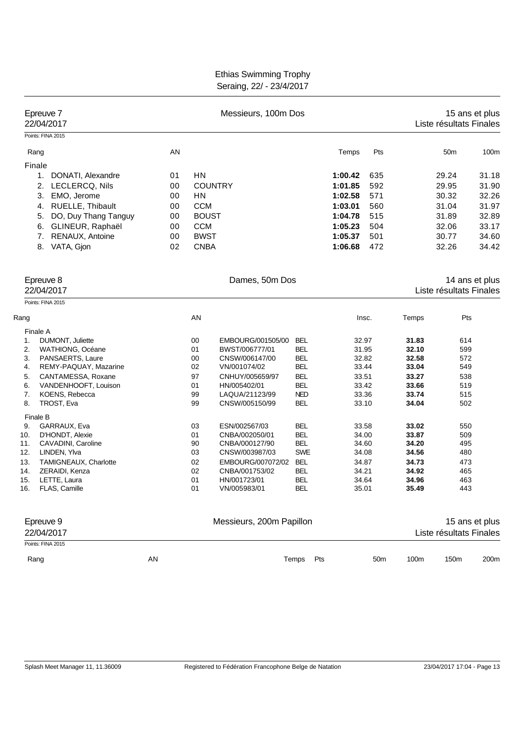Ethias Swimming Trophy
Seraing, 22/ - 23/4/2017

## Epreuve 7 — Messieurs, 100m Dos — 15 ans et plus

22/04/2017 — Liste résultats Finales

Points: FINA 2015

| Rang | | AN | | Temps | Pts | 50m | 100m |
|---|---|---|---|---|---|---|---|
| **Finale** | | | | | | | |
| 1. | DONATI, Alexandre | 01 | HN | **1:00.42** | 635 | 29.24 | 31.18 |
| 2. | LECLERCQ, Nils | 00 | COUNTRY | **1:01.85** | 592 | 29.95 | 31.90 |
| 3. | EMO, Jerome | 00 | HN | **1:02.58** | 571 | 30.32 | 32.26 |
| 4. | RUELLE, Thibault | 00 | CCM | **1:03.01** | 560 | 31.04 | 31.97 |
| 5. | DO, Duy Thang Tanguy | 00 | BOUST | **1:04.78** | 515 | 31.89 | 32.89 |
| 6. | GLINEUR, Raphaël | 00 | CCM | **1:05.23** | 504 | 32.06 | 33.17 |
| 7. | RENAUX, Antoine | 00 | BWST | **1:05.37** | 501 | 30.77 | 34.60 |
| 8. | VATA, Gjon | 02 | CNBA | **1:06.68** | 472 | 32.26 | 34.42 |

## Epreuve 8 — Dames, 50m Dos — 14 ans et plus

22/04/2017 — Liste résultats Finales

Points: FINA 2015

| Rang | | AN | | | Insc. | Temps | Pts |
|---|---|---|---|---|---|---|---|
| **Finale A** | | | | | | | |
| 1. | DUMONT, Juliette | 00 | EMBOURG/001505/00 | BEL | 32.97 | **31.83** | 614 |
| 2. | WATHIONG, Océane | 01 | BWST/006777/01 | BEL | 31.95 | **32.10** | 599 |
| 3. | PANSAERTS, Laure | 00 | CNSW/006147/00 | BEL | 32.82 | **32.58** | 572 |
| 4. | REMY-PAQUAY, Mazarine | 02 | VN/001074/02 | BEL | 33.44 | **33.04** | 549 |
| 5. | CANTAMESSA, Roxane | 97 | CNHUY/005659/97 | BEL | 33.51 | **33.27** | 538 |
| 6. | VANDENHOOFT, Louison | 01 | HN/005402/01 | BEL | 33.42 | **33.66** | 519 |
| 7. | KOENS, Rebecca | 99 | LAQUA/21123/99 | NED | 33.36 | **33.74** | 515 |
| 8. | TROST, Eva | 99 | CNSW/005150/99 | BEL | 33.10 | **34.04** | 502 |
| **Finale B** | | | | | | | |
| 9. | GARRAUX, Eva | 03 | ESN/002567/03 | BEL | 33.58 | **33.02** | 550 |
| 10. | D'HONDT, Alexie | 01 | CNBA/002050/01 | BEL | 34.00 | **33.87** | 509 |
| 11. | CAVADINI, Caroline | 90 | CNBA/000127/90 | BEL | 34.60 | **34.20** | 495 |
| 12. | LINDEN, Ylva | 03 | CNSW/003987/03 | SWE | 34.08 | **34.56** | 480 |
| 13. | TAMIGNEAUX, Charlotte | 02 | EMBOURG/007072/02 | BEL | 34.87 | **34.73** | 473 |
| 14. | ZERAIDI, Kenza | 02 | CNBA/001753/02 | BEL | 34.21 | **34.92** | 465 |
| 15. | LETTE, Laura | 01 | HN/001723/01 | BEL | 34.64 | **34.96** | 463 |
| 16. | FLAS, Camille | 01 | VN/005983/01 | BEL | 35.01 | **35.49** | 443 |

## Epreuve 9 — Messieurs, 200m Papillon — 15 ans et plus

22/04/2017 — Liste résultats Finales

Points: FINA 2015

| Rang | AN | Temps | Pts | 50m | 100m | 150m | 200m |
|---|---|---|---|---|---|---|---|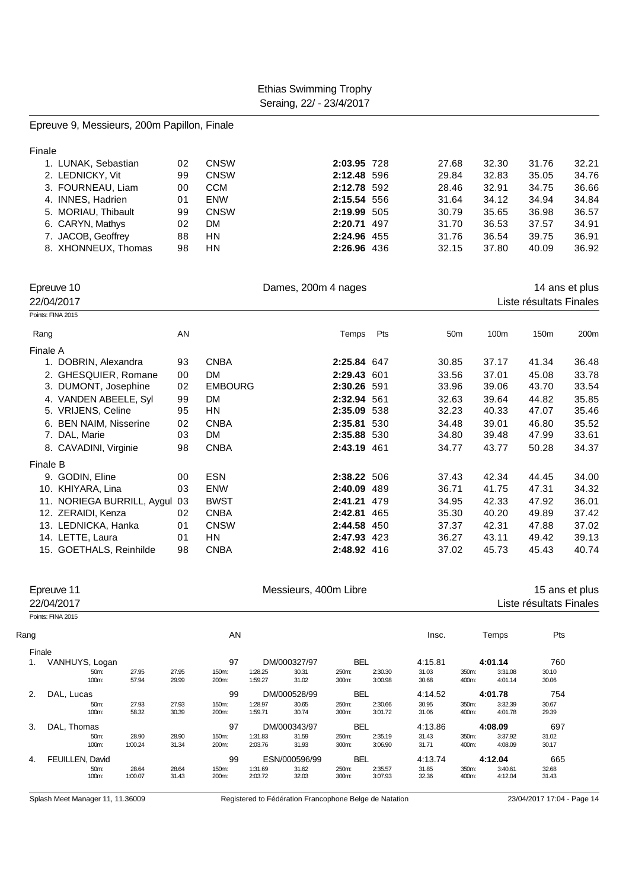Ethias Swimming Trophy
Seraing, 22/ - 23/4/2017

## Epreuve 9, Messieurs, 200m Papillon, Finale

Finale

| Rang | Nom | AN | Club | Temps | Pts | 50m | 100m | 150m | 200m |
|---|---|---|---|---|---|---|---|---|---|
| 1. | LUNAK, Sebastian | 02 | CNSW | **2:03.95** | 728 | 27.68 | 32.30 | 31.76 | 32.21 |
| 2. | LEDNICKY, Vit | 99 | CNSW | **2:12.48** | 596 | 29.84 | 32.83 | 35.05 | 34.76 |
| 3. | FOURNEAU, Liam | 00 | CCM | **2:12.78** | 592 | 28.46 | 32.91 | 34.75 | 36.66 |
| 4. | INNES, Hadrien | 01 | ENW | **2:15.54** | 556 | 31.64 | 34.12 | 34.94 | 34.84 |
| 5. | MORIAU, Thibault | 99 | CNSW | **2:19.99** | 505 | 30.79 | 35.65 | 36.98 | 36.57 |
| 6. | CARYN, Mathys | 02 | DM | **2:20.71** | 497 | 31.70 | 36.53 | 37.57 | 34.91 |
| 7. | JACOB, Geoffrey | 88 | HN | **2:24.96** | 455 | 31.76 | 36.54 | 39.75 | 36.91 |
| 8. | XHONNEUX, Thomas | 98 | HN | **2:26.96** | 436 | 32.15 | 37.80 | 40.09 | 36.92 |

## Epreuve 10 — Dames, 200m 4 nages — 14 ans et plus

22/04/2017 — Liste résultats Finales

Points: FINA 2015

| Rang | Nom | AN | Club | Temps | Pts | 50m | 100m | 150m | 200m |
|---|---|---|---|---|---|---|---|---|---|
| Finale A | | | | | | | | | |
| 1. | DOBRIN, Alexandra | 93 | CNBA | **2:25.84** | 647 | 30.85 | 37.17 | 41.34 | 36.48 |
| 2. | GHESQUIER, Romane | 00 | DM | **2:29.43** | 601 | 33.56 | 37.01 | 45.08 | 33.78 |
| 3. | DUMONT, Josephine | 02 | EMBOURG | **2:30.26** | 591 | 33.96 | 39.06 | 43.70 | 33.54 |
| 4. | VANDEN ABEELE, Syl | 99 | DM | **2:32.94** | 561 | 32.63 | 39.64 | 44.82 | 35.85 |
| 5. | VRIJENS, Celine | 95 | HN | **2:35.09** | 538 | 32.23 | 40.33 | 47.07 | 35.46 |
| 6. | BEN NAIM, Nisserine | 02 | CNBA | **2:35.81** | 530 | 34.48 | 39.01 | 46.80 | 35.52 |
| 7. | DAL, Marie | 03 | DM | **2:35.88** | 530 | 34.80 | 39.48 | 47.99 | 33.61 |
| 8. | CAVADINI, Virginie | 98 | CNBA | **2:43.19** | 461 | 34.77 | 43.77 | 50.28 | 34.37 |
| Finale B | | | | | | | | | |
| 9. | GODIN, Eline | 00 | ESN | **2:38.22** | 506 | 37.43 | 42.34 | 44.45 | 34.00 |
| 10. | KHIYARA, Lina | 03 | ENW | **2:40.09** | 489 | 36.71 | 41.75 | 47.31 | 34.32 |
| 11. | NORIEGA BURRILL, Aygul | 03 | BWST | **2:41.21** | 479 | 34.95 | 42.33 | 47.92 | 36.01 |
| 12. | ZERAIDI, Kenza | 02 | CNBA | **2:42.81** | 465 | 35.30 | 40.20 | 49.89 | 37.42 |
| 13. | LEDNICKA, Hanka | 01 | CNSW | **2:44.58** | 450 | 37.37 | 42.31 | 47.88 | 37.02 |
| 14. | LETTE, Laura | 01 | HN | **2:47.93** | 423 | 36.27 | 43.11 | 49.42 | 39.13 |
| 15. | GOETHALS, Reinhilde | 98 | CNBA | **2:48.92** | 416 | 37.02 | 45.73 | 45.43 | 40.74 |

## Epreuve 11 — Messieurs, 400m Libre — 15 ans et plus

22/04/2017 — Liste résultats Finales

Points: FINA 2015

| Rang | Nom | AN | Licence | Nation | Insc. | Temps | Pts |
|---|---|---|---|---|---|---|---|
| Finale | | | | | | | |
| 1. | VANHUYS, Logan | 97 | DM/000327/97 | BEL | 4:15.81 | **4:01.14** | 760 |
| 2. | DAL, Lucas | 99 | DM/000528/99 | BEL | 4:14.52 | **4:01.78** | 754 |
| 3. | DAL, Thomas | 97 | DM/000343/97 | BEL | 4:13.86 | **4:08.09** | 697 |
| 4. | FEUILLEN, David | 99 | ESN/000596/99 | BEL | 4:13.74 | **4:12.04** | 665 |

Temps intermédiaires:

| Nom | 50m | 100m | 150m | 200m | 250m | 300m | 350m | 400m |
|---|---|---|---|---|---|---|---|---|
| VANHUYS, Logan | 27.95 (27.95) | 57.94 (29.99) | 1:28.25 (30.31) | 1:59.27 (31.02) | 2:30.30 (31.03) | 3:00.98 (30.68) | 3:31.08 (30.10) | 4:01.14 (30.06) |
| DAL, Lucas | 27.93 (27.93) | 58.32 (30.39) | 1:28.97 (30.65) | 1:59.71 (30.74) | 2:30.66 (30.95) | 3:01.72 (31.06) | 3:32.39 (30.67) | 4:01.78 (29.39) |
| DAL, Thomas | 28.90 (28.90) | 1:00.24 (31.34) | 1:31.83 (31.59) | 2:03.76 (31.93) | 2:35.19 (31.43) | 3:06.90 (31.71) | 3:37.92 (31.02) | 4:08.09 (30.17) |
| FEUILLEN, David | 28.64 (28.64) | 1:00.07 (31.43) | 1:31.69 (31.62) | 2:03.72 (32.03) | 2:35.57 (31.85) | 3:07.93 (32.36) | 3:40.61 (32.68) | 4:12.04 (31.43) |

Splash Meet Manager 11, 11.36009 — Registered to Fédération Francophone Belge de Natation — 23/04/2017 17:04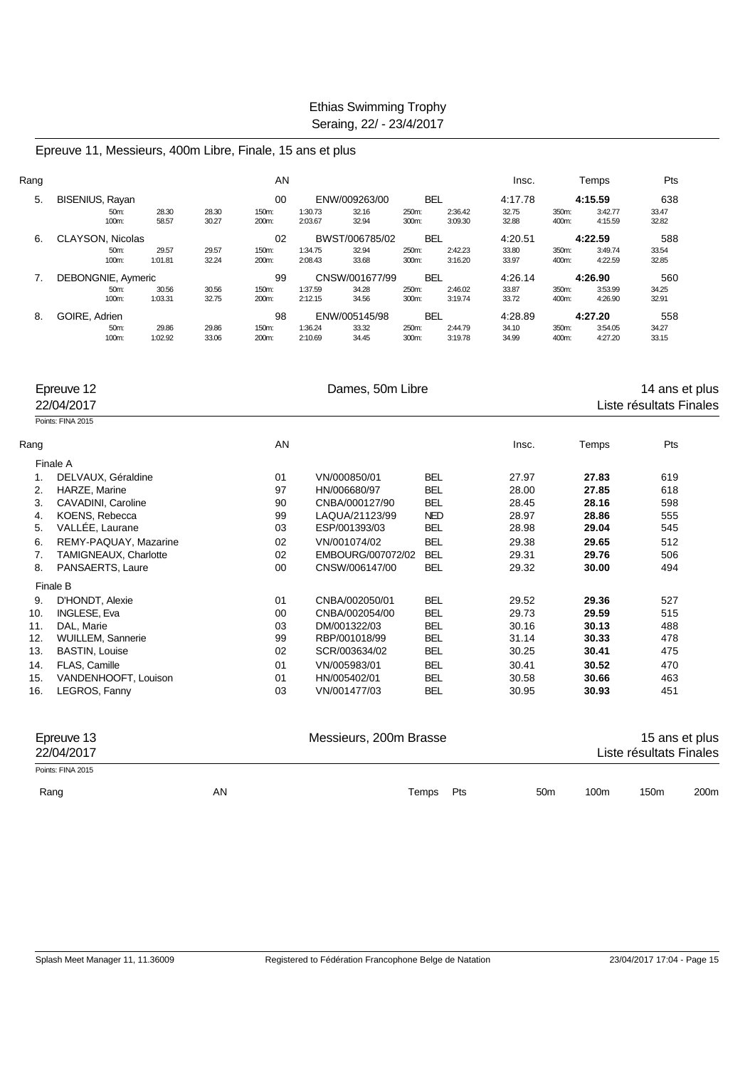## Epreuve 11, Messieurs, 400m Libre, Finale, 15 ans et plus

| Rang | | AN | | | Insc. | Temps | Pts |
|---|---|---|---|---|---|---|---|
| 5. | BISENIUS, Rayan | 00 | ENW/009263/00 | BEL | 4:17.78 | **4:15.59** | 638 |
| | 50m: 28.30 28.30 / 100m: 58.57 30.27 | 150m: 1:30.73 32.16 / 200m: 2:03.67 32.94 | 250m: 2:36.42 32.75 / 300m: 3:09.30 32.88 | | 350m: 3:42.77 33.47 / 400m: 4:15.59 32.82 | | |
| 6. | CLAYSON, Nicolas | 02 | BWST/006785/02 | BEL | 4:20.51 | **4:22.59** | 588 |
| | 50m: 29.57 29.57 / 100m: 1:01.81 32.24 | 150m: 1:34.75 32.94 / 200m: 2:08.43 33.68 | 250m: 2:42.23 33.80 / 300m: 3:16.20 33.97 | | 350m: 3:49.74 33.54 / 400m: 4:22.59 32.85 | | |
| 7. | DEBONGNIE, Aymeric | 99 | CNSW/001677/99 | BEL | 4:26.14 | **4:26.90** | 560 |
| | 50m: 30.56 30.56 / 100m: 1:03.31 32.75 | 150m: 1:37.59 34.28 / 200m: 2:12.15 34.56 | 250m: 2:46.02 33.87 / 300m: 3:19.74 33.72 | | 350m: 3:53.99 34.25 / 400m: 4:26.90 32.91 | | |
| 8. | GOIRE, Adrien | 98 | ENW/005145/98 | BEL | 4:28.89 | **4:27.20** | 558 |
| | 50m: 29.86 29.86 / 100m: 1:02.92 33.06 | 150m: 1:36.24 33.32 / 200m: 2:10.69 34.45 | 250m: 2:44.79 34.10 / 300m: 3:19.78 34.99 | | 350m: 3:54.05 34.27 / 400m: 4:27.20 33.15 | | |

## Epreuve 12 — Dames, 50m Libre — 14 ans et plus

22/04/2017 — Liste résultats Finales

Points: FINA 2015

| Rang | | AN | | | Insc. | Temps | Pts |
|---|---|---|---|---|---|---|---|
| **Finale A** | | | | | | | |
| 1. | DELVAUX, Géraldine | 01 | VN/000850/01 | BEL | 27.97 | **27.83** | 619 |
| 2. | HARZE, Marine | 97 | HN/006680/97 | BEL | 28.00 | **27.85** | 618 |
| 3. | CAVADINI, Caroline | 90 | CNBA/000127/90 | BEL | 28.45 | **28.16** | 598 |
| 4. | KOENS, Rebecca | 99 | LAQUA/21123/99 | NED | 28.97 | **28.86** | 555 |
| 5. | VALLÉE, Laurane | 03 | ESP/001393/03 | BEL | 28.98 | **29.04** | 545 |
| 6. | REMY-PAQUAY, Mazarine | 02 | VN/001074/02 | BEL | 29.38 | **29.65** | 512 |
| 7. | TAMIGNEAUX, Charlotte | 02 | EMBOURG/007072/02 | BEL | 29.31 | **29.76** | 506 |
| 8. | PANSAERTS, Laure | 00 | CNSW/006147/00 | BEL | 29.32 | **30.00** | 494 |
| **Finale B** | | | | | | | |
| 9. | D'HONDT, Alexie | 01 | CNBA/002050/01 | BEL | 29.52 | **29.36** | 527 |
| 10. | INGLESE, Eva | 00 | CNBA/002054/00 | BEL | 29.73 | **29.59** | 515 |
| 11. | DAL, Marie | 03 | DM/001322/03 | BEL | 30.16 | **30.13** | 488 |
| 12. | WUILLEM, Sannerie | 99 | RBP/001018/99 | BEL | 31.14 | **30.33** | 478 |
| 13. | BASTIN, Louise | 02 | SCR/003634/02 | BEL | 30.25 | **30.41** | 475 |
| 14. | FLAS, Camille | 01 | VN/005983/01 | BEL | 30.41 | **30.52** | 470 |
| 15. | VANDENHOOFT, Louison | 01 | HN/005402/01 | BEL | 30.58 | **30.66** | 463 |
| 16. | LEGROS, Fanny | 03 | VN/001477/03 | BEL | 30.95 | **30.93** | 451 |

## Epreuve 13 — Messieurs, 200m Brasse — 15 ans et plus

22/04/2017 — Liste résultats Finales

Points: FINA 2015

| Rang | AN | Temps | Pts | 50m | 100m | 150m | 200m |
|---|---|---|---|---|---|---|---|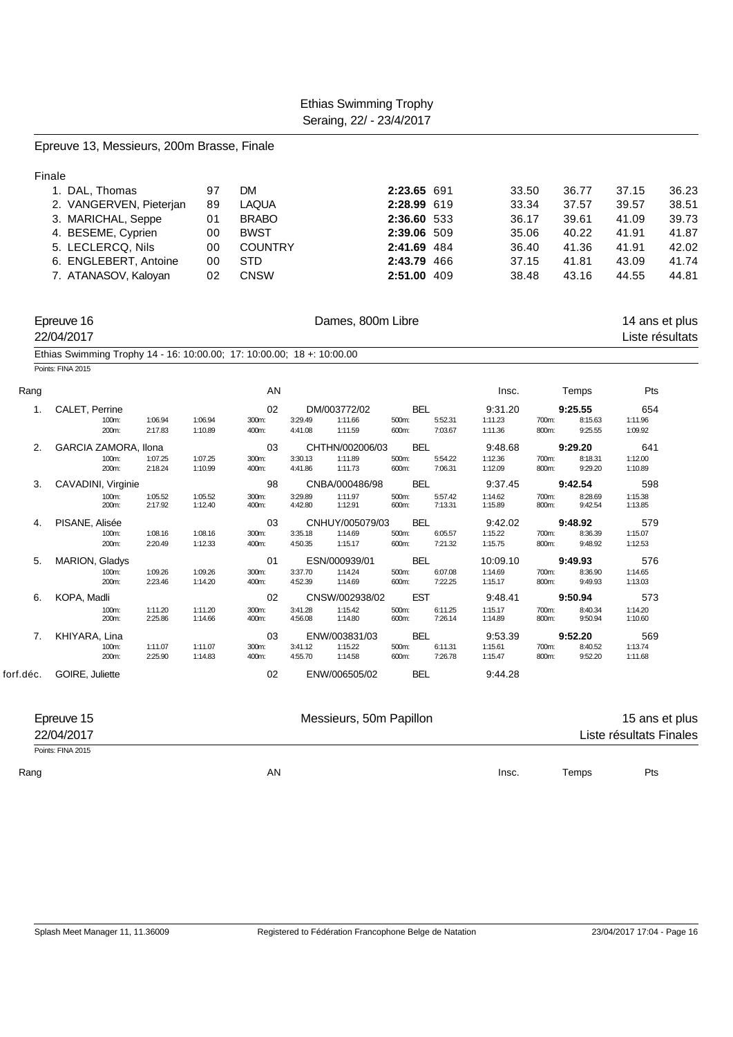Ethias Swimming Trophy
Seraing, 22/ - 23/4/2017

## Epreuve 13, Messieurs, 200m Brasse, Finale

Finale

| Rang | Nom | AN | Club | Temps | Pts | 50m | 100m | 150m | 200m |
|---|---|---|---|---|---|---|---|---|---|
| 1. | DAL, Thomas | 97 | DM | **2:23.65** | 691 | 33.50 | 36.77 | 37.15 | 36.23 |
| 2. | VANGERVEN, Pieterjan | 89 | LAQUA | **2:28.99** | 619 | 33.34 | 37.57 | 39.57 | 38.51 |
| 3. | MARICHAL, Seppe | 01 | BRABO | **2:36.60** | 533 | 36.17 | 39.61 | 41.09 | 39.73 |
| 4. | BESEME, Cyprien | 00 | BWST | **2:39.06** | 509 | 35.06 | 40.22 | 41.91 | 41.87 |
| 5. | LECLERCQ, Nils | 00 | COUNTRY | **2:41.69** | 484 | 36.40 | 41.36 | 41.91 | 42.02 |
| 6. | ENGLEBERT, Antoine | 00 | STD | **2:43.79** | 466 | 37.15 | 41.81 | 43.09 | 41.74 |
| 7. | ATANASOV, Kaloyan | 02 | CNSW | **2:51.00** | 409 | 38.48 | 43.16 | 44.55 | 44.81 |

## Epreuve 16 — Dames, 800m Libre — 14 ans et plus

22/04/2017 — Liste résultats

Ethias Swimming Trophy 14 - 16: 10:00.00; 17: 10:00.00; 18 +: 10:00.00

Points: FINA 2015

| Rang | Nom | AN | Licence | Nat. | Insc. | Temps | Pts |
|---|---|---|---|---|---|---|---|
| 1. | CALET, Perrine | 02 | DM/003772/02 | BEL | 9:31.20 | **9:25.55** | 654 |
| | 100m: 1:06.94 1:06.94 — 200m: 2:17.83 1:10.89 | | 300m: 3:29.49 1:11.66 — 400m: 4:41.08 1:11.59 | | 500m: 5:52.31 1:11.23 — 600m: 7:03.67 1:11.36 | 700m: 8:15.63 1:11.96 — 800m: 9:25.55 1:09.92 | |
| 2. | GARCIA ZAMORA, Ilona | 03 | CHTHN/002006/03 | BEL | 9:48.68 | **9:29.20** | 641 |
| | 100m: 1:07.25 1:07.25 — 200m: 2:18.24 1:10.99 | | 300m: 3:30.13 1:11.89 — 400m: 4:41.86 1:11.73 | | 500m: 5:54.22 1:12.36 — 600m: 7:06.31 1:12.09 | 700m: 8:18.31 1:12.00 — 800m: 9:29.20 1:10.89 | |
| 3. | CAVADINI, Virginie | 98 | CNBA/000486/98 | BEL | 9:37.45 | **9:42.54** | 598 |
| | 100m: 1:05.52 1:05.52 — 200m: 2:17.92 1:12.40 | | 300m: 3:29.89 1:11.97 — 400m: 4:42.80 1:12.91 | | 500m: 5:57.42 1:14.62 — 600m: 7:13.31 1:15.89 | 700m: 8:28.69 1:15.38 — 800m: 9:42.54 1:13.85 | |
| 4. | PISANE, Alisée | 03 | CNHUY/005079/03 | BEL | 9:42.02 | **9:48.92** | 579 |
| | 100m: 1:08.16 1:08.16 — 200m: 2:20.49 1:12.33 | | 300m: 3:35.18 1:14.69 — 400m: 4:50.35 1:15.17 | | 500m: 6:05.57 1:15.22 — 600m: 7:21.32 1:15.75 | 700m: 8:36.39 1:15.07 — 800m: 9:48.92 1:12.53 | |
| 5. | MARION, Gladys | 01 | ESN/000939/01 | BEL | 10:09.10 | **9:49.93** | 576 |
| | 100m: 1:09.26 1:09.26 — 200m: 2:23.46 1:14.20 | | 300m: 3:37.70 1:14.24 — 400m: 4:52.39 1:14.69 | | 500m: 6:07.08 1:14.69 — 600m: 7:22.25 1:15.17 | 700m: 8:36.90 1:14.65 — 800m: 9:49.93 1:13.03 | |
| 6. | KOPA, Madli | 02 | CNSW/002938/02 | EST | 9:48.41 | **9:50.94** | 573 |
| | 100m: 1:11.20 1:11.20 — 200m: 2:25.86 1:14.66 | | 300m: 3:41.28 1:15.42 — 400m: 4:56.08 1:14.80 | | 500m: 6:11.25 1:15.17 — 600m: 7:26.14 1:14.89 | 700m: 8:40.34 1:14.20 — 800m: 9:50.94 1:10.60 | |
| 7. | KHIYARA, Lina | 03 | ENW/003831/03 | BEL | 9:53.39 | **9:52.20** | 569 |
| | 100m: 1:11.07 1:11.07 — 200m: 2:25.90 1:14.83 | | 300m: 3:41.12 1:15.22 — 400m: 4:55.70 1:14.58 | | 500m: 6:11.31 1:15.61 — 600m: 7:26.78 1:15.47 | 700m: 8:40.52 1:13.74 — 800m: 9:52.20 1:11.68 | |
| forf.déc. | GOIRE, Juliette | 02 | ENW/006505/02 | BEL | 9:44.28 | | |

## Epreuve 15 — Messieurs, 50m Papillon — 15 ans et plus

22/04/2017 — Liste résultats Finales

Points: FINA 2015

| Rang | | AN | | Insc. | Temps | Pts |
|---|---|---|---|---|---|---|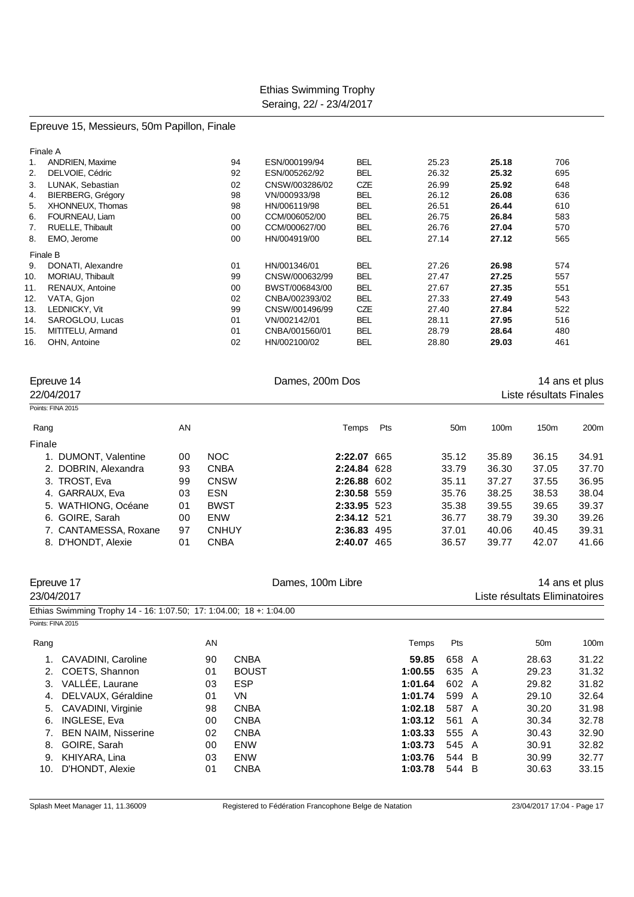Ethias Swimming Trophy
Seraing, 22/ - 23/4/2017

## Epreuve 15, Messieurs, 50m Papillon, Finale

| Rang | Nom | AN | Licence | Nation | | Temps | Pts |
|---|---|---|---|---|---|---|---|
| Finale A | | | | | | | |
| 1. | ANDRIEN, Maxime | 94 | ESN/000199/94 | BEL | 25.23 | **25.18** | 706 |
| 2. | DELVOIE, Cédric | 92 | ESN/005262/92 | BEL | 26.32 | **25.32** | 695 |
| 3. | LUNAK, Sebastian | 02 | CNSW/003286/02 | CZE | 26.99 | **25.92** | 648 |
| 4. | BIERBERG, Grégory | 98 | VN/000933/98 | BEL | 26.12 | **26.08** | 636 |
| 5. | XHONNEUX, Thomas | 98 | HN/006119/98 | BEL | 26.51 | **26.44** | 610 |
| 6. | FOURNEAU, Liam | 00 | CCM/006052/00 | BEL | 26.75 | **26.84** | 583 |
| 7. | RUELLE, Thibault | 00 | CCM/000627/00 | BEL | 26.76 | **27.04** | 570 |
| 8. | EMO, Jerome | 00 | HN/004919/00 | BEL | 27.14 | **27.12** | 565 |
| Finale B | | | | | | | |
| 9. | DONATI, Alexandre | 01 | HN/001346/01 | BEL | 27.26 | **26.98** | 574 |
| 10. | MORIAU, Thibault | 99 | CNSW/000632/99 | BEL | 27.47 | **27.25** | 557 |
| 11. | RENAUX, Antoine | 00 | BWST/006843/00 | BEL | 27.67 | **27.35** | 551 |
| 12. | VATA, Gjon | 02 | CNBA/002393/02 | BEL | 27.33 | **27.49** | 543 |
| 13. | LEDNICKY, Vit | 99 | CNSW/001496/99 | CZE | 27.40 | **27.84** | 522 |
| 14. | SAROGLOU, Lucas | 01 | VN/002142/01 | BEL | 28.11 | **27.95** | 516 |
| 15. | MITITELU, Armand | 01 | CNBA/001560/01 | BEL | 28.79 | **28.64** | 480 |
| 16. | OHN, Antoine | 02 | HN/002100/02 | BEL | 28.80 | **29.03** | 461 |

## Epreuve 14 — Dames, 200m Dos — 14 ans et plus

22/04/2017 — Liste résultats Finales

Points: FINA 2015

| Rang | | AN | | Temps | Pts | 50m | 100m | 150m | 200m |
|---|---|---|---|---|---|---|---|---|---|
| Finale | | | | | | | | | |
| 1. | DUMONT, Valentine | 00 | NOC | **2:22.07** | 665 | 35.12 | 35.89 | 36.15 | 34.91 |
| 2. | DOBRIN, Alexandra | 93 | CNBA | **2:24.84** | 628 | 33.79 | 36.30 | 37.05 | 37.70 |
| 3. | TROST, Eva | 99 | CNSW | **2:26.88** | 602 | 35.11 | 37.27 | 37.55 | 36.95 |
| 4. | GARRAUX, Eva | 03 | ESN | **2:30.58** | 559 | 35.76 | 38.25 | 38.53 | 38.04 |
| 5. | WATHIONG, Océane | 01 | BWST | **2:33.95** | 523 | 35.38 | 39.55 | 39.65 | 39.37 |
| 6. | GOIRE, Sarah | 00 | ENW | **2:34.12** | 521 | 36.77 | 38.79 | 39.30 | 39.26 |
| 7. | CANTAMESSA, Roxane | 97 | CNHUY | **2:36.83** | 495 | 37.01 | 40.06 | 40.45 | 39.31 |
| 8. | D'HONDT, Alexie | 01 | CNBA | **2:40.07** | 465 | 36.57 | 39.77 | 42.07 | 41.66 |

## Epreuve 17 — Dames, 100m Libre — 14 ans et plus

23/04/2017 — Liste résultats Eliminatoires

Ethias Swimming Trophy 14 - 16: 1:07.50; 17: 1:04.00; 18 +: 1:04.00

Points: FINA 2015

| Rang | | AN | | Temps | Pts | | 50m | 100m |
|---|---|---|---|---|---|---|---|---|
| 1. | CAVADINI, Caroline | 90 | CNBA | **59.85** | 658 | A | 28.63 | 31.22 |
| 2. | COETS, Shannon | 01 | BOUST | **1:00.55** | 635 | A | 29.23 | 31.32 |
| 3. | VALLÉE, Laurane | 03 | ESP | **1:01.64** | 602 | A | 29.82 | 31.82 |
| 4. | DELVAUX, Géraldine | 01 | VN | **1:01.74** | 599 | A | 29.10 | 32.64 |
| 5. | CAVADINI, Virginie | 98 | CNBA | **1:02.18** | 587 | A | 30.20 | 31.98 |
| 6. | INGLESE, Eva | 00 | CNBA | **1:03.12** | 561 | A | 30.34 | 32.78 |
| 7. | BEN NAIM, Nisserine | 02 | CNBA | **1:03.33** | 555 | A | 30.43 | 32.90 |
| 8. | GOIRE, Sarah | 00 | ENW | **1:03.73** | 545 | A | 30.91 | 32.82 |
| 9. | KHIYARA, Lina | 03 | ENW | **1:03.76** | 544 | B | 30.99 | 32.77 |
| 10. | D'HONDT, Alexie | 01 | CNBA | **1:03.78** | 544 | B | 30.63 | 33.15 |

Splash Meet Manager 11, 11.36009 — Registered to Fédération Francophone Belge de Natation — 23/04/2017 17:04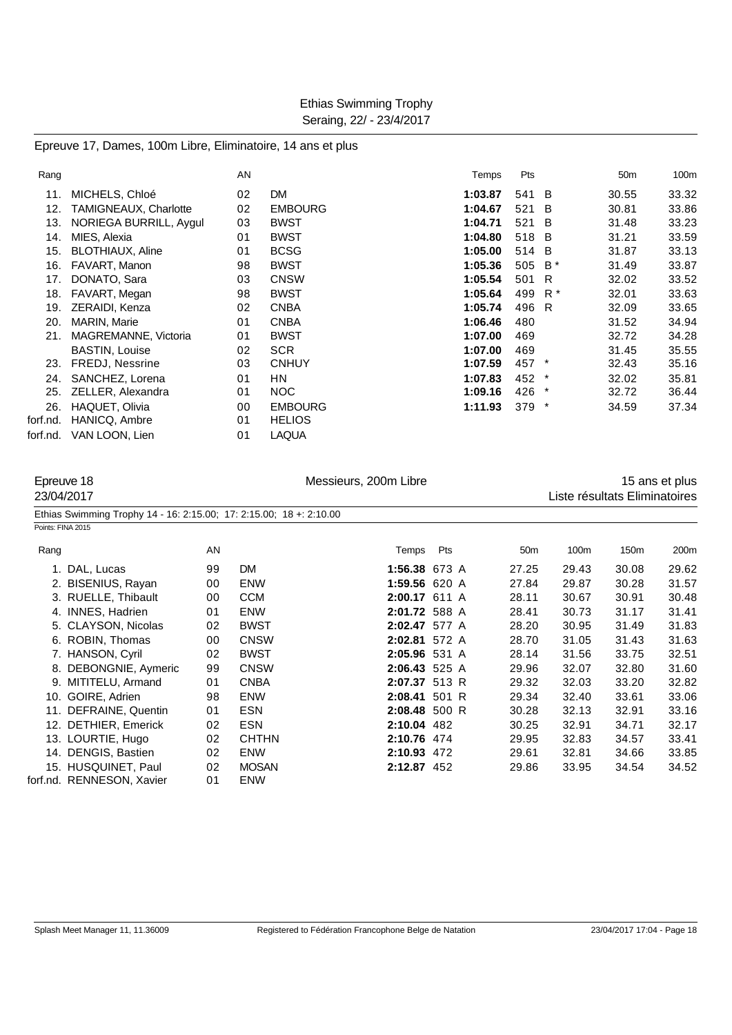Ethias Swimming Trophy
Seraing, 22/ - 23/4/2017

## Epreuve 17, Dames, 100m Libre, Eliminatoire, 14 ans et plus

| Rang | | AN | | Temps | Pts | | 50m | 100m |
|---|---|---|---|---|---|---|---|---|
| 11. | MICHELS, Chloé | 02 | DM | **1:03.87** | 541 | B | 30.55 | 33.32 |
| 12. | TAMIGNEAUX, Charlotte | 02 | EMBOURG | **1:04.67** | 521 | B | 30.81 | 33.86 |
| 13. | NORIEGA BURRILL, Aygul | 03 | BWST | **1:04.71** | 521 | B | 31.48 | 33.23 |
| 14. | MIES, Alexia | 01 | BWST | **1:04.80** | 518 | B | 31.21 | 33.59 |
| 15. | BLOTHIAUX, Aline | 01 | BCSG | **1:05.00** | 514 | B | 31.87 | 33.13 |
| 16. | FAVART, Manon | 98 | BWST | **1:05.36** | 505 | B * | 31.49 | 33.87 |
| 17. | DONATO, Sara | 03 | CNSW | **1:05.54** | 501 | R | 32.02 | 33.52 |
| 18. | FAVART, Megan | 98 | BWST | **1:05.64** | 499 | R * | 32.01 | 33.63 |
| 19. | ZERAIDI, Kenza | 02 | CNBA | **1:05.74** | 496 | R | 32.09 | 33.65 |
| 20. | MARIN, Marie | 01 | CNBA | **1:06.46** | 480 | | 31.52 | 34.94 |
| 21. | MAGREMANNE, Victoria | 01 | BWST | **1:07.00** | 469 | | 32.72 | 34.28 |
| | BASTIN, Louise | 02 | SCR | **1:07.00** | 469 | | 31.45 | 35.55 |
| 23. | FREDJ, Nessrine | 03 | CNHUY | **1:07.59** | 457 | * | 32.43 | 35.16 |
| 24. | SANCHEZ, Lorena | 01 | HN | **1:07.83** | 452 | * | 32.02 | 35.81 |
| 25. | ZELLER, Alexandra | 01 | NOC | **1:09.16** | 426 | * | 32.72 | 36.44 |
| 26. | HAQUET, Olivia | 00 | EMBOURG | **1:11.93** | 379 | * | 34.59 | 37.34 |
| forf.nd. | HANICQ, Ambre | 01 | HELIOS | | | | | |
| forf.nd. | VAN LOON, Lien | 01 | LAQUA | | | | | |

## Epreuve 18 — Messieurs, 200m Libre — 15 ans et plus

23/04/2017 — Liste résultats Eliminatoires

Ethias Swimming Trophy 14 - 16: 2:15.00; 17: 2:15.00; 18 +: 2:10.00

Points: FINA 2015

| Rang | | AN | | Temps | Pts | | 50m | 100m | 150m | 200m |
|---|---|---|---|---|---|---|---|---|---|---|
| 1. | DAL, Lucas | 99 | DM | **1:56.38** | 673 | A | 27.25 | 29.43 | 30.08 | 29.62 |
| 2. | BISENIUS, Rayan | 00 | ENW | **1:59.56** | 620 | A | 27.84 | 29.87 | 30.28 | 31.57 |
| 3. | RUELLE, Thibault | 00 | CCM | **2:00.17** | 611 | A | 28.11 | 30.67 | 30.91 | 30.48 |
| 4. | INNES, Hadrien | 01 | ENW | **2:01.72** | 588 | A | 28.41 | 30.73 | 31.17 | 31.41 |
| 5. | CLAYSON, Nicolas | 02 | BWST | **2:02.47** | 577 | A | 28.20 | 30.95 | 31.49 | 31.83 |
| 6. | ROBIN, Thomas | 00 | CNSW | **2:02.81** | 572 | A | 28.70 | 31.05 | 31.43 | 31.63 |
| 7. | HANSON, Cyril | 02 | BWST | **2:05.96** | 531 | A | 28.14 | 31.56 | 33.75 | 32.51 |
| 8. | DEBONGNIE, Aymeric | 99 | CNSW | **2:06.43** | 525 | A | 29.96 | 32.07 | 32.80 | 31.60 |
| 9. | MITITELU, Armand | 01 | CNBA | **2:07.37** | 513 | R | 29.32 | 32.03 | 33.20 | 32.82 |
| 10. | GOIRE, Adrien | 98 | ENW | **2:08.41** | 501 | R | 29.34 | 32.40 | 33.61 | 33.06 |
| 11. | DEFRAINE, Quentin | 01 | ESN | **2:08.48** | 500 | R | 30.28 | 32.13 | 32.91 | 33.16 |
| 12. | DETHIER, Emerick | 02 | ESN | **2:10.04** | 482 | | 30.25 | 32.91 | 34.71 | 32.17 |
| 13. | LOURTIE, Hugo | 02 | CHTHN | **2:10.76** | 474 | | 29.95 | 32.83 | 34.57 | 33.41 |
| 14. | DENGIS, Bastien | 02 | ENW | **2:10.93** | 472 | | 29.61 | 32.81 | 34.66 | 33.85 |
| 15. | HUSQUINET, Paul | 02 | MOSAN | **2:12.87** | 452 | | 29.86 | 33.95 | 34.54 | 34.52 |
| forf.nd. | RENNESON, Xavier | 01 | ENW | | | | | | | |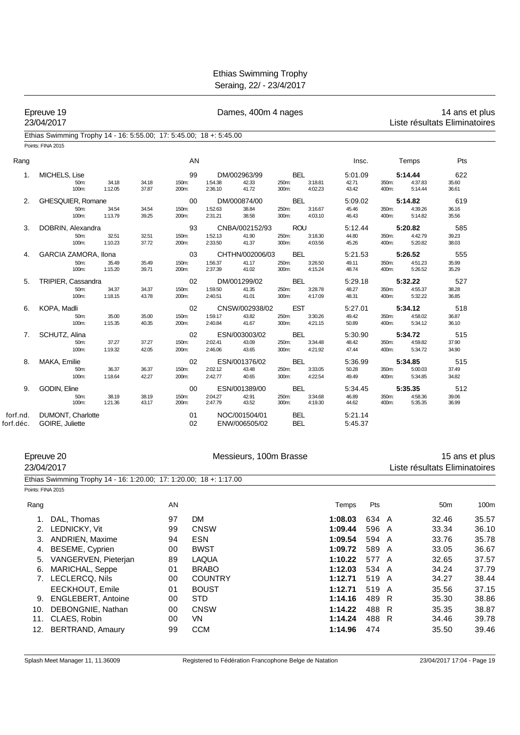# Ethias Swimming Trophy
Seraing, 22/ - 23/4/2017

## Epreuve 19 — Dames, 400m 4 nages — 14 ans et plus

23/04/2017 — Liste résultats Eliminatoires

Ethias Swimming Trophy 14 - 16: 5:55.00; 17: 5:45.00; 18 +: 5:45.00

Points: FINA 2015

| Rang | Nom | AN | Club | Nat. | Insc. | Temps | Pts |
|---|---|---|---|---|---|---|---|
| 1. | MICHELS, Lise | 99 | DM/002963/99 | BEL | 5:01.09 | **5:14.44** | 622 |
| | 50m: 34.18 (34.18) / 100m: 1:12.05 (37.87) / 150m: 1:54.38 (42.33) / 200m: 2:36.10 (41.72) / 250m: 3:18.81 (42.71) / 300m: 4:02.23 (43.42) / 350m: 4:37.83 (35.60) / 400m: 5:14.44 (36.61) | | | | | | |
| 2. | GHESQUIER, Romane | 00 | DM/000874/00 | BEL | 5:09.02 | **5:14.82** | 619 |
| | 50m: 34.54 (34.54) / 100m: 1:13.79 (39.25) / 150m: 1:52.63 (38.84) / 200m: 2:31.21 (38.58) / 250m: 3:16.67 (45.46) / 300m: 4:03.10 (46.43) / 350m: 4:39.26 (36.16) / 400m: 5:14.82 (35.56) | | | | | | |
| 3. | DOBRIN, Alexandra | 93 | CNBA/002152/93 | ROU | 5:12.44 | **5:20.82** | 585 |
| | 50m: 32.51 (32.51) / 100m: 1:10.23 (37.72) / 150m: 1:52.13 (41.90) / 200m: 2:33.50 (41.37) / 250m: 3:18.30 (44.80) / 300m: 4:03.56 (45.26) / 350m: 4:42.79 (39.23) / 400m: 5:20.82 (38.03) | | | | | | |
| 4. | GARCIA ZAMORA, Ilona | 03 | CHTHN/002006/03 | BEL | 5:21.53 | **5:26.52** | 555 |
| | 50m: 35.49 (35.49) / 100m: 1:15.20 (39.71) / 150m: 1:56.37 (41.17) / 200m: 2:37.39 (41.02) / 250m: 3:26.50 (49.11) / 300m: 4:15.24 (48.74) / 350m: 4:51.23 (35.99) / 400m: 5:26.52 (35.29) | | | | | | |
| 5. | TRIPIER, Cassandra | 02 | DM/001299/02 | BEL | 5:29.18 | **5:32.22** | 527 |
| | 50m: 34.37 (34.37) / 100m: 1:18.15 (43.78) / 150m: 1:59.50 (41.35) / 200m: 2:40.51 (41.01) / 250m: 3:28.78 (48.27) / 300m: 4:17.09 (48.31) / 350m: 4:55.37 (38.28) / 400m: 5:32.22 (36.85) | | | | | | |
| 6. | KOPA, Madli | 02 | CNSW/002938/02 | EST | 5:27.01 | **5:34.12** | 518 |
| | 50m: 35.00 (35.00) / 100m: 1:15.35 (40.35) / 150m: 1:59.17 (43.82) / 200m: 2:40.84 (41.67) / 250m: 3:30.26 (49.42) / 300m: 4:21.15 (50.89) / 350m: 4:58.02 (36.87) / 400m: 5:34.12 (36.10) | | | | | | |
| 7. | SCHUTZ, Alina | 02 | ESN/003003/02 | BEL | 5:30.90 | **5:34.72** | 515 |
| | 50m: 37.27 (37.27) / 100m: 1:19.32 (42.05) / 150m: 2:02.41 (43.09) / 200m: 2:46.06 (43.65) / 250m: 3:34.48 (48.42) / 300m: 4:21.92 (47.44) / 350m: 4:59.82 (37.90) / 400m: 5:34.72 (34.90) | | | | | | |
| 8. | MAKA, Emilie | 02 | ESN/001376/02 | BEL | 5:36.99 | **5:34.85** | 515 |
| | 50m: 36.37 (36.37) / 100m: 1:18.64 (42.27) / 150m: 2:02.12 (43.48) / 200m: 2:42.77 (40.65) / 250m: 3:33.05 (50.28) / 300m: 4:22.54 (49.49) / 350m: 5:00.03 (37.49) / 400m: 5:34.85 (34.82) | | | | | | |
| 9. | GODIN, Eline | 00 | ESN/001389/00 | BEL | 5:34.45 | **5:35.35** | 512 |
| | 50m: 38.19 (38.19) / 100m: 1:21.36 (43.17) / 150m: 2:04.27 (42.91) / 200m: 2:47.79 (43.52) / 250m: 3:34.68 (46.89) / 300m: 4:19.30 (44.62) / 350m: 4:58.36 (39.06) / 400m: 5:35.35 (36.99) | | | | | | |
| forf.nd. | DUMONT, Charlotte | 01 | NOC/001504/01 | BEL | 5:21.14 | | |
| forf.déc. | GOIRE, Juliette | 02 | ENW/006505/02 | BEL | 5:45.37 | | |

## Epreuve 20 — Messieurs, 100m Brasse — 15 ans et plus

23/04/2017 — Liste résultats Eliminatoires

Ethias Swimming Trophy 14 - 16: 1:20.00; 17: 1:20.00; 18 +: 1:17.00

Points: FINA 2015

| Rang | Nom | AN | Club | Temps | Pts | | 50m | 100m |
|---|---|---|---|---|---|---|---|---|
| 1. | DAL, Thomas | 97 | DM | **1:08.03** | 634 | A | 32.46 | 35.57 |
| 2. | LEDNICKY, Vit | 99 | CNSW | **1:09.44** | 596 | A | 33.34 | 36.10 |
| 3. | ANDRIEN, Maxime | 94 | ESN | **1:09.54** | 594 | A | 33.76 | 35.78 |
| 4. | BESEME, Cyprien | 00 | BWST | **1:09.72** | 589 | A | 33.05 | 36.67 |
| 5. | VANGERVEN, Pieterjan | 89 | LAQUA | **1:10.22** | 577 | A | 32.65 | 37.57 |
| 6. | MARICHAL, Seppe | 01 | BRABO | **1:12.03** | 534 | A | 34.24 | 37.79 |
| 7. | LECLERCQ, Nils | 00 | COUNTRY | **1:12.71** | 519 | A | 34.27 | 38.44 |
| | EECKHOUT, Emile | 01 | BOUST | **1:12.71** | 519 | A | 35.56 | 37.15 |
| 9. | ENGLEBERT, Antoine | 00 | STD | **1:14.16** | 489 | R | 35.30 | 38.86 |
| 10. | DEBONGNIE, Nathan | 00 | CNSW | **1:14.22** | 488 | R | 35.35 | 38.87 |
| 11. | CLAES, Robin | 00 | VN | **1:14.24** | 488 | R | 34.46 | 39.78 |
| 12. | BERTRAND, Amaury | 99 | CCM | **1:14.96** | 474 | | 35.50 | 39.46 |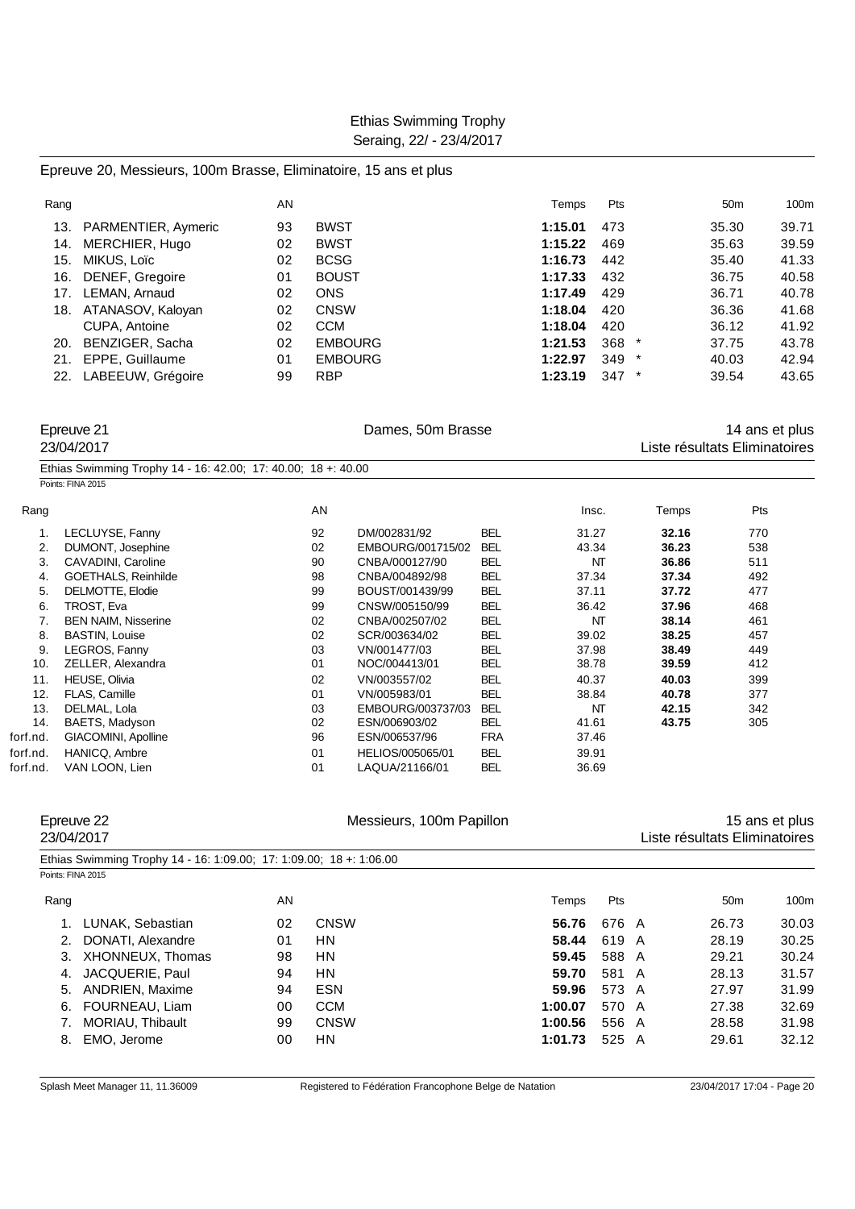## Epreuve 20, Messieurs, 100m Brasse, Eliminatoire, 15 ans et plus

| Rang | | AN | | Temps | Pts | | 50m | 100m |
|---|---|---|---|---|---|---|---|---|
| 13. | PARMENTIER, Aymeric | 93 | BWST | **1:15.01** | 473 | | 35.30 | 39.71 |
| 14. | MERCHIER, Hugo | 02 | BWST | **1:15.22** | 469 | | 35.63 | 39.59 |
| 15. | MIKUS, Loïc | 02 | BCSG | **1:16.73** | 442 | | 35.40 | 41.33 |
| 16. | DENEF, Gregoire | 01 | BOUST | **1:17.33** | 432 | | 36.75 | 40.58 |
| 17. | LEMAN, Arnaud | 02 | ONS | **1:17.49** | 429 | | 36.71 | 40.78 |
| 18. | ATANASOV, Kaloyan | 02 | CNSW | **1:18.04** | 420 | | 36.36 | 41.68 |
| | CUPA, Antoine | 02 | CCM | **1:18.04** | 420 | | 36.12 | 41.92 |
| 20. | BENZIGER, Sacha | 02 | EMBOURG | **1:21.53** | 368 | * | 37.75 | 43.78 |
| 21. | EPPE, Guillaume | 01 | EMBOURG | **1:22.97** | 349 | * | 40.03 | 42.94 |
| 22. | LABEEUW, Grégoire | 99 | RBP | **1:23.19** | 347 | * | 39.54 | 43.65 |

## Epreuve 21 — Dames, 50m Brasse — 14 ans et plus

23/04/2017 — Liste résultats Eliminatoires

Ethias Swimming Trophy 14 - 16: 42.00; 17: 40.00; 18 +: 40.00

Points: FINA 2015

| Rang | | AN | | | Insc. | Temps | Pts |
|---|---|---|---|---|---|---|---|
| 1. | LECLUYSE, Fanny | 92 | DM/002831/92 | BEL | 31.27 | **32.16** | 770 |
| 2. | DUMONT, Josephine | 02 | EMBOURG/001715/02 | BEL | 43.34 | **36.23** | 538 |
| 3. | CAVADINI, Caroline | 90 | CNBA/000127/90 | BEL | NT | **36.86** | 511 |
| 4. | GOETHALS, Reinhilde | 98 | CNBA/004892/98 | BEL | 37.34 | **37.34** | 492 |
| 5. | DELMOTTE, Elodie | 99 | BOUST/001439/99 | BEL | 37.11 | **37.72** | 477 |
| 6. | TROST, Eva | 99 | CNSW/005150/99 | BEL | 36.42 | **37.96** | 468 |
| 7. | BEN NAIM, Nisserine | 02 | CNBA/002507/02 | BEL | NT | **38.14** | 461 |
| 8. | BASTIN, Louise | 02 | SCR/003634/02 | BEL | 39.02 | **38.25** | 457 |
| 9. | LEGROS, Fanny | 03 | VN/001477/03 | BEL | 37.98 | **38.49** | 449 |
| 10. | ZELLER, Alexandra | 01 | NOC/004413/01 | BEL | 38.78 | **39.59** | 412 |
| 11. | HEUSE, Olivia | 02 | VN/003557/02 | BEL | 40.37 | **40.03** | 399 |
| 12. | FLAS, Camille | 01 | VN/005983/01 | BEL | 38.84 | **40.78** | 377 |
| 13. | DELMAL, Lola | 03 | EMBOURG/003737/03 | BEL | NT | **42.15** | 342 |
| 14. | BAETS, Madyson | 02 | ESN/006903/02 | BEL | 41.61 | **43.75** | 305 |
| forf.nd. | GIACOMINI, Apolline | 96 | ESN/006537/96 | FRA | 37.46 | | |
| forf.nd. | HANICQ, Ambre | 01 | HELIOS/005065/01 | BEL | 39.91 | | |
| forf.nd. | VAN LOON, Lien | 01 | LAQUA/21166/01 | BEL | 36.69 | | |

## Epreuve 22 — Messieurs, 100m Papillon — 15 ans et plus

23/04/2017 — Liste résultats Eliminatoires

Ethias Swimming Trophy 14 - 16: 1:09.00; 17: 1:09.00; 18 +: 1:06.00

Points: FINA 2015

| Rang | | AN | | Temps | Pts | | 50m | 100m |
|---|---|---|---|---|---|---|---|---|
| 1. | LUNAK, Sebastian | 02 | CNSW | **56.76** | 676 | A | 26.73 | 30.03 |
| 2. | DONATI, Alexandre | 01 | HN | **58.44** | 619 | A | 28.19 | 30.25 |
| 3. | XHONNEUX, Thomas | 98 | HN | **59.45** | 588 | A | 29.21 | 30.24 |
| 4. | JACQUERIE, Paul | 94 | HN | **59.70** | 581 | A | 28.13 | 31.57 |
| 5. | ANDRIEN, Maxime | 94 | ESN | **59.96** | 573 | A | 27.97 | 31.99 |
| 6. | FOURNEAU, Liam | 00 | CCM | **1:00.07** | 570 | A | 27.38 | 32.69 |
| 7. | MORIAU, Thibault | 99 | CNSW | **1:00.56** | 556 | A | 28.58 | 31.98 |
| 8. | EMO, Jerome | 00 | HN | **1:01.73** | 525 | A | 29.61 | 32.12 |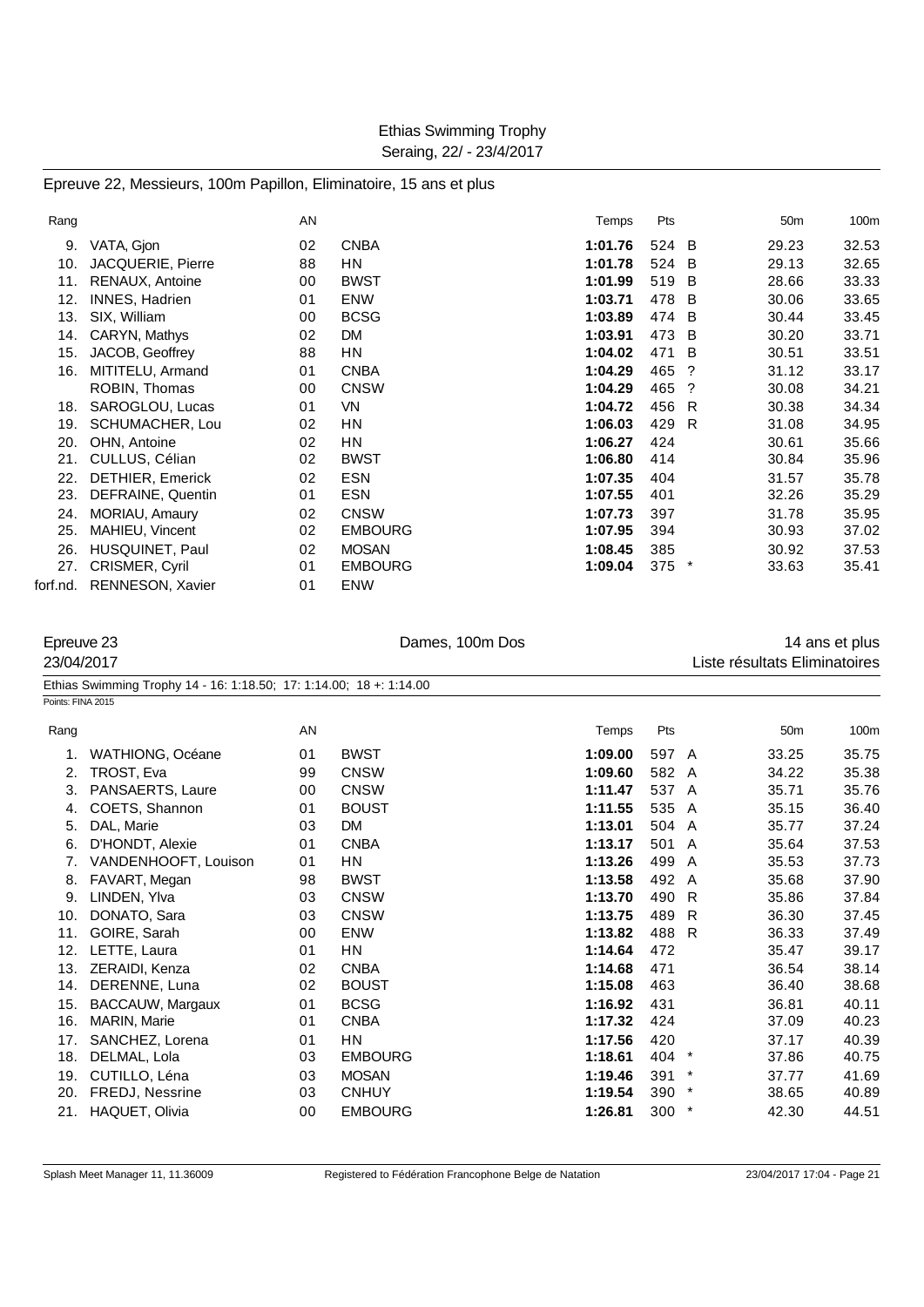Ethias Swimming Trophy
Seraing, 22/ - 23/4/2017

## Epreuve 22, Messieurs, 100m Papillon, Eliminatoire, 15 ans et plus

| Rang | | AN | | Temps | Pts | | 50m | 100m |
|---|---|---|---|---|---|---|---|---|
| 9. | VATA, Gjon | 02 | CNBA | **1:01.76** | 524 | B | 29.23 | 32.53 |
| 10. | JACQUERIE, Pierre | 88 | HN | **1:01.78** | 524 | B | 29.13 | 32.65 |
| 11. | RENAUX, Antoine | 00 | BWST | **1:01.99** | 519 | B | 28.66 | 33.33 |
| 12. | INNES, Hadrien | 01 | ENW | **1:03.71** | 478 | B | 30.06 | 33.65 |
| 13. | SIX, William | 00 | BCSG | **1:03.89** | 474 | B | 30.44 | 33.45 |
| 14. | CARYN, Mathys | 02 | DM | **1:03.91** | 473 | B | 30.20 | 33.71 |
| 15. | JACOB, Geoffrey | 88 | HN | **1:04.02** | 471 | B | 30.51 | 33.51 |
| 16. | MITITELU, Armand | 01 | CNBA | **1:04.29** | 465 | ? | 31.12 | 33.17 |
| | ROBIN, Thomas | 00 | CNSW | **1:04.29** | 465 | ? | 30.08 | 34.21 |
| 18. | SAROGLOU, Lucas | 01 | VN | **1:04.72** | 456 | R | 30.38 | 34.34 |
| 19. | SCHUMACHER, Lou | 02 | HN | **1:06.03** | 429 | R | 31.08 | 34.95 |
| 20. | OHN, Antoine | 02 | HN | **1:06.27** | 424 | | 30.61 | 35.66 |
| 21. | CULLUS, Célian | 02 | BWST | **1:06.80** | 414 | | 30.84 | 35.96 |
| 22. | DETHIER, Emerick | 02 | ESN | **1:07.35** | 404 | | 31.57 | 35.78 |
| 23. | DEFRAINE, Quentin | 01 | ESN | **1:07.55** | 401 | | 32.26 | 35.29 |
| 24. | MORIAU, Amaury | 02 | CNSW | **1:07.73** | 397 | | 31.78 | 35.95 |
| 25. | MAHIEU, Vincent | 02 | EMBOURG | **1:07.95** | 394 | | 30.93 | 37.02 |
| 26. | HUSQUINET, Paul | 02 | MOSAN | **1:08.45** | 385 | | 30.92 | 37.53 |
| 27. | CRISMER, Cyril | 01 | EMBOURG | **1:09.04** | 375 | * | 33.63 | 35.41 |
| forf.nd. | RENNESON, Xavier | 01 | ENW | | | | | |

## Epreuve 23 — Dames, 100m Dos — 14 ans et plus

23/04/2017 — Liste résultats Eliminatoires

Ethias Swimming Trophy 14 - 16: 1:18.50; 17: 1:14.00; 18 +: 1:14.00

Points: FINA 2015

| Rang | | AN | | Temps | Pts | | 50m | 100m |
|---|---|---|---|---|---|---|---|---|
| 1. | WATHIONG, Océane | 01 | BWST | **1:09.00** | 597 | A | 33.25 | 35.75 |
| 2. | TROST, Eva | 99 | CNSW | **1:09.60** | 582 | A | 34.22 | 35.38 |
| 3. | PANSAERTS, Laure | 00 | CNSW | **1:11.47** | 537 | A | 35.71 | 35.76 |
| 4. | COETS, Shannon | 01 | BOUST | **1:11.55** | 535 | A | 35.15 | 36.40 |
| 5. | DAL, Marie | 03 | DM | **1:13.01** | 504 | A | 35.77 | 37.24 |
| 6. | D'HONDT, Alexie | 01 | CNBA | **1:13.17** | 501 | A | 35.64 | 37.53 |
| 7. | VANDENHOOFT, Louison | 01 | HN | **1:13.26** | 499 | A | 35.53 | 37.73 |
| 8. | FAVART, Megan | 98 | BWST | **1:13.58** | 492 | A | 35.68 | 37.90 |
| 9. | LINDEN, Ylva | 03 | CNSW | **1:13.70** | 490 | R | 35.86 | 37.84 |
| 10. | DONATO, Sara | 03 | CNSW | **1:13.75** | 489 | R | 36.30 | 37.45 |
| 11. | GOIRE, Sarah | 00 | ENW | **1:13.82** | 488 | R | 36.33 | 37.49 |
| 12. | LETTE, Laura | 01 | HN | **1:14.64** | 472 | | 35.47 | 39.17 |
| 13. | ZERAIDI, Kenza | 02 | CNBA | **1:14.68** | 471 | | 36.54 | 38.14 |
| 14. | DERENNE, Luna | 02 | BOUST | **1:15.08** | 463 | | 36.40 | 38.68 |
| 15. | BACCAUW, Margaux | 01 | BCSG | **1:16.92** | 431 | | 36.81 | 40.11 |
| 16. | MARIN, Marie | 01 | CNBA | **1:17.32** | 424 | | 37.09 | 40.23 |
| 17. | SANCHEZ, Lorena | 01 | HN | **1:17.56** | 420 | | 37.17 | 40.39 |
| 18. | DELMAL, Lola | 03 | EMBOURG | **1:18.61** | 404 | * | 37.86 | 40.75 |
| 19. | CUTILLO, Léna | 03 | MOSAN | **1:19.46** | 391 | * | 37.77 | 41.69 |
| 20. | FREDJ, Nessrine | 03 | CNHUY | **1:19.54** | 390 | * | 38.65 | 40.89 |
| 21. | HAQUET, Olivia | 00 | EMBOURG | **1:26.81** | 300 | * | 42.30 | 44.51 |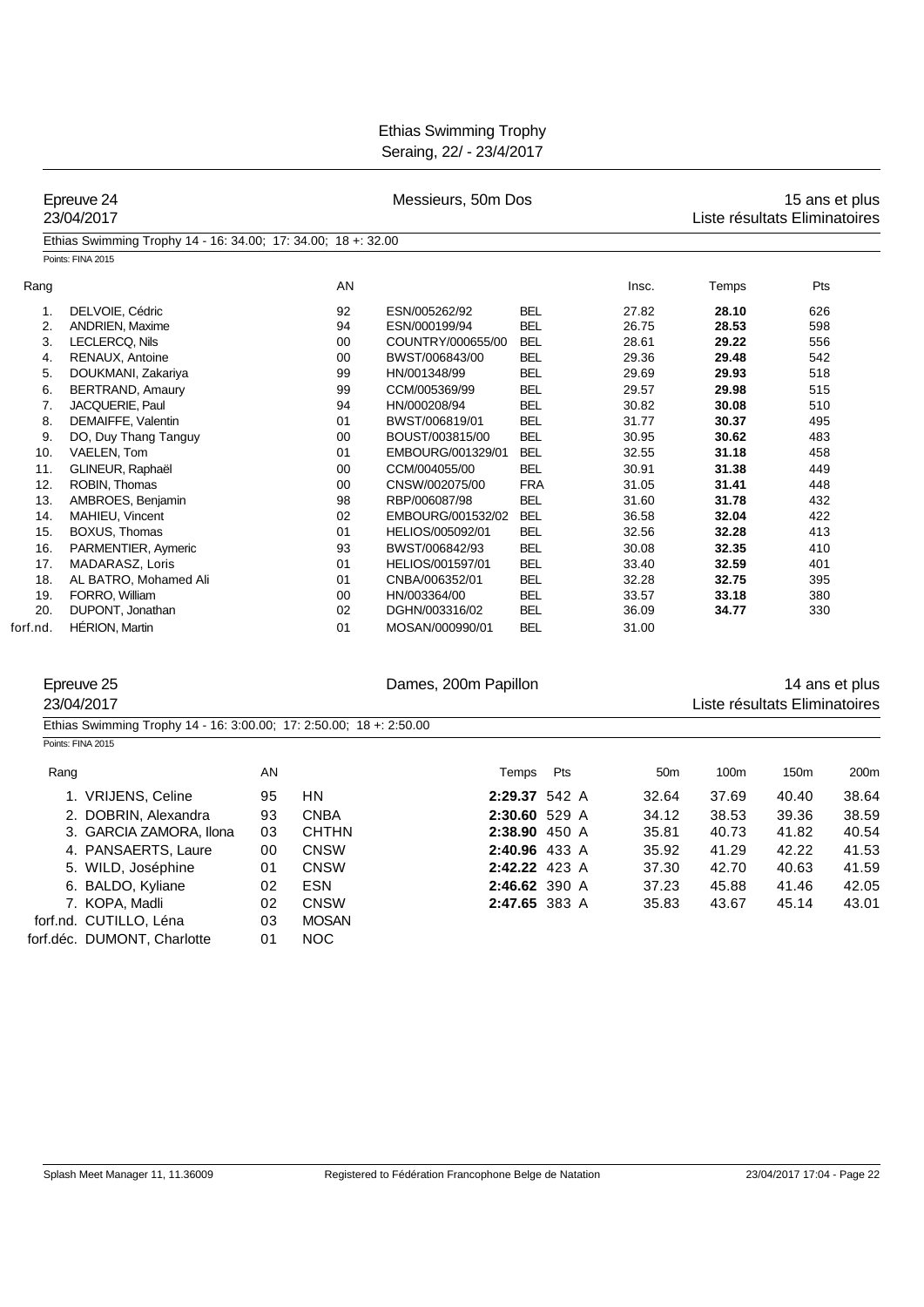# Ethias Swimming Trophy

Seraing, 22/ - 23/4/2017

## Epreuve 24 — Messieurs, 50m Dos — 15 ans et plus

23/04/2017 — Liste résultats Eliminatoires

Ethias Swimming Trophy 14 - 16: 34.00; 17: 34.00; 18 +: 32.00

Points: FINA 2015

| Rang | | AN | | | Insc. | Temps | Pts |
|---|---|---|---|---|---|---|---|
| 1. | DELVOIE, Cédric | 92 | ESN/005262/92 | BEL | 27.82 | **28.10** | 626 |
| 2. | ANDRIEN, Maxime | 94 | ESN/000199/94 | BEL | 26.75 | **28.53** | 598 |
| 3. | LECLERCQ, Nils | 00 | COUNTRY/000655/00 | BEL | 28.61 | **29.22** | 556 |
| 4. | RENAUX, Antoine | 00 | BWST/006843/00 | BEL | 29.36 | **29.48** | 542 |
| 5. | DOUKMANI, Zakariya | 99 | HN/001348/99 | BEL | 29.69 | **29.93** | 518 |
| 6. | BERTRAND, Amaury | 99 | CCM/005369/99 | BEL | 29.57 | **29.98** | 515 |
| 7. | JACQUERIE, Paul | 94 | HN/000208/94 | BEL | 30.82 | **30.08** | 510 |
| 8. | DEMAIFFE, Valentin | 01 | BWST/006819/01 | BEL | 31.77 | **30.37** | 495 |
| 9. | DO, Duy Thang Tanguy | 00 | BOUST/003815/00 | BEL | 30.95 | **30.62** | 483 |
| 10. | VAELEN, Tom | 01 | EMBOURG/001329/01 | BEL | 32.55 | **31.18** | 458 |
| 11. | GLINEUR, Raphaël | 00 | CCM/004055/00 | BEL | 30.91 | **31.38** | 449 |
| 12. | ROBIN, Thomas | 00 | CNSW/002075/00 | FRA | 31.05 | **31.41** | 448 |
| 13. | AMBROES, Benjamin | 98 | RBP/006087/98 | BEL | 31.60 | **31.78** | 432 |
| 14. | MAHIEU, Vincent | 02 | EMBOURG/001532/02 | BEL | 36.58 | **32.04** | 422 |
| 15. | BOXUS, Thomas | 01 | HELIOS/005092/01 | BEL | 32.56 | **32.28** | 413 |
| 16. | PARMENTIER, Aymeric | 93 | BWST/006842/93 | BEL | 30.08 | **32.35** | 410 |
| 17. | MADARASZ, Loris | 01 | HELIOS/001597/01 | BEL | 33.40 | **32.59** | 401 |
| 18. | AL BATRO, Mohamed Ali | 01 | CNBA/006352/01 | BEL | 32.28 | **32.75** | 395 |
| 19. | FORRO, William | 00 | HN/003364/00 | BEL | 33.57 | **33.18** | 380 |
| 20. | DUPONT, Jonathan | 02 | DGHN/003316/02 | BEL | 36.09 | **34.77** | 330 |
| forf.nd. | HÉRION, Martin | 01 | MOSAN/000990/01 | BEL | 31.00 | | |

## Epreuve 25 — Dames, 200m Papillon — 14 ans et plus

23/04/2017 — Liste résultats Eliminatoires

Ethias Swimming Trophy 14 - 16: 3:00.00; 17: 2:50.00; 18 +: 2:50.00

Points: FINA 2015

| Rang | | AN | | Temps | Pts | 50m | 100m | 150m | 200m |
|---|---|---|---|---|---|---|---|---|---|
| 1. | VRIJENS, Celine | 95 | HN | **2:29.37** | 542 A | 32.64 | 37.69 | 40.40 | 38.64 |
| 2. | DOBRIN, Alexandra | 93 | CNBA | **2:30.60** | 529 A | 34.12 | 38.53 | 39.36 | 38.59 |
| 3. | GARCIA ZAMORA, Ilona | 03 | CHTHN | **2:38.90** | 450 A | 35.81 | 40.73 | 41.82 | 40.54 |
| 4. | PANSAERTS, Laure | 00 | CNSW | **2:40.96** | 433 A | 35.92 | 41.29 | 42.22 | 41.53 |
| 5. | WILD, Joséphine | 01 | CNSW | **2:42.22** | 423 A | 37.30 | 42.70 | 40.63 | 41.59 |
| 6. | BALDO, Kyliane | 02 | ESN | **2:46.62** | 390 A | 37.23 | 45.88 | 41.46 | 42.05 |
| 7. | KOPA, Madli | 02 | CNSW | **2:47.65** | 383 A | 35.83 | 43.67 | 45.14 | 43.01 |
| forf.nd. | CUTILLO, Léna | 03 | MOSAN | | | | | | |
| forf.déc. | DUMONT, Charlotte | 01 | NOC | | | | | | |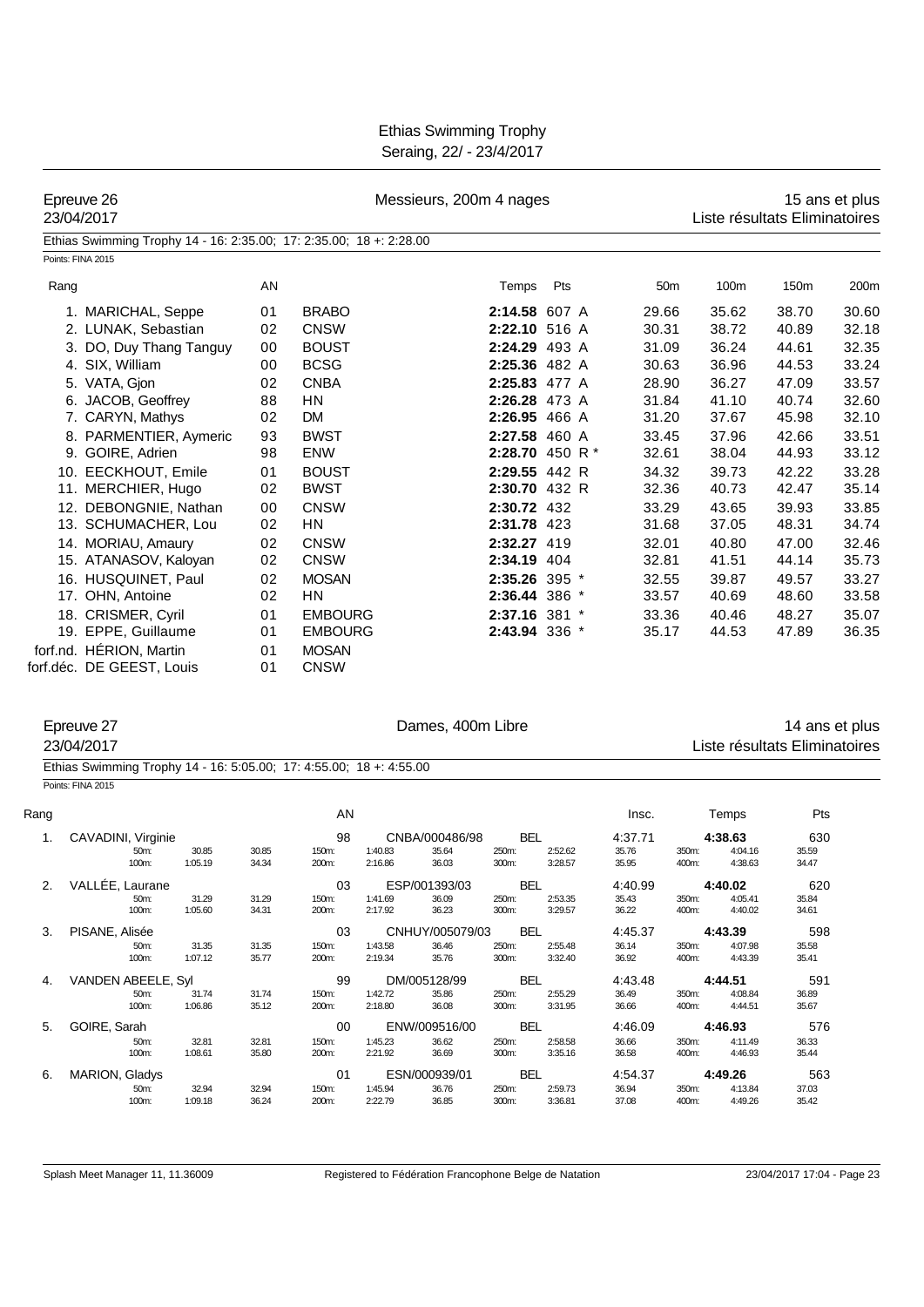# Ethias Swimming Trophy
Seraing, 22/ - 23/4/2017

## Epreuve 26 — Messieurs, 200m 4 nages — 15 ans et plus
23/04/2017 — Liste résultats Eliminatoires

Ethias Swimming Trophy 14 - 16: 2:35.00; 17: 2:35.00; 18 +: 2:28.00

Points: FINA 2015

| Rang | | AN | | Temps | Pts | 50m | 100m | 150m | 200m |
|---|---|---|---|---|---|---|---|---|---|
| 1. | MARICHAL, Seppe | 01 | BRABO | **2:14.58** | 607 A | 29.66 | 35.62 | 38.70 | 30.60 |
| 2. | LUNAK, Sebastian | 02 | CNSW | **2:22.10** | 516 A | 30.31 | 38.72 | 40.89 | 32.18 |
| 3. | DO, Duy Thang Tanguy | 00 | BOUST | **2:24.29** | 493 A | 31.09 | 36.24 | 44.61 | 32.35 |
| 4. | SIX, William | 00 | BCSG | **2:25.36** | 482 A | 30.63 | 36.96 | 44.53 | 33.24 |
| 5. | VATA, Gjon | 02 | CNBA | **2:25.83** | 477 A | 28.90 | 36.27 | 47.09 | 33.57 |
| 6. | JACOB, Geoffrey | 88 | HN | **2:26.28** | 473 A | 31.84 | 41.10 | 40.74 | 32.60 |
| 7. | CARYN, Mathys | 02 | DM | **2:26.95** | 466 A | 31.20 | 37.67 | 45.98 | 32.10 |
| 8. | PARMENTIER, Aymeric | 93 | BWST | **2:27.58** | 460 A | 33.45 | 37.96 | 42.66 | 33.51 |
| 9. | GOIRE, Adrien | 98 | ENW | **2:28.70** | 450 R * | 32.61 | 38.04 | 44.93 | 33.12 |
| 10. | EECKHOUT, Emile | 01 | BOUST | **2:29.55** | 442 R | 34.32 | 39.73 | 42.22 | 33.28 |
| 11. | MERCHIER, Hugo | 02 | BWST | **2:30.70** | 432 R | 32.36 | 40.73 | 42.47 | 35.14 |
| 12. | DEBONGNIE, Nathan | 00 | CNSW | **2:30.72** | 432 | 33.29 | 43.65 | 39.93 | 33.85 |
| 13. | SCHUMACHER, Lou | 02 | HN | **2:31.78** | 423 | 31.68 | 37.05 | 48.31 | 34.74 |
| 14. | MORIAU, Amaury | 02 | CNSW | **2:32.27** | 419 | 32.01 | 40.80 | 47.00 | 32.46 |
| 15. | ATANASOV, Kaloyan | 02 | CNSW | **2:34.19** | 404 | 32.81 | 41.51 | 44.14 | 35.73 |
| 16. | HUSQUINET, Paul | 02 | MOSAN | **2:35.26** | 395 * | 32.55 | 39.87 | 49.57 | 33.27 |
| 17. | OHN, Antoine | 02 | HN | **2:36.44** | 386 * | 33.57 | 40.69 | 48.60 | 33.58 |
| 18. | CRISMER, Cyril | 01 | EMBOURG | **2:37.16** | 381 * | 33.36 | 40.46 | 48.27 | 35.07 |
| 19. | EPPE, Guillaume | 01 | EMBOURG | **2:43.94** | 336 * | 35.17 | 44.53 | 47.89 | 36.35 |
| forf.nd. | HÉRION, Martin | 01 | MOSAN | | | | | | |
| forf.déc. | DE GEEST, Louis | 01 | CNSW | | | | | | |

## Epreuve 27 — Dames, 400m Libre — 14 ans et plus
23/04/2017 — Liste résultats Eliminatoires

Ethias Swimming Trophy 14 - 16: 5:05.00; 17: 4:55.00; 18 +: 4:55.00

Points: FINA 2015

| Rang | | AN | | | Insc. | Temps | Pts |
|---|---|---|---|---|---|---|---|
| 1. | CAVADINI, Virginie | 98 | CNBA/000486/98 | BEL | 4:37.71 | **4:38.63** | 630 |
| | 50m: 30.85 (30.85) · 100m: 1:05.19 (34.34) · 150m: 1:40.83 (35.64) · 200m: 2:16.86 (36.03) · 250m: 2:52.62 (35.76) · 300m: 3:28.57 (35.95) · 350m: 4:04.16 (35.59) · 400m: 4:38.63 (34.47) | | | | | | |
| 2. | VALLÉE, Laurane | 03 | ESP/001393/03 | BEL | 4:40.99 | **4:40.02** | 620 |
| | 50m: 31.29 (31.29) · 100m: 1:05.60 (34.31) · 150m: 1:41.69 (36.09) · 200m: 2:17.92 (36.23) · 250m: 2:53.35 (35.43) · 300m: 3:29.57 (36.22) · 350m: 4:05.41 (35.84) · 400m: 4:40.02 (34.61) | | | | | | |
| 3. | PISANE, Alisée | 03 | CNHUY/005079/03 | BEL | 4:45.37 | **4:43.39** | 598 |
| | 50m: 31.35 (31.35) · 100m: 1:07.12 (35.77) · 150m: 1:43.58 (36.46) · 200m: 2:19.34 (35.76) · 250m: 2:55.48 (36.14) · 300m: 3:32.40 (36.92) · 350m: 4:07.98 (35.58) · 400m: 4:43.39 (35.41) | | | | | | |
| 4. | VANDEN ABEELE, Syl | 99 | DM/005128/99 | BEL | 4:43.48 | **4:44.51** | 591 |
| | 50m: 31.74 (31.74) · 100m: 1:06.86 (35.12) · 150m: 1:42.72 (35.86) · 200m: 2:18.80 (36.08) · 250m: 2:55.29 (36.49) · 300m: 3:31.95 (36.66) · 350m: 4:08.84 (36.89) · 400m: 4:44.51 (35.67) | | | | | | |
| 5. | GOIRE, Sarah | 00 | ENW/009516/00 | BEL | 4:46.09 | **4:46.93** | 576 |
| | 50m: 32.81 (32.81) · 100m: 1:08.61 (35.80) · 150m: 1:45.23 (36.62) · 200m: 2:21.92 (36.69) · 250m: 2:58.58 (36.66) · 300m: 3:35.16 (36.58) · 350m: 4:11.49 (36.33) · 400m: 4:46.93 (35.44) | | | | | | |
| 6. | MARION, Gladys | 01 | ESN/000939/01 | BEL | 4:54.37 | **4:49.26** | 563 |
| | 50m: 32.94 (32.94) · 100m: 1:09.18 (36.24) · 150m: 1:45.94 (36.76) · 200m: 2:22.79 (36.85) · 250m: 2:59.73 (36.94) · 300m: 3:36.81 (37.08) · 350m: 4:13.84 (37.03) · 400m: 4:49.26 (35.42) | | | | | | |

Splash Meet Manager 11, 11.36009 — Registered to Fédération Francophone Belge de Natation — 23/04/2017 17:04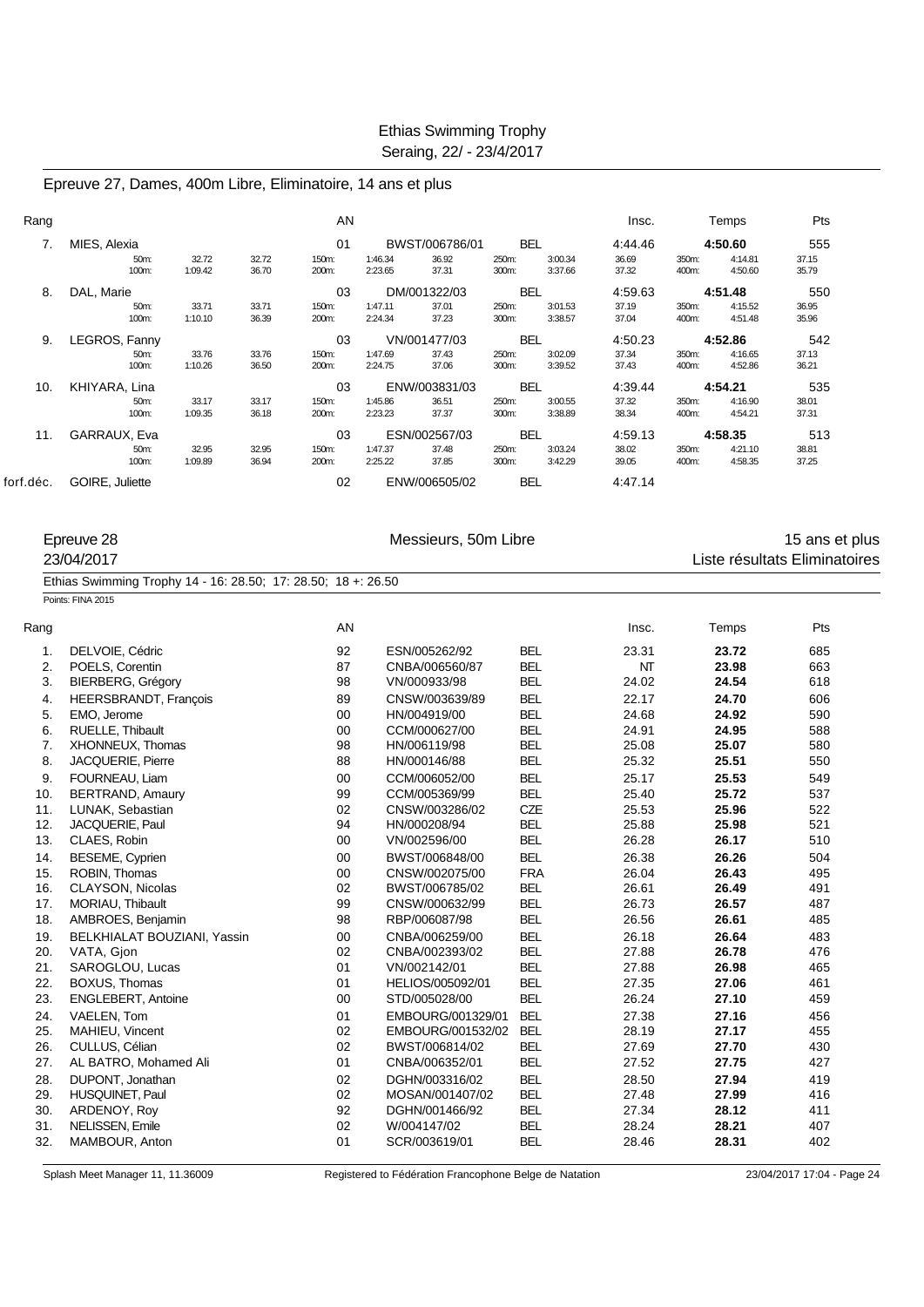Epreuve 27, Dames, 400m Libre, Eliminatoire, 14 ans et plus

| Rang | | | | AN | | | | Insc. | Temps | Pts |
|---|---|---|---|---|---|---|---|---|---|---|
| 7. | MIES, Alexia | | | 01 | BWST/006786/01 | | BEL | 4:44.46 | **4:50.60** | 555 |
| | 50m: 32.72 | 32.72 | 150m: 1:46.34 | 36.92 | 250m: 3:00.34 | 36.69 | 350m: 4:14.81 | 37.15 | | |
| | 100m: 1:09.42 | 36.70 | 200m: 2:23.65 | 37.31 | 300m: 3:37.66 | 37.32 | 400m: 4:50.60 | 35.79 | | |
| 8. | DAL, Marie | | | 03 | DM/001322/03 | | BEL | 4:59.63 | **4:51.48** | 550 |
| | 50m: 33.71 | 33.71 | 150m: 1:47.11 | 37.01 | 250m: 3:01.53 | 37.19 | 350m: 4:15.52 | 36.95 | | |
| | 100m: 1:10.10 | 36.39 | 200m: 2:24.34 | 37.23 | 300m: 3:38.57 | 37.04 | 400m: 4:51.48 | 35.96 | | |
| 9. | LEGROS, Fanny | | | 03 | VN/001477/03 | | BEL | 4:50.23 | **4:52.86** | 542 |
| | 50m: 33.76 | 33.76 | 150m: 1:47.69 | 37.43 | 250m: 3:02.09 | 37.34 | 350m: 4:16.65 | 37.13 | | |
| | 100m: 1:10.26 | 36.50 | 200m: 2:24.75 | 37.06 | 300m: 3:39.52 | 37.43 | 400m: 4:52.86 | 36.21 | | |
| 10. | KHIYARA, Lina | | | 03 | ENW/003831/03 | | BEL | 4:39.44 | **4:54.21** | 535 |
| | 50m: 33.17 | 33.17 | 150m: 1:45.86 | 36.51 | 250m: 3:00.55 | 37.32 | 350m: 4:16.90 | 38.01 | | |
| | 100m: 1:09.35 | 36.18 | 200m: 2:23.23 | 37.37 | 300m: 3:38.89 | 38.34 | 400m: 4:54.21 | 37.31 | | |
| 11. | GARRAUX, Eva | | | 03 | ESN/002567/03 | | BEL | 4:59.13 | **4:58.35** | 513 |
| | 50m: 32.95 | 32.95 | 150m: 1:47.37 | 37.48 | 250m: 3:03.24 | 38.02 | 350m: 4:21.10 | 38.81 | | |
| | 100m: 1:09.89 | 36.94 | 200m: 2:25.22 | 37.85 | 300m: 3:42.29 | 39.05 | 400m: 4:58.35 | 37.25 | | |
| forf.déc. | GOIRE, Juliette | | | 02 | ENW/006505/02 | | BEL | 4:47.14 | | |

Epreuve 28 — Messieurs, 50m Libre — 15 ans et plus

23/04/2017 — Liste résultats Eliminatoires

Ethias Swimming Trophy 14 - 16: 28.50; 17: 28.50; 18 +: 26.50

Points: FINA 2015

| Rang | | AN | | | Insc. | Temps | Pts |
|---|---|---|---|---|---|---|---|
| 1. | DELVOIE, Cédric | 92 | ESN/005262/92 | BEL | 23.31 | **23.72** | 685 |
| 2. | POELS, Corentin | 87 | CNBA/006560/87 | BEL | NT | **23.98** | 663 |
| 3. | BIERBERG, Grégory | 98 | VN/000933/98 | BEL | 24.02 | **24.54** | 618 |
| 4. | HEERSBRANDT, François | 89 | CNSW/003639/89 | BEL | 22.17 | **24.70** | 606 |
| 5. | EMO, Jerome | 00 | HN/004919/00 | BEL | 24.68 | **24.92** | 590 |
| 6. | RUELLE, Thibault | 00 | CCM/000627/00 | BEL | 24.91 | **24.95** | 588 |
| 7. | XHONNEUX, Thomas | 98 | HN/006119/98 | BEL | 25.08 | **25.07** | 580 |
| 8. | JACQUERIE, Pierre | 88 | HN/000146/88 | BEL | 25.32 | **25.51** | 550 |
| 9. | FOURNEAU, Liam | 00 | CCM/006052/00 | BEL | 25.17 | **25.53** | 549 |
| 10. | BERTRAND, Amaury | 99 | CCM/005369/99 | BEL | 25.40 | **25.72** | 537 |
| 11. | LUNAK, Sebastian | 02 | CNSW/003286/02 | CZE | 25.53 | **25.96** | 522 |
| 12. | JACQUERIE, Paul | 94 | HN/000208/94 | BEL | 25.88 | **25.98** | 521 |
| 13. | CLAES, Robin | 00 | VN/002596/00 | BEL | 26.28 | **26.17** | 510 |
| 14. | BESEME, Cyprien | 00 | BWST/006848/00 | BEL | 26.38 | **26.26** | 504 |
| 15. | ROBIN, Thomas | 00 | CNSW/002075/00 | FRA | 26.04 | **26.43** | 495 |
| 16. | CLAYSON, Nicolas | 02 | BWST/006785/02 | BEL | 26.61 | **26.49** | 491 |
| 17. | MORIAU, Thibault | 99 | CNSW/000632/99 | BEL | 26.73 | **26.57** | 487 |
| 18. | AMBROES, Benjamin | 98 | RBP/006087/98 | BEL | 26.56 | **26.61** | 485 |
| 19. | BELKHIALAT BOUZIANI, Yassin | 00 | CNBA/006259/00 | BEL | 26.18 | **26.64** | 483 |
| 20. | VATA, Gjon | 02 | CNBA/002393/02 | BEL | 27.88 | **26.78** | 476 |
| 21. | SAROGLOU, Lucas | 01 | VN/002142/01 | BEL | 27.88 | **26.98** | 465 |
| 22. | BOXUS, Thomas | 01 | HELIOS/005092/01 | BEL | 27.35 | **27.06** | 461 |
| 23. | ENGLEBERT, Antoine | 00 | STD/005028/00 | BEL | 26.24 | **27.10** | 459 |
| 24. | VAELEN, Tom | 01 | EMBOURG/001329/01 | BEL | 27.38 | **27.16** | 456 |
| 25. | MAHIEU, Vincent | 02 | EMBOURG/001532/02 | BEL | 28.19 | **27.17** | 455 |
| 26. | CULLUS, Célian | 02 | BWST/006814/02 | BEL | 27.69 | **27.70** | 430 |
| 27. | AL BATRO, Mohamed Ali | 01 | CNBA/006352/01 | BEL | 27.52 | **27.75** | 427 |
| 28. | DUPONT, Jonathan | 02 | DGHN/003316/02 | BEL | 28.50 | **27.94** | 419 |
| 29. | HUSQUINET, Paul | 02 | MOSAN/001407/02 | BEL | 27.48 | **27.99** | 416 |
| 30. | ARDENOY, Roy | 92 | DGHN/001466/92 | BEL | 27.34 | **28.12** | 411 |
| 31. | NELISSEN, Emile | 02 | W/004147/02 | BEL | 28.24 | **28.21** | 407 |
| 32. | MAMBOUR, Anton | 01 | SCR/003619/01 | BEL | 28.46 | **28.31** | 402 |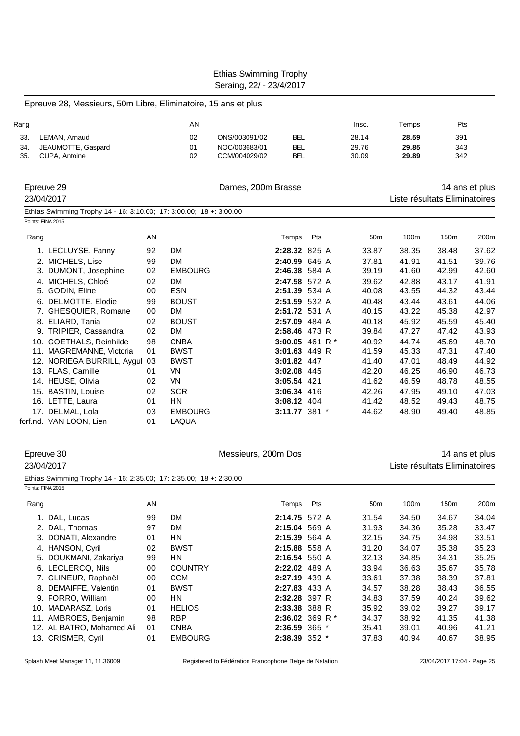## Epreuve 28, Messieurs, 50m Libre, Eliminatoire, 15 ans et plus

| Rang | | AN | | | Insc. | Temps | Pts |
|---|---|---|---|---|---|---|---|
| 33. | LEMAN, Arnaud | 02 | ONS/003091/02 | BEL | 28.14 | **28.59** | 391 |
| 34. | JEAUMOTTE, Gaspard | 01 | NOC/003683/01 | BEL | 29.76 | **29.85** | 343 |
| 35. | CUPA, Antoine | 02 | CCM/004029/02 | BEL | 30.09 | **29.89** | 342 |

## Epreuve 29 — Dames, 200m Brasse — 14 ans et plus

23/04/2017 — Liste résultats Eliminatoires

Ethias Swimming Trophy 14 - 16: 3:10.00; 17: 3:00.00; 18 +: 3:00.00

Points: FINA 2015

| Rang | | AN | | Temps | Pts | 50m | 100m | 150m | 200m |
|---|---|---|---|---|---|---|---|---|---|
| 1. | LECLUYSE, Fanny | 92 | DM | **2:28.32** | 825 A | 33.87 | 38.35 | 38.48 | 37.62 |
| 2. | MICHELS, Lise | 99 | DM | **2:40.99** | 645 A | 37.81 | 41.91 | 41.51 | 39.76 |
| 3. | DUMONT, Josephine | 02 | EMBOURG | **2:46.38** | 584 A | 39.19 | 41.60 | 42.99 | 42.60 |
| 4. | MICHELS, Chloé | 02 | DM | **2:47.58** | 572 A | 39.62 | 42.88 | 43.17 | 41.91 |
| 5. | GODIN, Eline | 00 | ESN | **2:51.39** | 534 A | 40.08 | 43.55 | 44.32 | 43.44 |
| 6. | DELMOTTE, Elodie | 99 | BOUST | **2:51.59** | 532 A | 40.48 | 43.44 | 43.61 | 44.06 |
| 7. | GHESQUIER, Romane | 00 | DM | **2:51.72** | 531 A | 40.15 | 43.22 | 45.38 | 42.97 |
| 8. | ELIARD, Tania | 02 | BOUST | **2:57.09** | 484 A | 40.18 | 45.92 | 45.59 | 45.40 |
| 9. | TRIPIER, Cassandra | 02 | DM | **2:58.46** | 473 R | 39.84 | 47.27 | 47.42 | 43.93 |
| 10. | GOETHALS, Reinhilde | 98 | CNBA | **3:00.05** | 461 R * | 40.92 | 44.74 | 45.69 | 48.70 |
| 11. | MAGREMANNE, Victoria | 01 | BWST | **3:01.63** | 449 R | 41.59 | 45.33 | 47.31 | 47.40 |
| 12. | NORIEGA BURRILL, Aygul | 03 | BWST | **3:01.82** | 447 | 41.40 | 47.01 | 48.49 | 44.92 |
| 13. | FLAS, Camille | 01 | VN | **3:02.08** | 445 | 42.20 | 46.25 | 46.90 | 46.73 |
| 14. | HEUSE, Olivia | 02 | VN | **3:05.54** | 421 | 41.62 | 46.59 | 48.78 | 48.55 |
| 15. | BASTIN, Louise | 02 | SCR | **3:06.34** | 416 | 42.26 | 47.95 | 49.10 | 47.03 |
| 16. | LETTE, Laura | 01 | HN | **3:08.12** | 404 | 41.42 | 48.52 | 49.43 | 48.75 |
| 17. | DELMAL, Lola | 03 | EMBOURG | **3:11.77** | 381 * | 44.62 | 48.90 | 49.40 | 48.85 |
| forf.nd. | VAN LOON, Lien | 01 | LAQUA | | | | | | |

## Epreuve 30 — Messieurs, 200m Dos — 14 ans et plus

23/04/2017 — Liste résultats Eliminatoires

Ethias Swimming Trophy 14 - 16: 2:35.00; 17: 2:35.00; 18 +: 2:30.00

Points: FINA 2015

| Rang | | AN | | Temps | Pts | 50m | 100m | 150m | 200m |
|---|---|---|---|---|---|---|---|---|---|
| 1. | DAL, Lucas | 99 | DM | **2:14.75** | 572 A | 31.54 | 34.50 | 34.67 | 34.04 |
| 2. | DAL, Thomas | 97 | DM | **2:15.04** | 569 A | 31.93 | 34.36 | 35.28 | 33.47 |
| 3. | DONATI, Alexandre | 01 | HN | **2:15.39** | 564 A | 32.15 | 34.75 | 34.98 | 33.51 |
| 4. | HANSON, Cyril | 02 | BWST | **2:15.88** | 558 A | 31.20 | 34.07 | 35.38 | 35.23 |
| 5. | DOUKMANI, Zakariya | 99 | HN | **2:16.54** | 550 A | 32.13 | 34.85 | 34.31 | 35.25 |
| 6. | LECLERCQ, Nils | 00 | COUNTRY | **2:22.02** | 489 A | 33.94 | 36.63 | 35.67 | 35.78 |
| 7. | GLINEUR, Raphaël | 00 | CCM | **2:27.19** | 439 A | 33.61 | 37.38 | 38.39 | 37.81 |
| 8. | DEMAIFFE, Valentin | 01 | BWST | **2:27.83** | 433 A | 34.57 | 38.28 | 38.43 | 36.55 |
| 9. | FORRO, William | 00 | HN | **2:32.28** | 397 R | 34.83 | 37.59 | 40.24 | 39.62 |
| 10. | MADARASZ, Loris | 01 | HELIOS | **2:33.38** | 388 R | 35.92 | 39.02 | 39.27 | 39.17 |
| 11. | AMBROES, Benjamin | 98 | RBP | **2:36.02** | 369 R * | 34.37 | 38.92 | 41.35 | 41.38 |
| 12. | AL BATRO, Mohamed Ali | 01 | CNBA | **2:36.59** | 365 * | 35.41 | 39.01 | 40.96 | 41.21 |
| 13. | CRISMER, Cyril | 01 | EMBOURG | **2:38.39** | 352 * | 37.83 | 40.94 | 40.67 | 38.95 |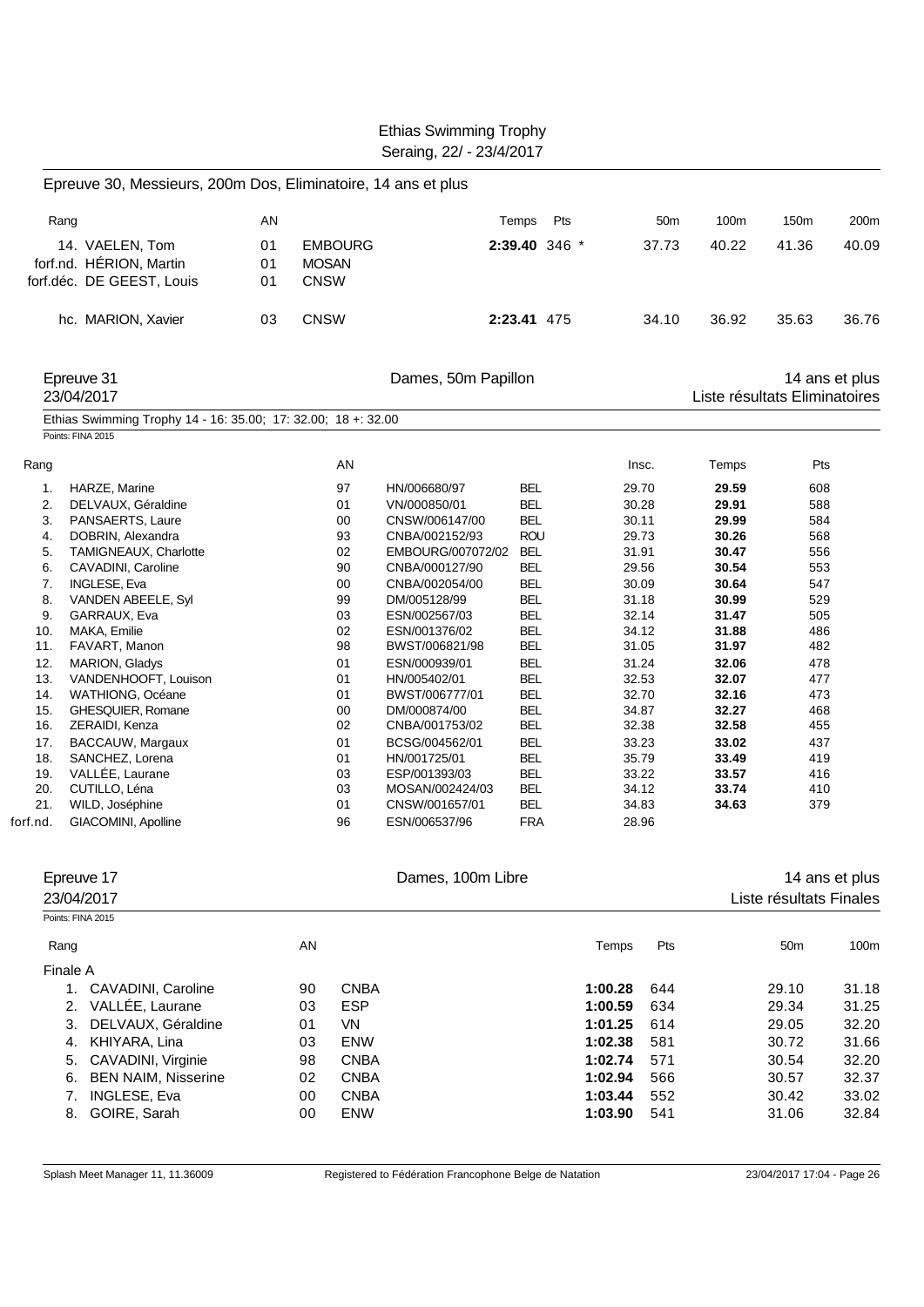Ethias Swimming Trophy
Seraing, 22/ - 23/4/2017

## Epreuve 30, Messieurs, 200m Dos, Eliminatoire, 14 ans et plus

| Rang | | AN | | Temps | Pts | 50m | 100m | 150m | 200m |
|---|---|---|---|---|---|---|---|---|---|
| 14. | VAELEN, Tom | 01 | EMBOURG | **2:39.40** | 346 * | 37.73 | 40.22 | 41.36 | 40.09 |
| forf.nd. | HÉRION, Martin | 01 | MOSAN | | | | | | |
| forf.déc. | DE GEEST, Louis | 01 | CNSW | | | | | | |
| hc. | MARION, Xavier | 03 | CNSW | **2:23.41** | 475 | 34.10 | 36.92 | 35.63 | 36.76 |

## Epreuve 31 — Dames, 50m Papillon — 14 ans et plus

23/04/2017 — Liste résultats Eliminatoires

Ethias Swimming Trophy 14 - 16: 35.00; 17: 32.00; 18 +: 32.00

Points: FINA 2015

| Rang | | AN | | | Insc. | Temps | Pts |
|---|---|---|---|---|---|---|---|
| 1. | HARZE, Marine | 97 | HN/006680/97 | BEL | 29.70 | **29.59** | 608 |
| 2. | DELVAUX, Géraldine | 01 | VN/000850/01 | BEL | 30.28 | **29.91** | 588 |
| 3. | PANSAERTS, Laure | 00 | CNSW/006147/00 | BEL | 30.11 | **29.99** | 584 |
| 4. | DOBRIN, Alexandra | 93 | CNBA/002152/93 | ROU | 29.73 | **30.26** | 568 |
| 5. | TAMIGNEAUX, Charlotte | 02 | EMBOURG/007072/02 | BEL | 31.91 | **30.47** | 556 |
| 6. | CAVADINI, Caroline | 90 | CNBA/000127/90 | BEL | 29.56 | **30.54** | 553 |
| 7. | INGLESE, Eva | 00 | CNBA/002054/00 | BEL | 30.09 | **30.64** | 547 |
| 8. | VANDEN ABEELE, Syl | 99 | DM/005128/99 | BEL | 31.18 | **30.99** | 529 |
| 9. | GARRAUX, Eva | 03 | ESN/002567/03 | BEL | 32.14 | **31.47** | 505 |
| 10. | MAKA, Emilie | 02 | ESN/001376/02 | BEL | 34.12 | **31.88** | 486 |
| 11. | FAVART, Manon | 98 | BWST/006821/98 | BEL | 31.05 | **31.97** | 482 |
| 12. | MARION, Gladys | 01 | ESN/000939/01 | BEL | 31.24 | **32.06** | 478 |
| 13. | VANDENHOOFT, Louison | 01 | HN/005402/01 | BEL | 32.53 | **32.07** | 477 |
| 14. | WATHIONG, Océane | 01 | BWST/006777/01 | BEL | 32.70 | **32.16** | 473 |
| 15. | GHESQUIER, Romane | 00 | DM/000874/00 | BEL | 34.87 | **32.27** | 468 |
| 16. | ZERAIDI, Kenza | 02 | CNBA/001753/02 | BEL | 32.38 | **32.58** | 455 |
| 17. | BACCAUW, Margaux | 01 | BCSG/004562/01 | BEL | 33.23 | **33.02** | 437 |
| 18. | SANCHEZ, Lorena | 01 | HN/001725/01 | BEL | 35.79 | **33.49** | 419 |
| 19. | VALLÉE, Laurane | 03 | ESP/001393/03 | BEL | 33.22 | **33.57** | 416 |
| 20. | CUTILLO, Léna | 03 | MOSAN/002424/03 | BEL | 34.12 | **33.74** | 410 |
| 21. | WILD, Joséphine | 01 | CNSW/001657/01 | BEL | 34.83 | **34.63** | 379 |
| forf.nd. | GIACOMINI, Apolline | 96 | ESN/006537/96 | FRA | 28.96 | | |

## Epreuve 17 — Dames, 100m Libre — 14 ans et plus

23/04/2017 — Liste résultats Finales

Points: FINA 2015

| Rang | | AN | | Temps | Pts | 50m | 100m |
|---|---|---|---|---|---|---|---|
| Finale A | | | | | | | |
| 1. | CAVADINI, Caroline | 90 | CNBA | **1:00.28** | 644 | 29.10 | 31.18 |
| 2. | VALLÉE, Laurane | 03 | ESP | **1:00.59** | 634 | 29.34 | 31.25 |
| 3. | DELVAUX, Géraldine | 01 | VN | **1:01.25** | 614 | 29.05 | 32.20 |
| 4. | KHIYARA, Lina | 03 | ENW | **1:02.38** | 581 | 30.72 | 31.66 |
| 5. | CAVADINI, Virginie | 98 | CNBA | **1:02.74** | 571 | 30.54 | 32.20 |
| 6. | BEN NAIM, Nisserine | 02 | CNBA | **1:02.94** | 566 | 30.57 | 32.37 |
| 7. | INGLESE, Eva | 00 | CNBA | **1:03.44** | 552 | 30.42 | 33.02 |
| 8. | GOIRE, Sarah | 00 | ENW | **1:03.90** | 541 | 31.06 | 32.84 |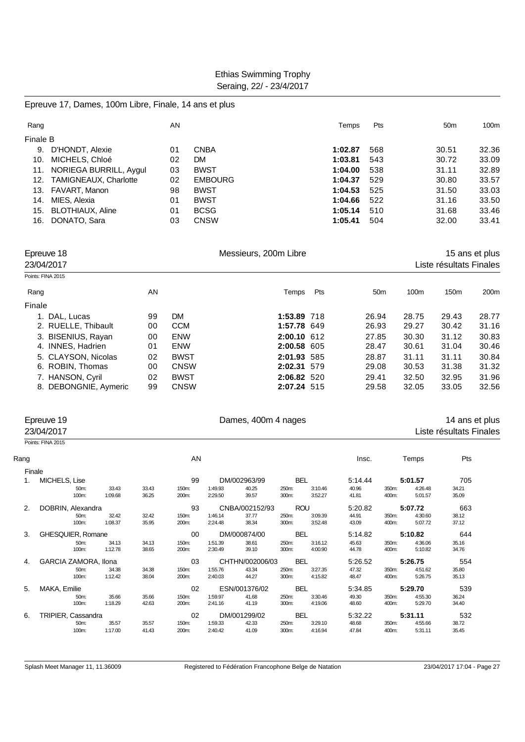Ethias Swimming Trophy
Seraing, 22/ - 23/4/2017

## Epreuve 17, Dames, 100m Libre, Finale, 14 ans et plus

| Rang | | AN | | Temps | Pts | 50m | 100m |
|---|---|---|---|---|---|---|---|
| Finale B | | | | | | | |
| 9. | D'HONDT, Alexie | 01 | CNBA | **1:02.87** | 568 | 30.51 | 32.36 |
| 10. | MICHELS, Chloé | 02 | DM | **1:03.81** | 543 | 30.72 | 33.09 |
| 11. | NORIEGA BURRILL, Aygul | 03 | BWST | **1:04.00** | 538 | 31.11 | 32.89 |
| 12. | TAMIGNEAUX, Charlotte | 02 | EMBOURG | **1:04.37** | 529 | 30.80 | 33.57 |
| 13. | FAVART, Manon | 98 | BWST | **1:04.53** | 525 | 31.50 | 33.03 |
| 14. | MIES, Alexia | 01 | BWST | **1:04.66** | 522 | 31.16 | 33.50 |
| 15. | BLOTHIAUX, Aline | 01 | BCSG | **1:05.14** | 510 | 31.68 | 33.46 |
| 16. | DONATO, Sara | 03 | CNSW | **1:05.41** | 504 | 32.00 | 33.41 |

## Epreuve 18 — Messieurs, 200m Libre — 15 ans et plus

23/04/2017 — Liste résultats Finales

Points: FINA 2015

| Rang | | AN | | Temps | Pts | 50m | 100m | 150m | 200m |
|---|---|---|---|---|---|---|---|---|---|
| Finale | | | | | | | | | |
| 1. | DAL, Lucas | 99 | DM | **1:53.89** | 718 | 26.94 | 28.75 | 29.43 | 28.77 |
| 2. | RUELLE, Thibault | 00 | CCM | **1:57.78** | 649 | 26.93 | 29.27 | 30.42 | 31.16 |
| 3. | BISENIUS, Rayan | 00 | ENW | **2:00.10** | 612 | 27.85 | 30.30 | 31.12 | 30.83 |
| 4. | INNES, Hadrien | 01 | ENW | **2:00.58** | 605 | 28.47 | 30.61 | 31.04 | 30.46 |
| 5. | CLAYSON, Nicolas | 02 | BWST | **2:01.93** | 585 | 28.87 | 31.11 | 31.11 | 30.84 |
| 6. | ROBIN, Thomas | 00 | CNSW | **2:02.31** | 579 | 29.08 | 30.53 | 31.38 | 31.32 |
| 7. | HANSON, Cyril | 02 | BWST | **2:06.82** | 520 | 29.41 | 32.50 | 32.95 | 31.96 |
| 8. | DEBONGNIE, Aymeric | 99 | CNSW | **2:07.24** | 515 | 29.58 | 32.05 | 33.05 | 32.56 |

## Epreuve 19 — Dames, 400m 4 nages — 14 ans et plus

23/04/2017 — Liste résultats Finales

Points: FINA 2015

| Rang | | AN | | | Insc. | Temps | Pts |
|---|---|---|---|---|---|---|---|
| Finale | | | | | | | |
| 1. | MICHELS, Lise | 99 | DM/002963/99 | BEL | 5:14.44 | **5:01.57** | 705 |
| | 50m: 33.43 33.43 / 100m: 1:09.68 36.25 | 150m: 1:49.93 40.25 / 200m: 2:29.50 39.57 | 250m: 3:10.46 40.96 / 300m: 3:52.27 41.81 | | | 350m: 4:26.48 34.21 / 400m: 5:01.57 35.09 | |
| 2. | DOBRIN, Alexandra | 93 | CNBA/002152/93 | ROU | 5:20.82 | **5:07.72** | 663 |
| | 50m: 32.42 32.42 / 100m: 1:08.37 35.95 | 150m: 1:46.14 37.77 / 200m: 2:24.48 38.34 | 250m: 3:09.39 44.91 / 300m: 3:52.48 43.09 | | | 350m: 4:30.60 38.12 / 400m: 5:07.72 37.12 | |
| 3. | GHESQUIER, Romane | 00 | DM/000874/00 | BEL | 5:14.82 | **5:10.82** | 644 |
| | 50m: 34.13 34.13 / 100m: 1:12.78 38.65 | 150m: 1:51.39 38.61 / 200m: 2:30.49 39.10 | 250m: 3:16.12 45.63 / 300m: 4:00.90 44.78 | | | 350m: 4:36.06 35.16 / 400m: 5:10.82 34.76 | |
| 4. | GARCIA ZAMORA, Ilona | 03 | CHTHN/002006/03 | BEL | 5:26.52 | **5:26.75** | 554 |
| | 50m: 34.38 34.38 / 100m: 1:12.42 38.04 | 150m: 1:55.76 43.34 / 200m: 2:40.03 44.27 | 250m: 3:27.35 47.32 / 300m: 4:15.82 48.47 | | | 350m: 4:51.62 35.80 / 400m: 5:26.75 35.13 | |
| 5. | MAKA, Emilie | 02 | ESN/001376/02 | BEL | 5:34.85 | **5:29.70** | 539 |
| | 50m: 35.66 35.66 / 100m: 1:18.29 42.63 | 150m: 1:59.97 41.68 / 200m: 2:41.16 41.19 | 250m: 3:30.46 49.30 / 300m: 4:19.06 48.60 | | | 350m: 4:55.30 36.24 / 400m: 5:29.70 34.40 | |
| 6. | TRIPIER, Cassandra | 02 | DM/001299/02 | BEL | 5:32.22 | **5:31.11** | 532 |
| | 50m: 35.57 35.57 / 100m: 1:17.00 41.43 | 150m: 1:59.33 42.33 / 200m: 2:40.42 41.09 | 250m: 3:29.10 48.68 / 300m: 4:16.94 47.84 | | | 350m: 4:55.66 38.72 / 400m: 5:31.11 35.45 | |

Splash Meet Manager 11, 11.36009 — Registered to Fédération Francophone Belge de Natation — 23/04/2017 17:04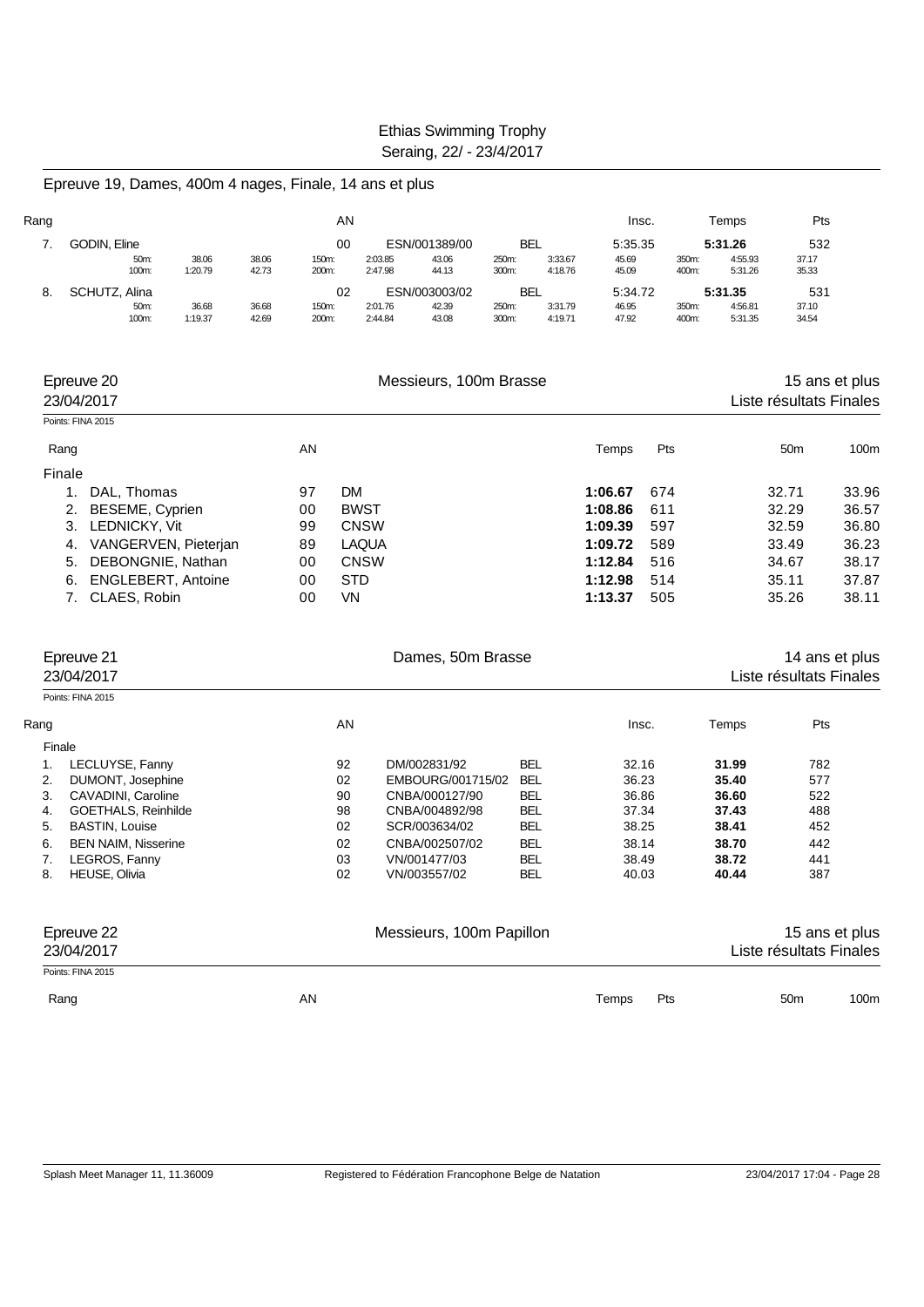Ethias Swimming Trophy
Seraing, 22/ - 23/4/2017

## Epreuve 19, Dames, 400m 4 nages, Finale, 14 ans et plus

| Rang | | | | AN | | | | | Insc. | | Temps | Pts |
|---|---|---|---|---|---|---|---|---|---|---|---|---|
| 7. | GODIN, Eline | | | 00 | ESN/001389/00 | | BEL | | 5:35.35 | | **5:31.26** | 532 |
| | 50m: | 38.06 | 38.06 | 150m: | 2:03.85 | 43.06 | 250m: | 3:33.67 | 45.69 | 350m: | 4:55.93 | 37.17 |
| | 100m: | 1:20.79 | 42.73 | 200m: | 2:47.98 | 44.13 | 300m: | 4:18.76 | 45.09 | 400m: | 5:31.26 | 35.33 |
| 8. | SCHUTZ, Alina | | | 02 | ESN/003003/02 | | BEL | | 5:34.72 | | **5:31.35** | 531 |
| | 50m: | 36.68 | 36.68 | 150m: | 2:01.76 | 42.39 | 250m: | 3:31.79 | 46.95 | 350m: | 4:56.81 | 37.10 |
| | 100m: | 1:19.37 | 42.69 | 200m: | 2:44.84 | 43.08 | 300m: | 4:19.71 | 47.92 | 400m: | 5:31.35 | 34.54 |

## Epreuve 20 — Messieurs, 100m Brasse — 15 ans et plus

23/04/2017 — Liste résultats Finales

Points: FINA 2015

| Rang | | AN | | Temps | Pts | 50m | 100m |
|---|---|---|---|---|---|---|---|
| Finale | | | | | | | |
| 1. | DAL, Thomas | 97 | DM | **1:06.67** | 674 | 32.71 | 33.96 |
| 2. | BESEME, Cyprien | 00 | BWST | **1:08.86** | 611 | 32.29 | 36.57 |
| 3. | LEDNICKY, Vit | 99 | CNSW | **1:09.39** | 597 | 32.59 | 36.80 |
| 4. | VANGERVEN, Pieterjan | 89 | LAQUA | **1:09.72** | 589 | 33.49 | 36.23 |
| 5. | DEBONGNIE, Nathan | 00 | CNSW | **1:12.84** | 516 | 34.67 | 38.17 |
| 6. | ENGLEBERT, Antoine | 00 | STD | **1:12.98** | 514 | 35.11 | 37.87 |
| 7. | CLAES, Robin | 00 | VN | **1:13.37** | 505 | 35.26 | 38.11 |

## Epreuve 21 — Dames, 50m Brasse — 14 ans et plus

23/04/2017 — Liste résultats Finales

Points: FINA 2015

| Rang | | AN | | | Insc. | Temps | Pts |
|---|---|---|---|---|---|---|---|
| Finale | | | | | | | |
| 1. | LECLUYSE, Fanny | 92 | DM/002831/92 | BEL | 32.16 | **31.99** | 782 |
| 2. | DUMONT, Josephine | 02 | EMBOURG/001715/02 | BEL | 36.23 | **35.40** | 577 |
| 3. | CAVADINI, Caroline | 90 | CNBA/000127/90 | BEL | 36.86 | **36.60** | 522 |
| 4. | GOETHALS, Reinhilde | 98 | CNBA/004892/98 | BEL | 37.34 | **37.43** | 488 |
| 5. | BASTIN, Louise | 02 | SCR/003634/02 | BEL | 38.25 | **38.41** | 452 |
| 6. | BEN NAIM, Nisserine | 02 | CNBA/002507/02 | BEL | 38.14 | **38.70** | 442 |
| 7. | LEGROS, Fanny | 03 | VN/001477/03 | BEL | 38.49 | **38.72** | 441 |
| 8. | HEUSE, Olivia | 02 | VN/003557/02 | BEL | 40.03 | **40.44** | 387 |

## Epreuve 22 — Messieurs, 100m Papillon — 15 ans et plus

23/04/2017 — Liste résultats Finales

Points: FINA 2015

| Rang | AN | Temps | Pts | 50m | 100m |
|---|---|---|---|---|---|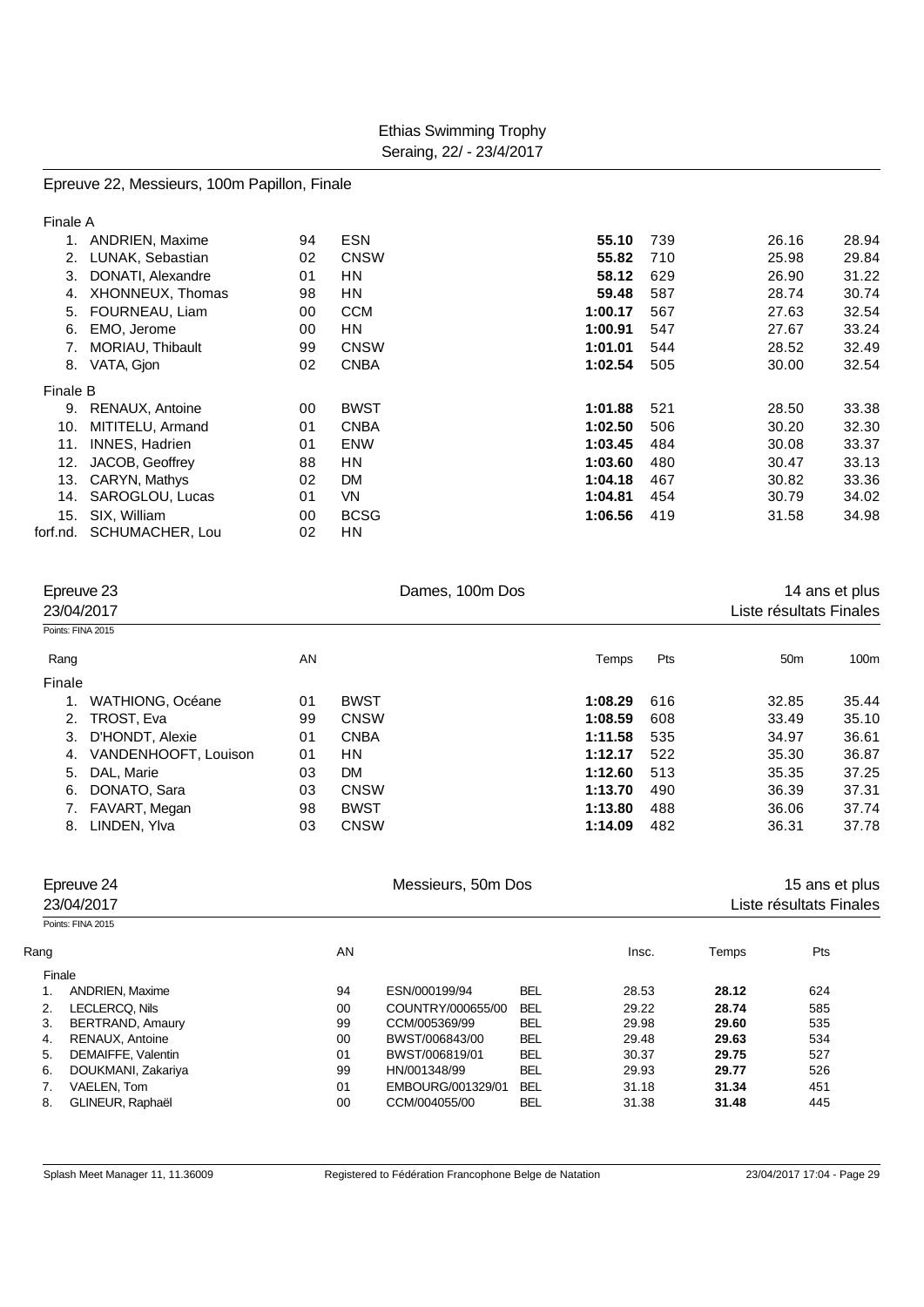Ethias Swimming Trophy
Seraing, 22/ - 23/4/2017

## Epreuve 22, Messieurs, 100m Papillon, Finale

| Rang | Nom | AN | Club | Temps | Pts | 50m | 100m |
|---|---|---|---|---|---|---|---|
| Finale A | | | | | | | |
| 1. | ANDRIEN, Maxime | 94 | ESN | **55.10** | 739 | 26.16 | 28.94 |
| 2. | LUNAK, Sebastian | 02 | CNSW | **55.82** | 710 | 25.98 | 29.84 |
| 3. | DONATI, Alexandre | 01 | HN | **58.12** | 629 | 26.90 | 31.22 |
| 4. | XHONNEUX, Thomas | 98 | HN | **59.48** | 587 | 28.74 | 30.74 |
| 5. | FOURNEAU, Liam | 00 | CCM | **1:00.17** | 567 | 27.63 | 32.54 |
| 6. | EMO, Jerome | 00 | HN | **1:00.91** | 547 | 27.67 | 33.24 |
| 7. | MORIAU, Thibault | 99 | CNSW | **1:01.01** | 544 | 28.52 | 32.49 |
| 8. | VATA, Gjon | 02 | CNBA | **1:02.54** | 505 | 30.00 | 32.54 |
| Finale B | | | | | | | |
| 9. | RENAUX, Antoine | 00 | BWST | **1:01.88** | 521 | 28.50 | 33.38 |
| 10. | MITITELU, Armand | 01 | CNBA | **1:02.50** | 506 | 30.20 | 32.30 |
| 11. | INNES, Hadrien | 01 | ENW | **1:03.45** | 484 | 30.08 | 33.37 |
| 12. | JACOB, Geoffrey | 88 | HN | **1:03.60** | 480 | 30.47 | 33.13 |
| 13. | CARYN, Mathys | 02 | DM | **1:04.18** | 467 | 30.82 | 33.36 |
| 14. | SAROGLOU, Lucas | 01 | VN | **1:04.81** | 454 | 30.79 | 34.02 |
| 15. | SIX, William | 00 | BCSG | **1:06.56** | 419 | 31.58 | 34.98 |
| forf.nd. | SCHUMACHER, Lou | 02 | HN | | | | |

## Epreuve 23 — Dames, 100m Dos — 14 ans et plus

23/04/2017 — Liste résultats Finales

Points: FINA 2015

| Rang | | AN | | Temps | Pts | 50m | 100m |
|---|---|---|---|---|---|---|---|
| Finale | | | | | | | |
| 1. | WATHIONG, Océane | 01 | BWST | **1:08.29** | 616 | 32.85 | 35.44 |
| 2. | TROST, Eva | 99 | CNSW | **1:08.59** | 608 | 33.49 | 35.10 |
| 3. | D'HONDT, Alexie | 01 | CNBA | **1:11.58** | 535 | 34.97 | 36.61 |
| 4. | VANDENHOOFT, Louison | 01 | HN | **1:12.17** | 522 | 35.30 | 36.87 |
| 5. | DAL, Marie | 03 | DM | **1:12.60** | 513 | 35.35 | 37.25 |
| 6. | DONATO, Sara | 03 | CNSW | **1:13.70** | 490 | 36.39 | 37.31 |
| 7. | FAVART, Megan | 98 | BWST | **1:13.80** | 488 | 36.06 | 37.74 |
| 8. | LINDEN, Ylva | 03 | CNSW | **1:14.09** | 482 | 36.31 | 37.78 |

## Epreuve 24 — Messieurs, 50m Dos — 15 ans et plus

23/04/2017 — Liste résultats Finales

Points: FINA 2015

| Rang | | AN | | | Insc. | Temps | Pts |
|---|---|---|---|---|---|---|---|
| Finale | | | | | | | |
| 1. | ANDRIEN, Maxime | 94 | ESN/000199/94 | BEL | 28.53 | **28.12** | 624 |
| 2. | LECLERCQ, Nils | 00 | COUNTRY/000655/00 | BEL | 29.22 | **28.74** | 585 |
| 3. | BERTRAND, Amaury | 99 | CCM/005369/99 | BEL | 29.98 | **29.60** | 535 |
| 4. | RENAUX, Antoine | 00 | BWST/006843/00 | BEL | 29.48 | **29.63** | 534 |
| 5. | DEMAIFFE, Valentin | 01 | BWST/006819/01 | BEL | 30.37 | **29.75** | 527 |
| 6. | DOUKMANI, Zakariya | 99 | HN/001348/99 | BEL | 29.93 | **29.77** | 526 |
| 7. | VAELEN, Tom | 01 | EMBOURG/001329/01 | BEL | 31.18 | **31.34** | 451 |
| 8. | GLINEUR, Raphaël | 00 | CCM/004055/00 | BEL | 31.38 | **31.48** | 445 |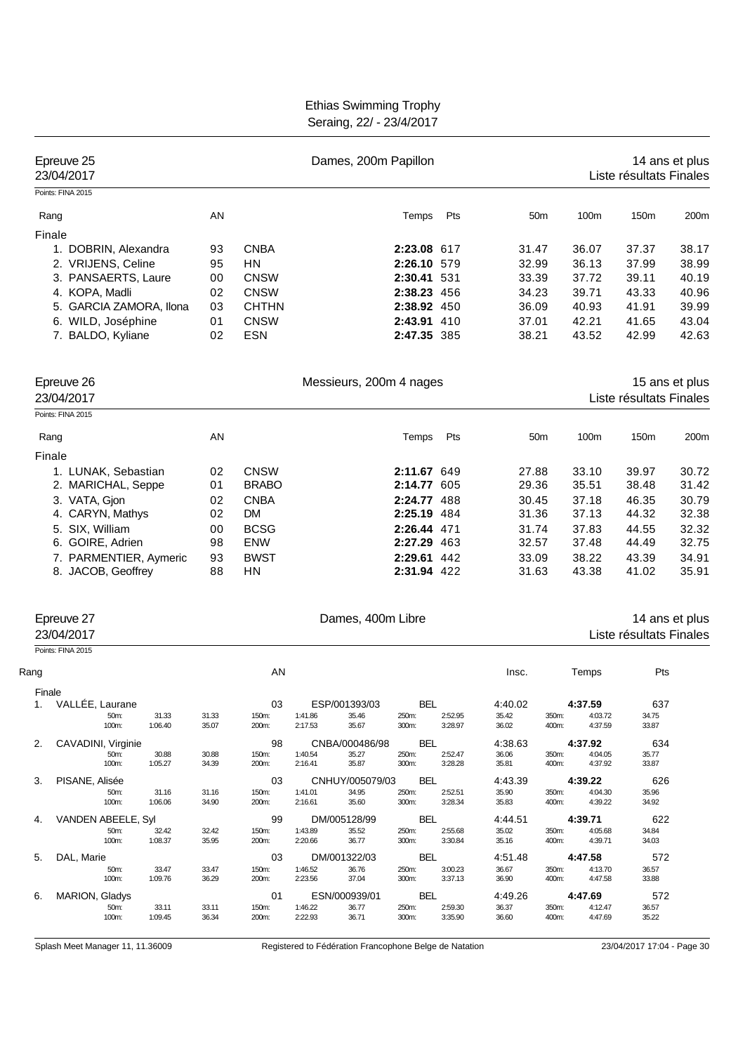Ethias Swimming Trophy
Seraing, 22/ - 23/4/2017

## Epreuve 25 — Dames, 200m Papillon — 14 ans et plus

23/04/2017 — Liste résultats Finales

Points: FINA 2015

| Rang | | AN | | Temps | Pts | 50m | 100m | 150m | 200m |
|---|---|---|---|---|---|---|---|---|---|
| Finale | | | | | | | | | |
| 1. | DOBRIN, Alexandra | 93 | CNBA | **2:23.08** | 617 | 31.47 | 36.07 | 37.37 | 38.17 |
| 2. | VRIJENS, Celine | 95 | HN | **2:26.10** | 579 | 32.99 | 36.13 | 37.99 | 38.99 |
| 3. | PANSAERTS, Laure | 00 | CNSW | **2:30.41** | 531 | 33.39 | 37.72 | 39.11 | 40.19 |
| 4. | KOPA, Madli | 02 | CNSW | **2:38.23** | 456 | 34.23 | 39.71 | 43.33 | 40.96 |
| 5. | GARCIA ZAMORA, Ilona | 03 | CHTHN | **2:38.92** | 450 | 36.09 | 40.93 | 41.91 | 39.99 |
| 6. | WILD, Joséphine | 01 | CNSW | **2:43.91** | 410 | 37.01 | 42.21 | 41.65 | 43.04 |
| 7. | BALDO, Kyliane | 02 | ESN | **2:47.35** | 385 | 38.21 | 43.52 | 42.99 | 42.63 |

## Epreuve 26 — Messieurs, 200m 4 nages — 15 ans et plus

23/04/2017 — Liste résultats Finales

Points: FINA 2015

| Rang | | AN | | Temps | Pts | 50m | 100m | 150m | 200m |
|---|---|---|---|---|---|---|---|---|---|
| Finale | | | | | | | | | |
| 1. | LUNAK, Sebastian | 02 | CNSW | **2:11.67** | 649 | 27.88 | 33.10 | 39.97 | 30.72 |
| 2. | MARICHAL, Seppe | 01 | BRABO | **2:14.77** | 605 | 29.36 | 35.51 | 38.48 | 31.42 |
| 3. | VATA, Gjon | 02 | CNBA | **2:24.77** | 488 | 30.45 | 37.18 | 46.35 | 30.79 |
| 4. | CARYN, Mathys | 02 | DM | **2:25.19** | 484 | 31.36 | 37.13 | 44.32 | 32.38 |
| 5. | SIX, William | 00 | BCSG | **2:26.44** | 471 | 31.74 | 37.83 | 44.55 | 32.32 |
| 6. | GOIRE, Adrien | 98 | ENW | **2:27.29** | 463 | 32.57 | 37.48 | 44.49 | 32.75 |
| 7. | PARMENTIER, Aymeric | 93 | BWST | **2:29.61** | 442 | 33.09 | 38.22 | 43.39 | 34.91 |
| 8. | JACOB, Geoffrey | 88 | HN | **2:31.94** | 422 | 31.63 | 43.38 | 41.02 | 35.91 |

## Epreuve 27 — Dames, 400m Libre — 14 ans et plus

23/04/2017 — Liste résultats Finales

Points: FINA 2015

| Rang | | AN | | | Insc. | Temps | Pts |
|---|---|---|---|---|---|---|---|
| Finale | | | | | | | |
| 1. | VALLÉE, Laurane | 03 | ESP/001393/03 | BEL | 4:40.02 | **4:37.59** | 637 |
| | 50m: 31.33 (31.33) · 100m: 1:06.40 (35.07) · 150m: 1:41.86 (35.46) · 200m: 2:17.53 (35.67) · 250m: 2:52.95 (35.42) · 300m: 3:28.97 (36.02) · 350m: 4:03.72 (34.75) · 400m: 4:37.59 (33.87) | | | | | | |
| 2. | CAVADINI, Virginie | 98 | CNBA/000486/98 | BEL | 4:38.63 | **4:37.92** | 634 |
| | 50m: 30.88 (30.88) · 100m: 1:05.27 (34.39) · 150m: 1:40.54 (35.27) · 200m: 2:16.41 (35.87) · 250m: 2:52.47 (36.06) · 300m: 3:28.28 (35.81) · 350m: 4:04.05 (35.77) · 400m: 4:37.92 (33.87) | | | | | | |
| 3. | PISANE, Alisée | 03 | CNHUY/005079/03 | BEL | 4:43.39 | **4:39.22** | 626 |
| | 50m: 31.16 (31.16) · 100m: 1:06.06 (34.90) · 150m: 1:41.01 (34.95) · 200m: 2:16.61 (35.60) · 250m: 2:52.51 (35.90) · 300m: 3:28.34 (35.83) · 350m: 4:04.30 (35.96) · 400m: 4:39.22 (34.92) | | | | | | |
| 4. | VANDEN ABEELE, Syl | 99 | DM/005128/99 | BEL | 4:44.51 | **4:39.71** | 622 |
| | 50m: 32.42 (32.42) · 100m: 1:08.37 (35.95) · 150m: 1:43.89 (35.52) · 200m: 2:20.66 (36.77) · 250m: 2:55.68 (35.02) · 300m: 3:30.84 (35.16) · 350m: 4:05.68 (34.84) · 400m: 4:39.71 (34.03) | | | | | | |
| 5. | DAL, Marie | 03 | DM/001322/03 | BEL | 4:51.48 | **4:47.58** | 572 |
| | 50m: 33.47 (33.47) · 100m: 1:09.76 (36.29) · 150m: 1:46.52 (36.76) · 200m: 2:23.56 (37.04) · 250m: 3:00.23 (36.67) · 300m: 3:37.13 (36.90) · 350m: 4:13.70 (36.57) · 400m: 4:47.58 (33.88) | | | | | | |
| 6. | MARION, Gladys | 01 | ESN/000939/01 | BEL | 4:49.26 | **4:47.69** | 572 |
| | 50m: 33.11 (33.11) · 100m: 1:09.45 (36.34) · 150m: 1:46.22 (36.77) · 200m: 2:22.93 (36.71) · 250m: 2:59.30 (36.37) · 300m: 3:35.90 (36.60) · 350m: 4:12.47 (36.57) · 400m: 4:47.69 (35.22) | | | | | | |

Splash Meet Manager 11, 11.36009 — Registered to Fédération Francophone Belge de Natation — 23/04/2017 17:04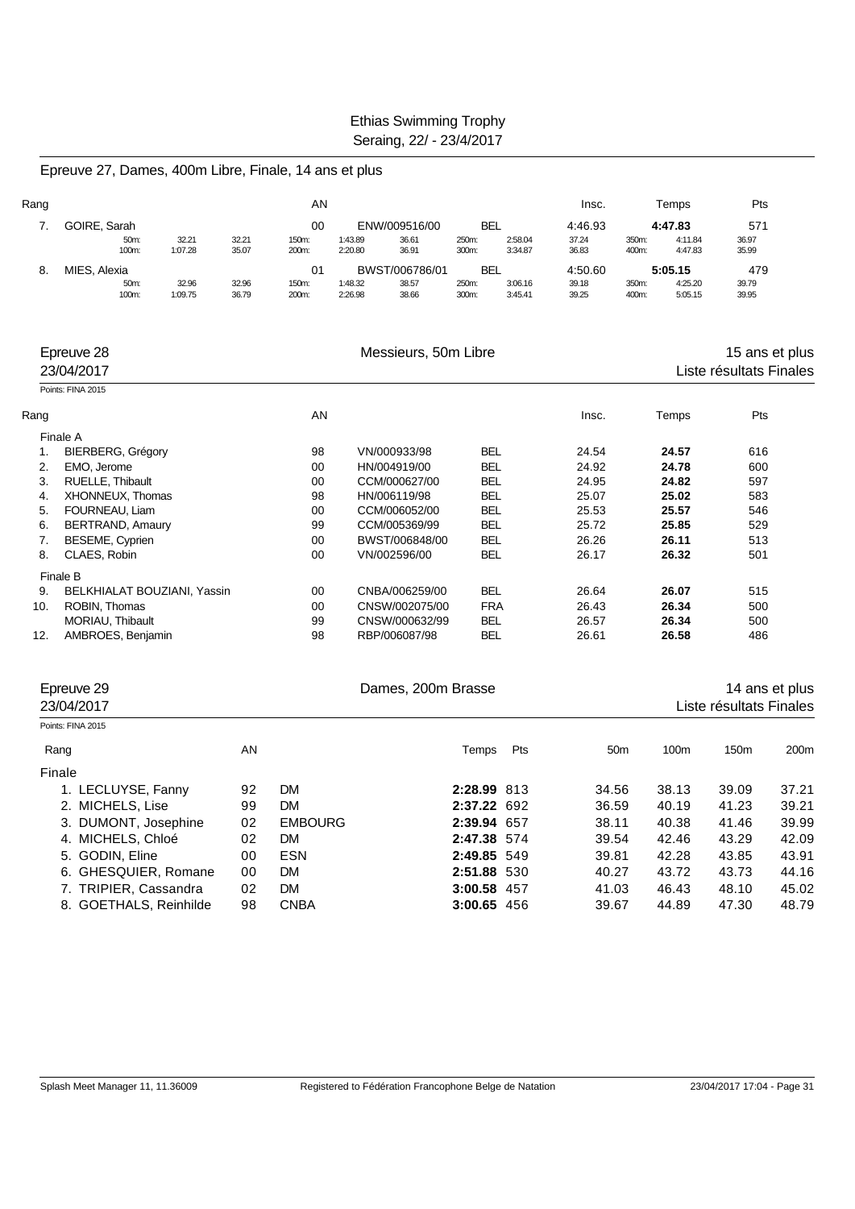# Ethias Swimming Trophy

Seraing, 22/ - 23/4/2017

## Epreuve 27, Dames, 400m Libre, Finale, 14 ans et plus

| Rang | | | | AN | | | | | Insc. | | Temps | Pts |
|---|---|---|---|---|---|---|---|---|---|---|---|---|
| 7. | GOIRE, Sarah | | | 00 | ENW/009516/00 | | BEL | | 4:46.93 | | **4:47.83** | 571 |
| | 50m: | 32.21 | 32.21 | 150m: | 1:43.89 | 36.61 | 250m: | 2:58.04 | 37.24 | 350m: | 4:11.84 | 36.97 |
| | 100m: | 1:07.28 | 35.07 | 200m: | 2:20.80 | 36.91 | 300m: | 3:34.87 | 36.83 | 400m: | 4:47.83 | 35.99 |
| 8. | MIES, Alexia | | | 01 | BWST/006786/01 | | BEL | | 4:50.60 | | **5:05.15** | 479 |
| | 50m: | 32.96 | 32.96 | 150m: | 1:48.32 | 38.57 | 250m: | 3:06.16 | 39.18 | 350m: | 4:25.20 | 39.79 |
| | 100m: | 1:09.75 | 36.79 | 200m: | 2:26.98 | 38.66 | 300m: | 3:45.41 | 39.25 | 400m: | 5:05.15 | 39.95 |

## Epreuve 28 — Messieurs, 50m Libre — 15 ans et plus

23/04/2017 — Liste résultats Finales

Points: FINA 2015

| Rang | | AN | | | Insc. | Temps | Pts |
|---|---|---|---|---|---|---|---|
| **Finale A** | | | | | | | |
| 1. | BIERBERG, Grégory | 98 | VN/000933/98 | BEL | 24.54 | **24.57** | 616 |
| 2. | EMO, Jerome | 00 | HN/004919/00 | BEL | 24.92 | **24.78** | 600 |
| 3. | RUELLE, Thibault | 00 | CCM/000627/00 | BEL | 24.95 | **24.82** | 597 |
| 4. | XHONNEUX, Thomas | 98 | HN/006119/98 | BEL | 25.07 | **25.02** | 583 |
| 5. | FOURNEAU, Liam | 00 | CCM/006052/00 | BEL | 25.53 | **25.57** | 546 |
| 6. | BERTRAND, Amaury | 99 | CCM/005369/99 | BEL | 25.72 | **25.85** | 529 |
| 7. | BESEME, Cyprien | 00 | BWST/006848/00 | BEL | 26.26 | **26.11** | 513 |
| 8. | CLAES, Robin | 00 | VN/002596/00 | BEL | 26.17 | **26.32** | 501 |
| **Finale B** | | | | | | | |
| 9. | BELKHIALAT BOUZIANI, Yassin | 00 | CNBA/006259/00 | BEL | 26.64 | **26.07** | 515 |
| 10. | ROBIN, Thomas | 00 | CNSW/002075/00 | FRA | 26.43 | **26.34** | 500 |
| | MORIAU, Thibault | 99 | CNSW/000632/99 | BEL | 26.57 | **26.34** | 500 |
| 12. | AMBROES, Benjamin | 98 | RBP/006087/98 | BEL | 26.61 | **26.58** | 486 |

## Epreuve 29 — Dames, 200m Brasse — 14 ans et plus

23/04/2017 — Liste résultats Finales

Points: FINA 2015

| Rang | AN | | Temps | Pts | 50m | 100m | 150m | 200m |
|---|---|---|---|---|---|---|---|---|
| **Finale** | | | | | | | | |
| 1. LECLUYSE, Fanny | 92 | DM | **2:28.99** | 813 | 34.56 | 38.13 | 39.09 | 37.21 |
| 2. MICHELS, Lise | 99 | DM | **2:37.22** | 692 | 36.59 | 40.19 | 41.23 | 39.21 |
| 3. DUMONT, Josephine | 02 | EMBOURG | **2:39.94** | 657 | 38.11 | 40.38 | 41.46 | 39.99 |
| 4. MICHELS, Chloé | 02 | DM | **2:47.38** | 574 | 39.54 | 42.46 | 43.29 | 42.09 |
| 5. GODIN, Eline | 00 | ESN | **2:49.85** | 549 | 39.81 | 42.28 | 43.85 | 43.91 |
| 6. GHESQUIER, Romane | 00 | DM | **2:51.88** | 530 | 40.27 | 43.72 | 43.73 | 44.16 |
| 7. TRIPIER, Cassandra | 02 | DM | **3:00.58** | 457 | 41.03 | 46.43 | 48.10 | 45.02 |
| 8. GOETHALS, Reinhilde | 98 | CNBA | **3:00.65** | 456 | 39.67 | 44.89 | 47.30 | 48.79 |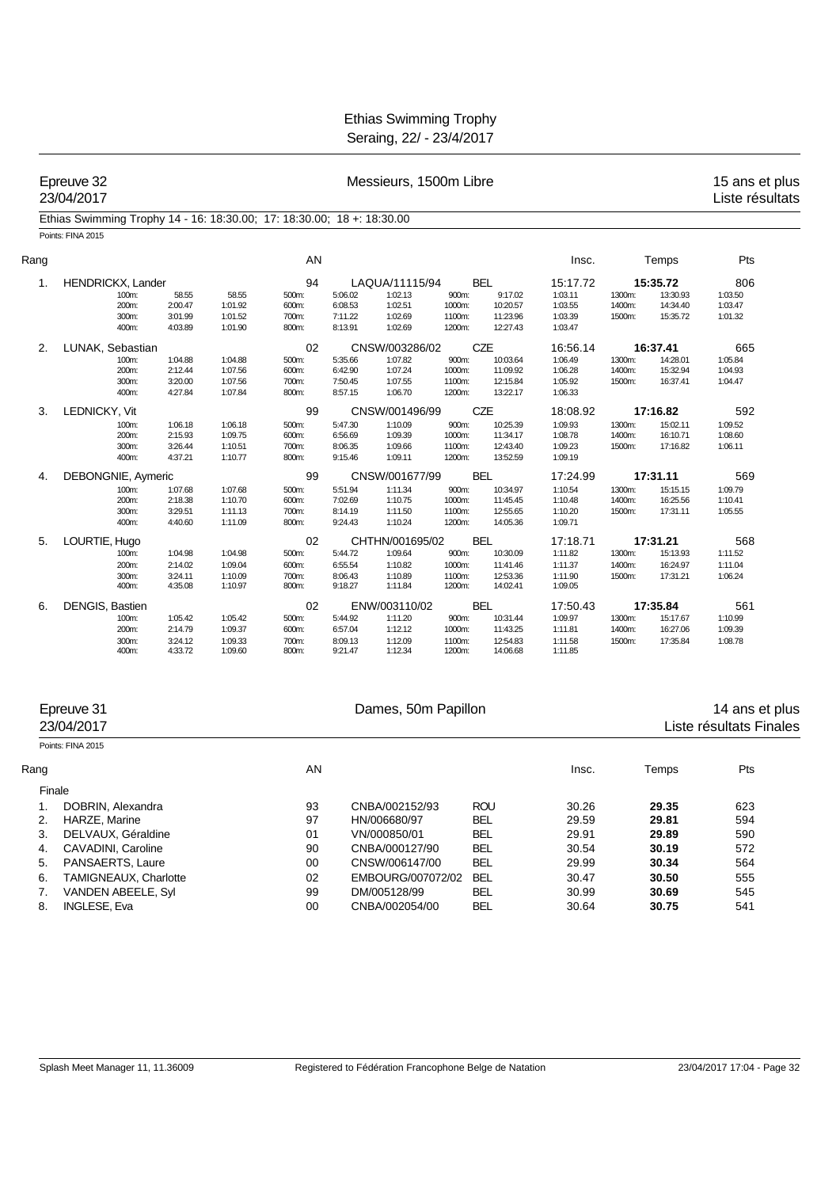Ethias Swimming Trophy
Seraing, 22/ - 23/4/2017

## Epreuve 32 — Messieurs, 1500m Libre — 15 ans et plus

23/04/2017 — Liste résultats

Ethias Swimming Trophy 14 - 16: 18:30.00; 17: 18:30.00; 18 +: 18:30.00

Points: FINA 2015

| Rang | | AN | | | Insc. | Temps | Pts |
|---|---|---|---|---|---|---|---|
| 1. | HENDRICKX, Lander | 94 | LAQUA/11115/94 | BEL | 15:17.72 | **15:35.72** | 806 |
| 2. | LUNAK, Sebastian | 02 | CNSW/003286/02 | CZE | 16:56.14 | **16:37.41** | 665 |
| 3. | LEDNICKY, Vit | 99 | CNSW/001496/99 | CZE | 18:08.92 | **17:16.82** | 592 |
| 4. | DEBONGNIE, Aymeric | 99 | CNSW/001677/99 | BEL | 17:24.99 | **17:31.11** | 569 |
| 5. | LOURTIE, Hugo | 02 | CHTHN/001695/02 | BEL | 17:18.71 | **17:31.21** | 568 |
| 6. | DENGIS, Bastien | 02 | ENW/003110/02 | BEL | 17:50.43 | **17:35.84** | 561 |

**1. HENDRICKX, Lander**

| | | | | | | | | | | | |
|---|---|---|---|---|---|---|---|---|---|---|---|
| 100m: | 58.55 | 58.55 | 500m: | 5:06.02 | 1:02.13 | 900m: | 9:17.02 | 1:03.11 | 1300m: | 13:30.93 | 1:03.50 |
| 200m: | 2:00.47 | 1:01.92 | 600m: | 6:08.53 | 1:02.51 | 1000m: | 10:20.57 | 1:03.55 | 1400m: | 14:34.40 | 1:03.47 |
| 300m: | 3:01.99 | 1:01.52 | 700m: | 7:11.22 | 1:02.69 | 1100m: | 11:23.96 | 1:03.39 | 1500m: | 15:35.72 | 1:01.32 |
| 400m: | 4:03.89 | 1:01.90 | 800m: | 8:13.91 | 1:02.69 | 1200m: | 12:27.43 | 1:03.47 | | | |

**2. LUNAK, Sebastian**

| | | | | | | | | | | | |
|---|---|---|---|---|---|---|---|---|---|---|---|
| 100m: | 1:04.88 | 1:04.88 | 500m: | 5:35.66 | 1:07.82 | 900m: | 10:03.64 | 1:06.49 | 1300m: | 14:28.01 | 1:05.84 |
| 200m: | 2:12.44 | 1:07.56 | 600m: | 6:42.90 | 1:07.24 | 1000m: | 11:09.92 | 1:06.28 | 1400m: | 15:32.94 | 1:04.93 |
| 300m: | 3:20.00 | 1:07.56 | 700m: | 7:50.45 | 1:07.55 | 1100m: | 12:15.84 | 1:05.92 | 1500m: | 16:37.41 | 1:04.47 |
| 400m: | 4:27.84 | 1:07.84 | 800m: | 8:57.15 | 1:06.70 | 1200m: | 13:22.17 | 1:06.33 | | | |

**3. LEDNICKY, Vit**

| | | | | | | | | | | | |
|---|---|---|---|---|---|---|---|---|---|---|---|
| 100m: | 1:06.18 | 1:06.18 | 500m: | 5:47.30 | 1:10.09 | 900m: | 10:25.39 | 1:09.93 | 1300m: | 15:02.11 | 1:09.52 |
| 200m: | 2:15.93 | 1:09.75 | 600m: | 6:56.69 | 1:09.39 | 1000m: | 11:34.17 | 1:08.78 | 1400m: | 16:10.71 | 1:08.60 |
| 300m: | 3:26.44 | 1:10.51 | 700m: | 8:06.35 | 1:09.66 | 1100m: | 12:43.40 | 1:09.23 | 1500m: | 17:16.82 | 1:06.11 |
| 400m: | 4:37.21 | 1:10.77 | 800m: | 9:15.46 | 1:09.11 | 1200m: | 13:52.59 | 1:09.19 | | | |

**4. DEBONGNIE, Aymeric**

| | | | | | | | | | | | |
|---|---|---|---|---|---|---|---|---|---|---|---|
| 100m: | 1:07.68 | 1:07.68 | 500m: | 5:51.94 | 1:11.34 | 900m: | 10:34.97 | 1:10.54 | 1300m: | 15:15.15 | 1:09.79 |
| 200m: | 2:18.38 | 1:10.70 | 600m: | 7:02.69 | 1:10.75 | 1000m: | 11:45.45 | 1:10.48 | 1400m: | 16:25.56 | 1:10.41 |
| 300m: | 3:29.51 | 1:11.13 | 700m: | 8:14.19 | 1:11.50 | 1100m: | 12:55.65 | 1:10.20 | 1500m: | 17:31.11 | 1:05.55 |
| 400m: | 4:40.60 | 1:11.09 | 800m: | 9:24.43 | 1:10.24 | 1200m: | 14:05.36 | 1:09.71 | | | |

**5. LOURTIE, Hugo**

| | | | | | | | | | | | |
|---|---|---|---|---|---|---|---|---|---|---|---|
| 100m: | 1:04.98 | 1:04.98 | 500m: | 5:44.72 | 1:09.64 | 900m: | 10:30.09 | 1:11.82 | 1300m: | 15:13.93 | 1:11.52 |
| 200m: | 2:14.02 | 1:09.04 | 600m: | 6:55.54 | 1:10.82 | 1000m: | 11:41.46 | 1:11.37 | 1400m: | 16:24.97 | 1:11.04 |
| 300m: | 3:24.11 | 1:10.09 | 700m: | 8:06.43 | 1:10.89 | 1100m: | 12:53.36 | 1:11.90 | 1500m: | 17:31.21 | 1:06.24 |
| 400m: | 4:35.08 | 1:10.97 | 800m: | 9:18.27 | 1:11.84 | 1200m: | 14:02.41 | 1:09.05 | | | |

**6. DENGIS, Bastien**

| | | | | | | | | | | | |
|---|---|---|---|---|---|---|---|---|---|---|---|
| 100m: | 1:05.42 | 1:05.42 | 500m: | 5:44.92 | 1:11.20 | 900m: | 10:31.44 | 1:09.97 | 1300m: | 15:17.67 | 1:10.99 |
| 200m: | 2:14.79 | 1:09.37 | 600m: | 6:57.04 | 1:12.12 | 1000m: | 11:43.25 | 1:11.81 | 1400m: | 16:27.06 | 1:09.39 |
| 300m: | 3:24.12 | 1:09.33 | 700m: | 8:09.13 | 1:12.09 | 1100m: | 12:54.83 | 1:11.58 | 1500m: | 17:35.84 | 1:08.78 |
| 400m: | 4:33.72 | 1:09.60 | 800m: | 9:21.47 | 1:12.34 | 1200m: | 14:06.68 | 1:11.85 | | | |

## Epreuve 31 — Dames, 50m Papillon — 14 ans et plus

23/04/2017 — Liste résultats Finales

Points: FINA 2015

| Rang | | AN | | | Insc. | Temps | Pts |
|---|---|---|---|---|---|---|---|
| Finale | | | | | | | |
| 1. | DOBRIN, Alexandra | 93 | CNBA/002152/93 | ROU | 30.26 | **29.35** | 623 |
| 2. | HARZE, Marine | 97 | HN/006680/97 | BEL | 29.59 | **29.81** | 594 |
| 3. | DELVAUX, Géraldine | 01 | VN/000850/01 | BEL | 29.91 | **29.89** | 590 |
| 4. | CAVADINI, Caroline | 90 | CNBA/000127/90 | BEL | 30.54 | **30.19** | 572 |
| 5. | PANSAERTS, Laure | 00 | CNSW/006147/00 | BEL | 29.99 | **30.34** | 564 |
| 6. | TAMIGNEAUX, Charlotte | 02 | EMBOURG/007072/02 | BEL | 30.47 | **30.50** | 555 |
| 7. | VANDEN ABEELE, Syl | 99 | DM/005128/99 | BEL | 30.99 | **30.69** | 545 |
| 8. | INGLESE, Eva | 00 | CNBA/002054/00 | BEL | 30.64 | **30.75** | 541 |

Splash Meet Manager 11, 11.36009 — Registered to Fédération Francophone Belge de Natation — 23/04/2017 17:04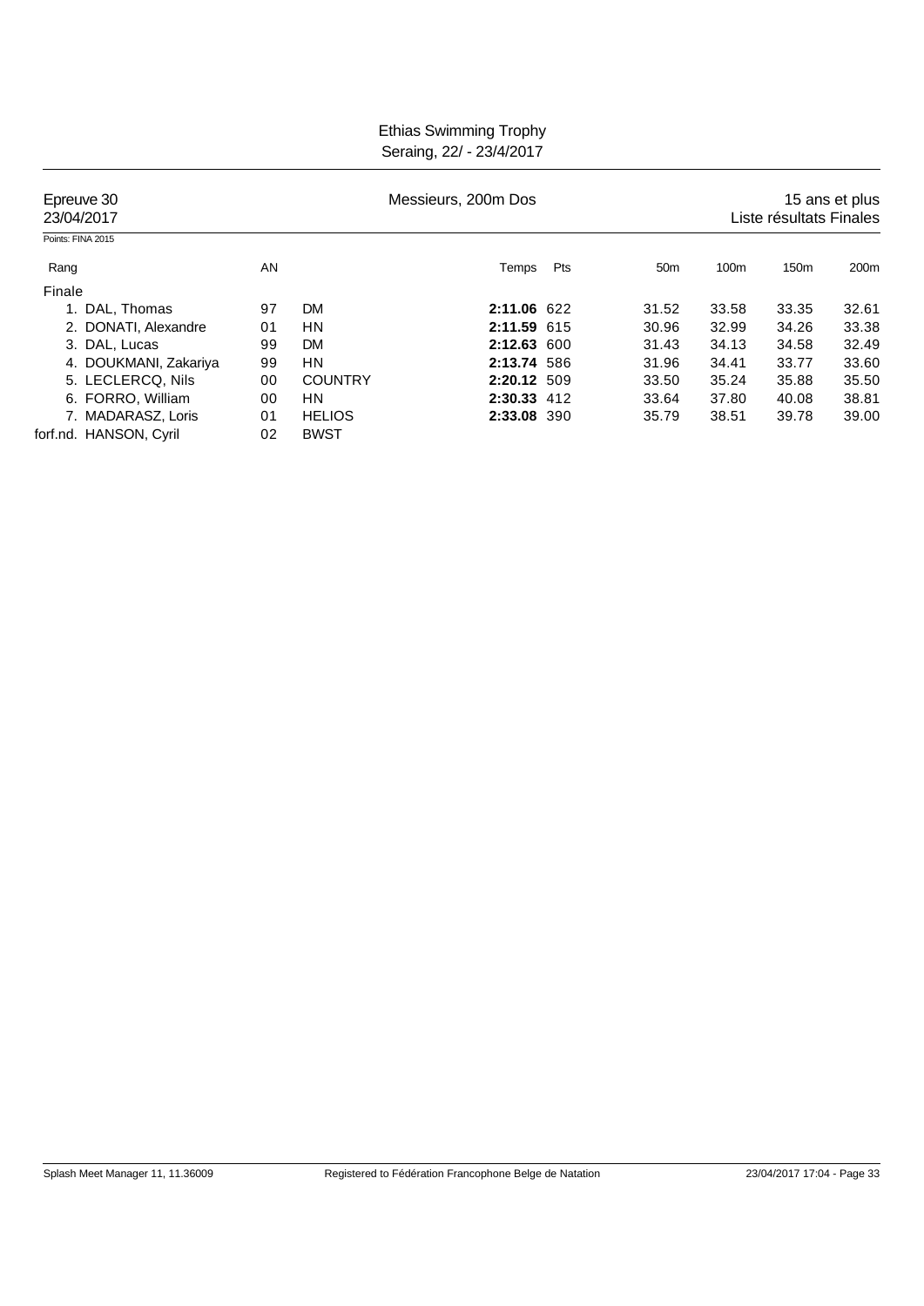Ethias Swimming Trophy
Seraing, 22/ - 23/4/2017

Epreuve 30
23/04/2017

Messieurs, 200m Dos

15 ans et plus
Liste résultats Finales

Points: FINA 2015

| Rang | AN | | Temps | Pts | 50m | 100m | 150m | 200m |
|---|---|---|---|---|---|---|---|---|
| Finale | | | | | | | | |
| 1. DAL, Thomas | 97 | DM | **2:11.06** | 622 | 31.52 | 33.58 | 33.35 | 32.61 |
| 2. DONATI, Alexandre | 01 | HN | **2:11.59** | 615 | 30.96 | 32.99 | 34.26 | 33.38 |
| 3. DAL, Lucas | 99 | DM | **2:12.63** | 600 | 31.43 | 34.13 | 34.58 | 32.49 |
| 4. DOUKMANI, Zakariya | 99 | HN | **2:13.74** | 586 | 31.96 | 34.41 | 33.77 | 33.60 |
| 5. LECLERCQ, Nils | 00 | COUNTRY | **2:20.12** | 509 | 33.50 | 35.24 | 35.88 | 35.50 |
| 6. FORRO, William | 00 | HN | **2:30.33** | 412 | 33.64 | 37.80 | 40.08 | 38.81 |
| 7. MADARASZ, Loris | 01 | HELIOS | **2:33.08** | 390 | 35.79 | 38.51 | 39.78 | 39.00 |
| forf.nd. HANSON, Cyril | 02 | BWST | | | | | | |